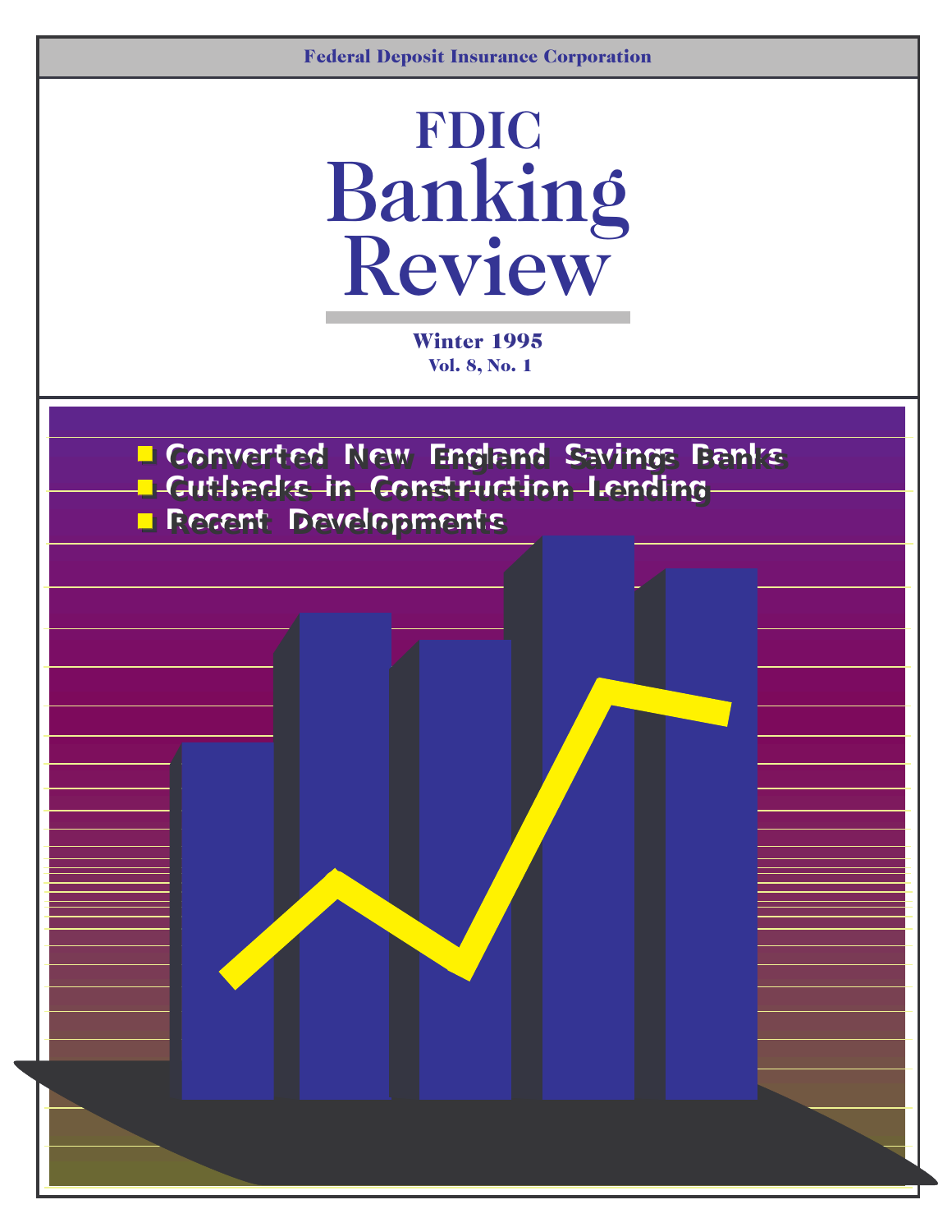Federal Deposit Insurance Corporation

# FDIC Banking Review

**Winter 1995**
**Vol. 8, No. 1**

- Converted New England Savings Banks
- Cutbacks in Construction Lending
- Recent Developments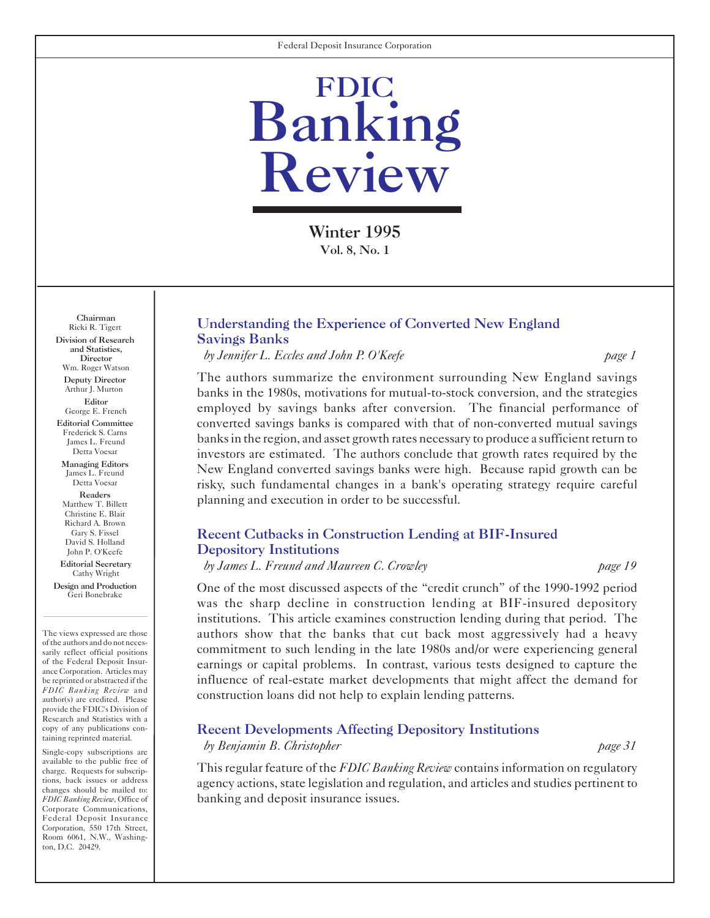Federal Deposit Insurance Corporation

# FDIC Banking Review

**Winter 1995**
**Vol. 8, No. 1**

**Chairman**
Ricki R. Tigert

**Division of Research and Statistics, Director**
Wm. Roger Watson

**Deputy Director**
Arthur J. Murton

**Editor**
George E. French

**Editorial Committee**
Frederick S. Carns
James L. Freund
Detta Voesar

**Managing Editors**
James L. Freund
Detta Voesar

**Readers**
Matthew T. Billett
Christine E. Blair
Richard A. Brown
Gary S. Fissel
David S. Holland
John P. O'Keefe

**Editorial Secretary**
Cathy Wright

**Design and Production**
Geri Bonebrake

The views expressed are those of the authors and do not necessarily reflect official positions of the Federal Deposit Insurance Corporation. Articles may be reprinted or abstracted if the *FDIC Banking Review* and author(s) are credited. Please provide the FDIC's Division of Research and Statistics with a copy of any publications containing reprinted material.

Single-copy subscriptions are available to the public free of charge. Requests for subscriptions, back issues or address changes should be mailed to: *FDIC Banking Review*, Office of Corporate Communications, Federal Deposit Insurance Corporation, 550 17th Street, Room 6061, N.W., Washington, D.C. 20429.

## Understanding the Experience of Converted New England Savings Banks

*by Jennifer L. Eccles and John P. O'Keefe* — *page 1*

The authors summarize the environment surrounding New England savings banks in the 1980s, motivations for mutual-to-stock conversion, and the strategies employed by savings banks after conversion. The financial performance of converted savings banks is compared with that of non-converted mutual savings banks in the region, and asset growth rates necessary to produce a sufficient return to investors are estimated. The authors conclude that growth rates required by the New England converted savings banks were high. Because rapid growth can be risky, such fundamental changes in a bank's operating strategy require careful planning and execution in order to be successful.

## Recent Cutbacks in Construction Lending at BIF-Insured Depository Institutions

*by James L. Freund and Maureen C. Crowley* — *page 19*

One of the most discussed aspects of the "credit crunch" of the 1990-1992 period was the sharp decline in construction lending at BIF-insured depository institutions. This article examines construction lending during that period. The authors show that the banks that cut back most aggressively had a heavy commitment to such lending in the late 1980s and/or were experiencing general earnings or capital problems. In contrast, various tests designed to capture the influence of real-estate market developments that might affect the demand for construction loans did not help to explain lending patterns.

## Recent Developments Affecting Depository Institutions

*by Benjamin B. Christopher* — *page 31*

This regular feature of the *FDIC Banking Review* contains information on regulatory agency actions, state legislation and regulation, and articles and studies pertinent to banking and deposit insurance issues.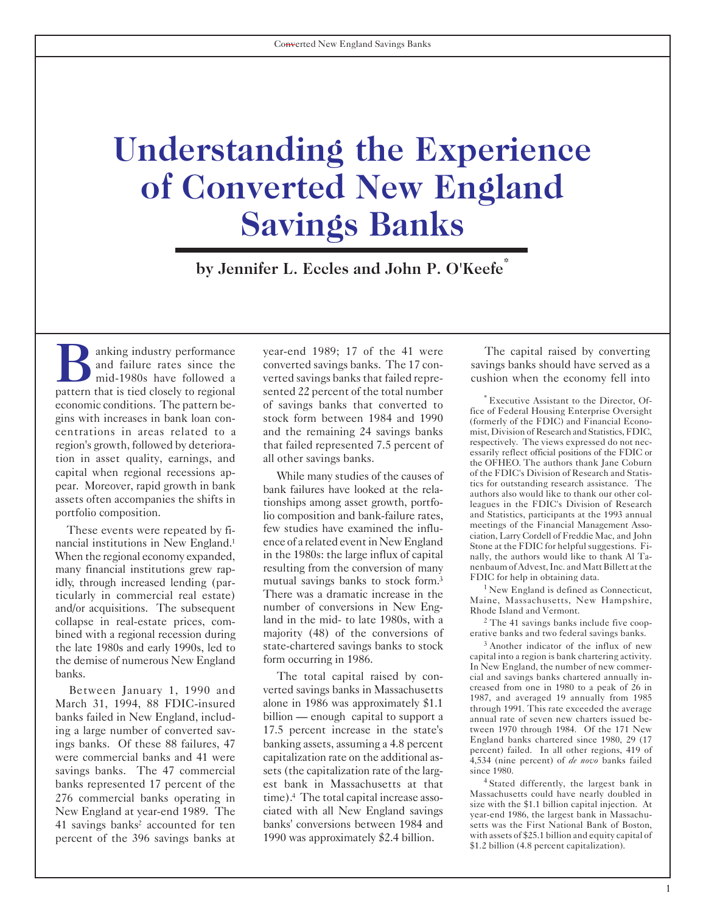# Understanding the Experience of Converted New England Savings Banks

**by Jennifer L. Eccles and John P. O'Keefe***

Banking industry performance and failure rates since the mid-1980s have followed a pattern that is tied closely to regional economic conditions. The pattern begins with increases in bank loan concentrations in areas related to a region's growth, followed by deterioration in asset quality, earnings, and capital when regional recessions appear. Moreover, rapid growth in bank assets often accompanies the shifts in portfolio composition.

These events were repeated by financial institutions in New England.[1] When the regional economy expanded, many financial institutions grew rapidly, through increased lending (particularly in commercial real estate) and/or acquisitions. The subsequent collapse in real-estate prices, combined with a regional recession during the late 1980s and early 1990s, led to the demise of numerous New England banks.

Between January 1, 1990 and March 31, 1994, 88 FDIC-insured banks failed in New England, including a large number of converted savings banks. Of these 88 failures, 47 were commercial banks and 41 were savings banks. The 47 commercial banks represented 17 percent of the 276 commercial banks operating in New England at year-end 1989. The 41 savings banks[2] accounted for ten percent of the 396 savings banks at year-end 1989; 17 of the 41 were converted savings banks. The 17 converted savings banks that failed represented 22 percent of the total number of savings banks that converted to stock form between 1984 and 1990 and the remaining 24 savings banks that failed represented 7.5 percent of all other savings banks.

While many studies of the causes of bank failures have looked at the relationships among asset growth, portfolio composition and bank-failure rates, few studies have examined the influence of a related event in New England in the 1980s: the large influx of capital resulting from the conversion of many mutual savings banks to stock form.[3] There was a dramatic increase in the number of conversions in New England in the mid- to late 1980s, with a majority (48) of the conversions of state-chartered savings banks to stock form occurring in 1986.

The total capital raised by converted savings banks in Massachusetts alone in 1986 was approximately $1.1 billion — enough capital to support a 17.5 percent increase in the state's banking assets, assuming a 4.8 percent capitalization rate on the additional assets (the capitalization rate of the largest bank in Massachusetts at that time).[4] The total capital increase associated with all New England savings banks' conversions between 1984 and 1990 was approximately $2.4 billion.

The capital raised by converting savings banks should have served as a cushion when the economy fell into

---

\* Executive Assistant to the Director, Office of Federal Housing Enterprise Oversight (formerly of the FDIC) and Financial Economist, Division of Research and Statistics, FDIC, respectively. The views expressed do not necessarily reflect official positions of the FDIC or the OFHEO. The authors thank Jane Coburn of the FDIC's Division of Research and Statistics for outstanding research assistance. The authors also would like to thank our other colleagues in the FDIC's Division of Research and Statistics, participants at the 1993 annual meetings of the Financial Management Association, Larry Cordell of Freddie Mac, and John Stone at the FDIC for helpful suggestions. Finally, the authors would like to thank Al Tanenbaum of Advest, Inc. and Matt Billett at the FDIC for help in obtaining data.

[1] New England is defined as Connecticut, Maine, Massachusetts, New Hampshire, Rhode Island and Vermont.

[2] The 41 savings banks include five cooperative banks and two federal savings banks.

[3] Another indicator of the influx of new capital into a region is bank chartering activity. In New England, the number of new commercial and savings banks chartered annually increased from one in 1980 to a peak of 26 in 1987, and averaged 19 annually from 1985 through 1991. This rate exceeded the average annual rate of seven new charters issued between 1970 through 1984. Of the 171 New England banks chartered since 1980, 29 (17 percent) failed. In all other regions, 419 of 4,534 (nine percent) of *de novo* banks failed since 1980.

[4] Stated differently, the largest bank in Massachusetts could have nearly doubled in size with the $1.1 billion capital injection. At year-end 1986, the largest bank in Massachusetts was the First National Bank of Boston, with assets of $25.1 billion and equity capital of $1.2 billion (4.8 percent capitalization).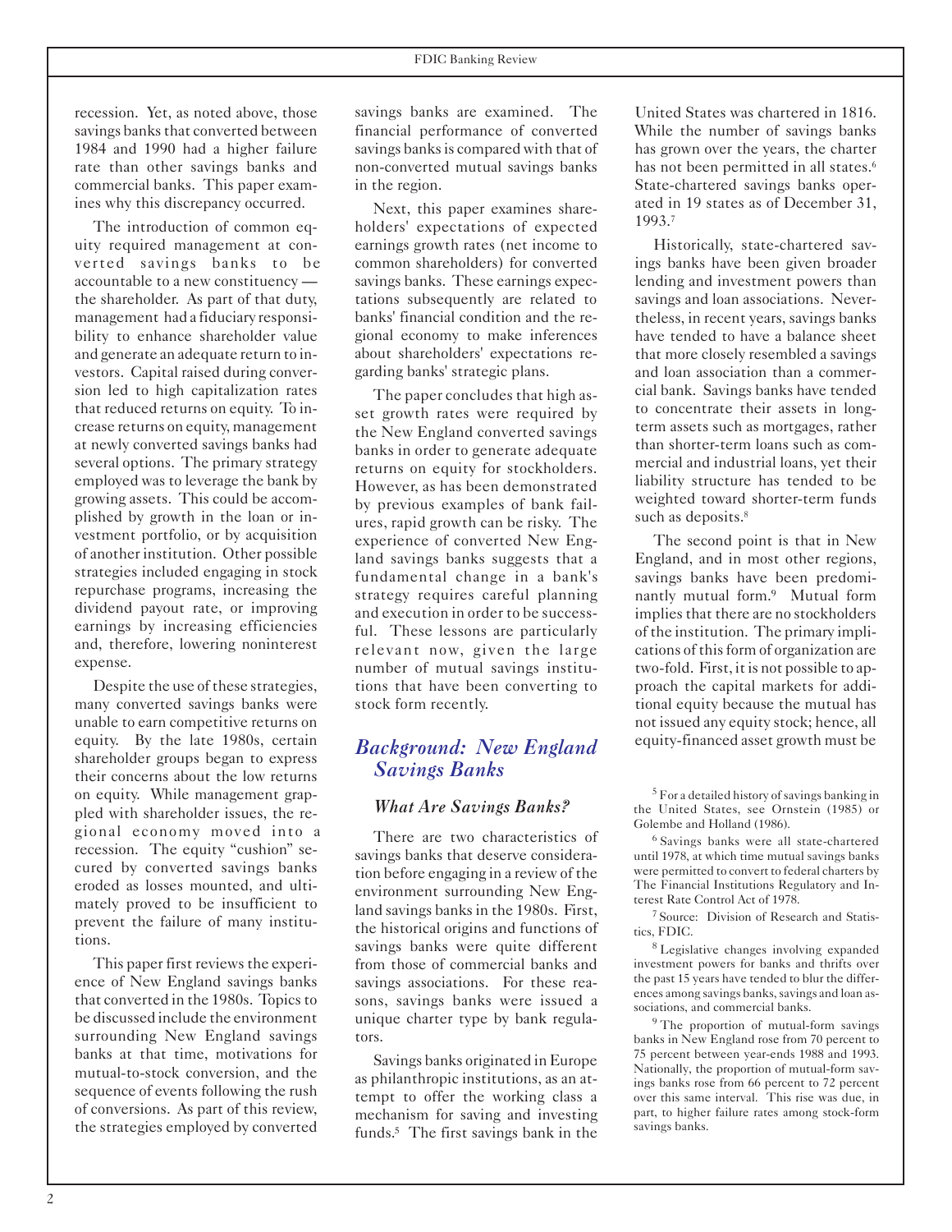recession. Yet, as noted above, those savings banks that converted between 1984 and 1990 had a higher failure rate than other savings banks and commercial banks. This paper examines why this discrepancy occurred.

The introduction of common equity required management at converted savings banks to be accountable to a new constituency — the shareholder. As part of that duty, management had a fiduciary responsibility to enhance shareholder value and generate an adequate return to investors. Capital raised during conversion led to high capitalization rates that reduced returns on equity. To increase returns on equity, management at newly converted savings banks had several options. The primary strategy employed was to leverage the bank by growing assets. This could be accomplished by growth in the loan or investment portfolio, or by acquisition of another institution. Other possible strategies included engaging in stock repurchase programs, increasing the dividend payout rate, or improving earnings by increasing efficiencies and, therefore, lowering noninterest expense.

Despite the use of these strategies, many converted savings banks were unable to earn competitive returns on equity. By the late 1980s, certain shareholder groups began to express their concerns about the low returns on equity. While management grappled with shareholder issues, the regional economy moved into a recession. The equity "cushion" secured by converted savings banks eroded as losses mounted, and ultimately proved to be insufficient to prevent the failure of many institutions.

This paper first reviews the experience of New England savings banks that converted in the 1980s. Topics to be discussed include the environment surrounding New England savings banks at that time, motivations for mutual-to-stock conversion, and the sequence of events following the rush of conversions. As part of this review, the strategies employed by converted savings banks are examined. The financial performance of converted savings banks is compared with that of non-converted mutual savings banks in the region.

Next, this paper examines shareholders' expectations of expected earnings growth rates (net income to common shareholders) for converted savings banks. These earnings expectations subsequently are related to banks' financial condition and the regional economy to make inferences about shareholders' expectations regarding banks' strategic plans.

The paper concludes that high asset growth rates were required by the New England converted savings banks in order to generate adequate returns on equity for stockholders. However, as has been demonstrated by previous examples of bank failures, rapid growth can be risky. The experience of converted New England savings banks suggests that a fundamental change in a bank's strategy requires careful planning and execution in order to be successful. These lessons are particularly relevant now, given the large number of mutual savings institutions that have been converting to stock form recently.

## *Background: New England Savings Banks*

### *What Are Savings Banks?*

There are two characteristics of savings banks that deserve consideration before engaging in a review of the environment surrounding New England savings banks in the 1980s. First, the historical origins and functions of savings banks were quite different from those of commercial banks and savings associations. For these reasons, savings banks were issued a unique charter type by bank regulators.

Savings banks originated in Europe as philanthropic institutions, as an attempt to offer the working class a mechanism for saving and investing funds.[5] The first savings bank in the United States was chartered in 1816. While the number of savings banks has grown over the years, the charter has not been permitted in all states.[6] State-chartered savings banks operated in 19 states as of December 31, 1993.[7]

Historically, state-chartered savings banks have been given broader lending and investment powers than savings and loan associations. Nevertheless, in recent years, savings banks have tended to have a balance sheet that more closely resembled a savings and loan association than a commercial bank. Savings banks have tended to concentrate their assets in long-term assets such as mortgages, rather than shorter-term loans such as commercial and industrial loans, yet their liability structure has tended to be weighted toward shorter-term funds such as deposits.[8]

The second point is that in New England, and in most other regions, savings banks have been predominantly mutual form.[9] Mutual form implies that there are no stockholders of the institution. The primary implications of this form of organization are two-fold. First, it is not possible to approach the capital markets for additional equity because the mutual has not issued any equity stock; hence, all equity-financed asset growth must be

[5] For a detailed history of savings banking in the United States, see Ornstein (1985) or Golembe and Holland (1986).

[6] Savings banks were all state-chartered until 1978, at which time mutual savings banks were permitted to convert to federal charters by The Financial Institutions Regulatory and Interest Rate Control Act of 1978.

[7] Source: Division of Research and Statistics, FDIC.

[8] Legislative changes involving expanded investment powers for banks and thrifts over the past 15 years have tended to blur the differences among savings banks, savings and loan associations, and commercial banks.

[9] The proportion of mutual-form savings banks in New England rose from 70 percent to 75 percent between year-ends 1988 and 1993. Nationally, the proportion of mutual-form savings banks rose from 66 percent to 72 percent over this same interval. This rise was due, in part, to higher failure rates among stock-form savings banks.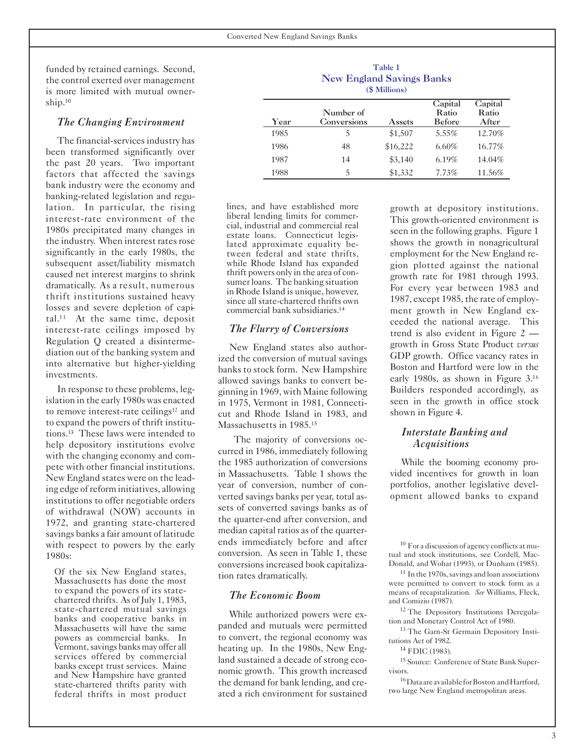funded by retained earnings. Second, the control exerted over management is more limited with mutual ownership.[10]

### The Changing Environment

The financial-services industry has been transformed significantly over the past 20 years. Two important factors that affected the savings bank industry were the economy and banking-related legislation and regulation. In particular, the rising interest-rate environment of the 1980s precipitated many changes in the industry. When interest rates rose significantly in the early 1980s, the subsequent asset/liability mismatch caused net interest margins to shrink dramatically. As a result, numerous thrift institutions sustained heavy losses and severe depletion of capital.[11] At the same time, deposit interest-rate ceilings imposed by Regulation Q created a disintermediation out of the banking system and into alternative but higher-yielding investments.

In response to these problems, legislation in the early 1980s was enacted to remove interest-rate ceilings[12] and to expand the powers of thrift institutions.[13] These laws were intended to help depository institutions evolve with the changing economy and compete with other financial institutions. New England states were on the leading edge of reform initiatives, allowing institutions to offer negotiable orders of withdrawal (NOW) accounts in 1972, and granting state-chartered savings banks a fair amount of latitude with respect to powers by the early 1980s:

> Of the six New England states, Massachusetts has done the most to expand the powers of its state-chartered thrifts. As of July 1, 1983, state-chartered mutual savings banks and cooperative banks in Massachusetts will have the same powers as commercial banks. In Vermont, savings banks may offer all services offered by commercial banks except trust services. Maine and New Hampshire have granted state-chartered thrifts parity with federal thrifts in most product lines, and have established more liberal lending limits for commercial, industrial and commercial real estate loans. Connecticut legislated approximate equality between federal and state thrifts, while Rhode Island has expanded thrift powers only in the area of consumer loans. The banking situation in Rhode Island is unique, however, since all state-chartered thrifts own commercial bank subsidiaries.[14]

**Table 1**
**New England Savings Banks**
**($ Millions)**

| Year | Number of Conversions | Assets | Capital Ratio Before | Capital Ratio After |
|---|---|---|---|---|
| 1985 | 5 | $1,507 | 5.55% | 12.70% |
| 1986 | 48 | $16,222 | 6.60% | 16.77% |
| 1987 | 14 | $3,140 | 6.19% | 14.04% |
| 1988 | 5 | $1,332 | 7.73% | 11.56% |

### The Flurry of Conversions

New England states also authorized the conversion of mutual savings banks to stock form. New Hampshire allowed savings banks to convert beginning in 1969, with Maine following in 1975, Vermont in 1981, Connecticut and Rhode Island in 1983, and Massachusetts in 1985.[15]

The majority of conversions occurred in 1986, immediately following the 1985 authorization of conversions in Massachusetts. Table 1 shows the year of conversion, number of converted savings banks per year, total assets of converted savings banks as of the quarter-end after conversion, and median capital ratios as of the quarter-ends immediately before and after conversion. As seen in Table 1, these conversions increased book capitalization rates dramatically.

### The Economic Boom

While authorized powers were expanded and mutuals were permitted to convert, the regional economy was heating up. In the 1980s, New England sustained a decade of strong economic growth. This growth increased the demand for bank lending, and created a rich environment for sustained growth at depository institutions. This growth-oriented environment is seen in the following graphs. Figure 1 shows the growth in nonagricultural employment for the New England region plotted against the national growth rate for 1981 through 1993. For every year between 1983 and 1987, except 1985, the rate of employment growth in New England exceeded the national average. This trend is also evident in Figure 2 — growth in Gross State Product *versus* GDP growth. Office vacancy rates in Boston and Hartford were low in the early 1980s, as shown in Figure 3.[16] Builders responded accordingly, as seen in the growth in office stock shown in Figure 4.

### Interstate Banking and Acquisitions

While the booming economy provided incentives for growth in loan portfolios, another legislative development allowed banks to expand

---

[10] For a discussion of agency conflicts at mutual and stock institutions, see Cordell, MacDonald, and Wohar (1993), or Dunham (1985).

[11] In the 1970s, savings and loan associations were permitted to convert to stock form as a means of recapitalization. *See* Williams, Fleck, and Comizio (1987).

[12] The Depository Institutions Deregulation and Monetary Control Act of 1980.

[13] The Garn-St Germain Depository Institutions Act of 1982.

[14] FDIC (1983).

[15] Source: Conference of State Bank Supervisors.

[16] Data are available for Boston and Hartford, two large New England metropolitan areas.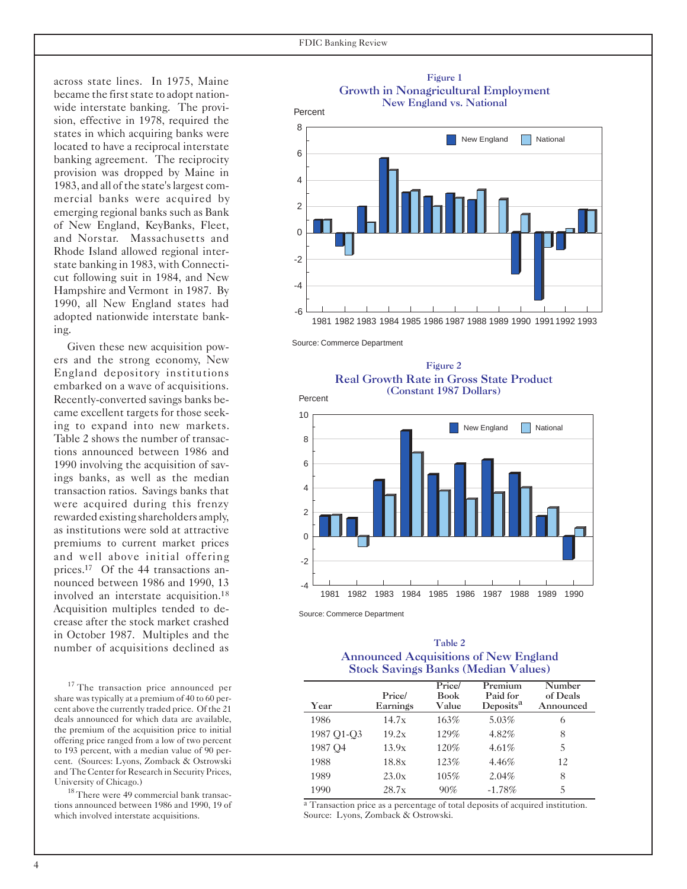across state lines. In 1975, Maine became the first state to adopt nationwide interstate banking. The provision, effective in 1978, required the states in which acquiring banks were located to have a reciprocal interstate banking agreement. The reciprocity provision was dropped by Maine in 1983, and all of the state's largest commercial banks were acquired by emerging regional banks such as Bank of New England, KeyBanks, Fleet, and Norstar. Massachusetts and Rhode Island allowed regional interstate banking in 1983, with Connecticut following suit in 1984, and New Hampshire and Vermont in 1987. By 1990, all New England states had adopted nationwide interstate banking.

Given these new acquisition powers and the strong economy, New England depository institutions embarked on a wave of acquisitions. Recently-converted savings banks became excellent targets for those seeking to expand into new markets. Table 2 shows the number of transactions announced between 1986 and 1990 involving the acquisition of savings banks, as well as the median transaction ratios. Savings banks that were acquired during this frenzy rewarded existing shareholders amply, as institutions were sold at attractive premiums to current market prices and well above initial offering prices.[17] Of the 44 transactions announced between 1986 and 1990, 13 involved an interstate acquisition.[18] Acquisition multiples tended to decrease after the stock market crashed in October 1987. Multiples and the number of acquisitions declined as

**Figure 1**
**Growth in Nonagricultural Employment**
**New England vs. National**

Source: Commerce Department

**Figure 2**
**Real Growth Rate in Gross State Product**
**(Constant 1987 Dollars)**

Source: Commerce Department

**Table 2**
**Announced Acquisitions of New England Stock Savings Banks (Median Values)**

| Year | Price/ Earnings | Price/ Book Value | Premium Paid for Deposits[a] | Number of Deals Announced |
|---|---|---|---|---|
| 1986 | 14.7x | 163% | 5.03% | 6 |
| 1987 Q1-Q3 | 19.2x | 129% | 4.82% | 8 |
| 1987 Q4 | 13.9x | 120% | 4.61% | 5 |
| 1988 | 18.8x | 123% | 4.46% | 12 |
| 1989 | 23.0x | 105% | 2.04% | 8 |
| 1990 | 28.7x | 90% | -1.78% | 5 |

[a] Transaction price as a percentage of total deposits of acquired institution.
Source: Lyons, Zomback & Ostrowski.

[17] The transaction price announced per share was typically at a premium of 40 to 60 percent above the currently traded price. Of the 21 deals announced for which data are available, the premium of the acquisition price to initial offering price ranged from a low of two percent to 193 percent, with a median value of 90 percent. (Sources: Lyons, Zomback & Ostrowski and The Center for Research in Security Prices, University of Chicago.)

[18] There were 49 commercial bank transactions announced between 1986 and 1990, 19 of which involved interstate acquisitions.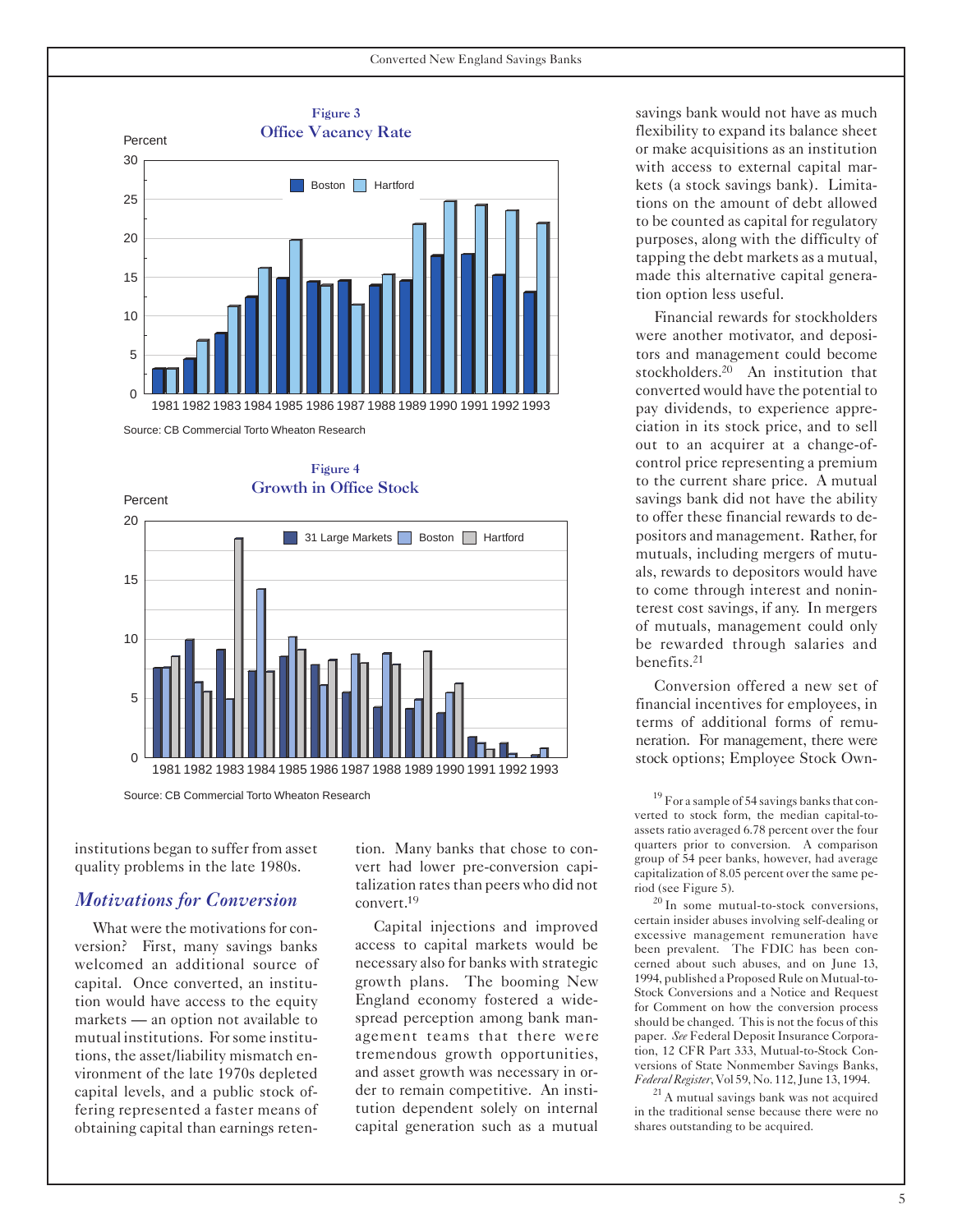**Figure 3**
**Office Vacancy Rate**

Source: CB Commercial Torto Wheaton Research

**Figure 4**
**Growth in Office Stock**

Source: CB Commercial Torto Wheaton Research

institutions began to suffer from asset quality problems in the late 1980s.

## *Motivations for Conversion*

What were the motivations for conversion? First, many savings banks welcomed an additional source of capital. Once converted, an institution would have access to the equity markets — an option not available to mutual institutions. For some institutions, the asset/liability mismatch environment of the late 1970s depleted capital levels, and a public stock offering represented a faster means of obtaining capital than earnings retention. Many banks that chose to convert had lower pre-conversion capitalization rates than peers who did not convert.[19]

Capital injections and improved access to capital markets would be necessary also for banks with strategic growth plans. The booming New England economy fostered a widespread perception among bank management teams that there were tremendous growth opportunities, and asset growth was necessary in order to remain competitive. An institution dependent solely on internal capital generation such as a mutual savings bank would not have as much flexibility to expand its balance sheet or make acquisitions as an institution with access to external capital markets (a stock savings bank). Limitations on the amount of debt allowed to be counted as capital for regulatory purposes, along with the difficulty of tapping the debt markets as a mutual, made this alternative capital generation option less useful.

Financial rewards for stockholders were another motivator, and depositors and management could become stockholders.[20] An institution that converted would have the potential to pay dividends, to experience appreciation in its stock price, and to sell out to an acquirer at a change-of-control price representing a premium to the current share price. A mutual savings bank did not have the ability to offer these financial rewards to depositors and management. Rather, for mutuals, including mergers of mutuals, rewards to depositors would have to come through interest and noninterest cost savings, if any. In mergers of mutuals, management could only be rewarded through salaries and benefits.[21]

Conversion offered a new set of financial incentives for employees, in terms of additional forms of remuneration. For management, there were stock options; Employee Stock Own-

[19] For a sample of 54 savings banks that converted to stock form, the median capital-to-assets ratio averaged 6.78 percent over the four quarters prior to conversion. A comparison group of 54 peer banks, however, had average capitalization of 8.05 percent over the same period (see Figure 5).

[20] In some mutual-to-stock conversions, certain insider abuses involving self-dealing or excessive management remuneration have been prevalent. The FDIC has been concerned about such abuses, and on June 13, 1994, published a Proposed Rule on Mutual-to-Stock Conversions and a Notice and Request for Comment on how the conversion process should be changed. This is not the focus of this paper. *See* Federal Deposit Insurance Corporation, 12 CFR Part 333, Mutual-to-Stock Conversions of State Nonmember Savings Banks, *Federal Register*, Vol 59, No. 112, June 13, 1994.

[21] A mutual savings bank was not acquired in the traditional sense because there were no shares outstanding to be acquired.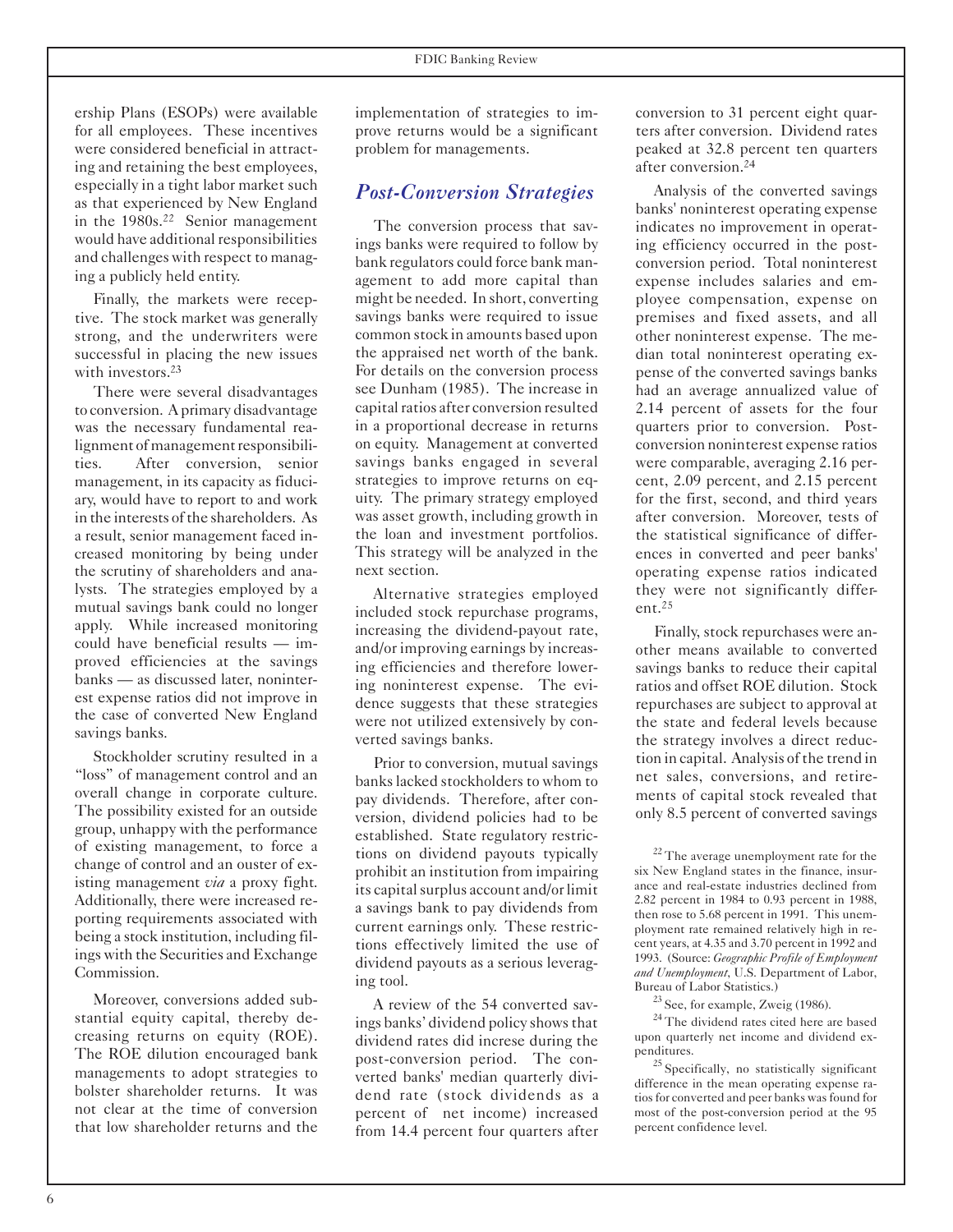ership Plans (ESOPs) were available for all employees. These incentives were considered beneficial in attracting and retaining the best employees, especially in a tight labor market such as that experienced by New England in the 1980s.[22] Senior management would have additional responsibilities and challenges with respect to managing a publicly held entity.

Finally, the markets were receptive. The stock market was generally strong, and the underwriters were successful in placing the new issues with investors.[23]

There were several disadvantages to conversion. A primary disadvantage was the necessary fundamental realignment of management responsibilities. After conversion, senior management, in its capacity as fiduciary, would have to report to and work in the interests of the shareholders. As a result, senior management faced increased monitoring by being under the scrutiny of shareholders and analysts. The strategies employed by a mutual savings bank could no longer apply. While increased monitoring could have beneficial results — improved efficiencies at the savings banks — as discussed later, noninterest expense ratios did not improve in the case of converted New England savings banks.

Stockholder scrutiny resulted in a "loss" of management control and an overall change in corporate culture. The possibility existed for an outside group, unhappy with the performance of existing management, to force a change of control and an ouster of existing management *via* a proxy fight. Additionally, there were increased reporting requirements associated with being a stock institution, including filings with the Securities and Exchange Commission.

Moreover, conversions added substantial equity capital, thereby decreasing returns on equity (ROE). The ROE dilution encouraged bank managements to adopt strategies to bolster shareholder returns. It was not clear at the time of conversion that low shareholder returns and the implementation of strategies to improve returns would be a significant problem for managements.

## *Post-Conversion Strategies*

The conversion process that savings banks were required to follow by bank regulators could force bank management to add more capital than might be needed. In short, converting savings banks were required to issue common stock in amounts based upon the appraised net worth of the bank. For details on the conversion process see Dunham (1985). The increase in capital ratios after conversion resulted in a proportional decrease in returns on equity. Management at converted savings banks engaged in several strategies to improve returns on equity. The primary strategy employed was asset growth, including growth in the loan and investment portfolios. This strategy will be analyzed in the next section.

Alternative strategies employed included stock repurchase programs, increasing the dividend-payout rate, and/or improving earnings by increasing efficiencies and therefore lowering noninterest expense. The evidence suggests that these strategies were not utilized extensively by converted savings banks.

Prior to conversion, mutual savings banks lacked stockholders to whom to pay dividends. Therefore, after conversion, dividend policies had to be established. State regulatory restrictions on dividend payouts typically prohibit an institution from impairing its capital surplus account and/or limit a savings bank to pay dividends from current earnings only. These restrictions effectively limited the use of dividend payouts as a serious leveraging tool.

A review of the 54 converted savings banks' dividend policy shows that dividend rates did increase during the post-conversion period. The converted banks' median quarterly dividend rate (stock dividends as a percent of net income) increased from 14.4 percent four quarters after conversion to 31 percent eight quarters after conversion. Dividend rates peaked at 32.8 percent ten quarters after conversion.[24]

Analysis of the converted savings banks' noninterest operating expense indicates no improvement in operating efficiency occurred in the post-conversion period. Total noninterest expense includes salaries and employee compensation, expense on premises and fixed assets, and all other noninterest expense. The median total noninterest operating expense of the converted savings banks had an average annualized value of 2.14 percent of assets for the four quarters prior to conversion. Post-conversion noninterest expense ratios were comparable, averaging 2.16 percent, 2.09 percent, and 2.15 percent for the first, second, and third years after conversion. Moreover, tests of the statistical significance of differences in converted and peer banks' operating expense ratios indicated they were not significantly different.[25]

Finally, stock repurchases were another means available to converted savings banks to reduce their capital ratios and offset ROE dilution. Stock repurchases are subject to approval at the state and federal levels because the strategy involves a direct reduction in capital. Analysis of the trend in net sales, conversions, and retirements of capital stock revealed that only 8.5 percent of converted savings

---

[22] The average unemployment rate for the six New England states in the finance, insurance and real-estate industries declined from 2.82 percent in 1984 to 0.93 percent in 1988, then rose to 5.68 percent in 1991. This unemployment rate remained relatively high in recent years, at 4.35 and 3.70 percent in 1992 and 1993. (Source: *Geographic Profile of Employment and Unemployment*, U.S. Department of Labor, Bureau of Labor Statistics.)

[23] See, for example, Zweig (1986).

[24] The dividend rates cited here are based upon quarterly net income and dividend expenditures.

[25] Specifically, no statistically significant difference in the mean operating expense ratios for converted and peer banks was found for most of the post-conversion period at the 95 percent confidence level.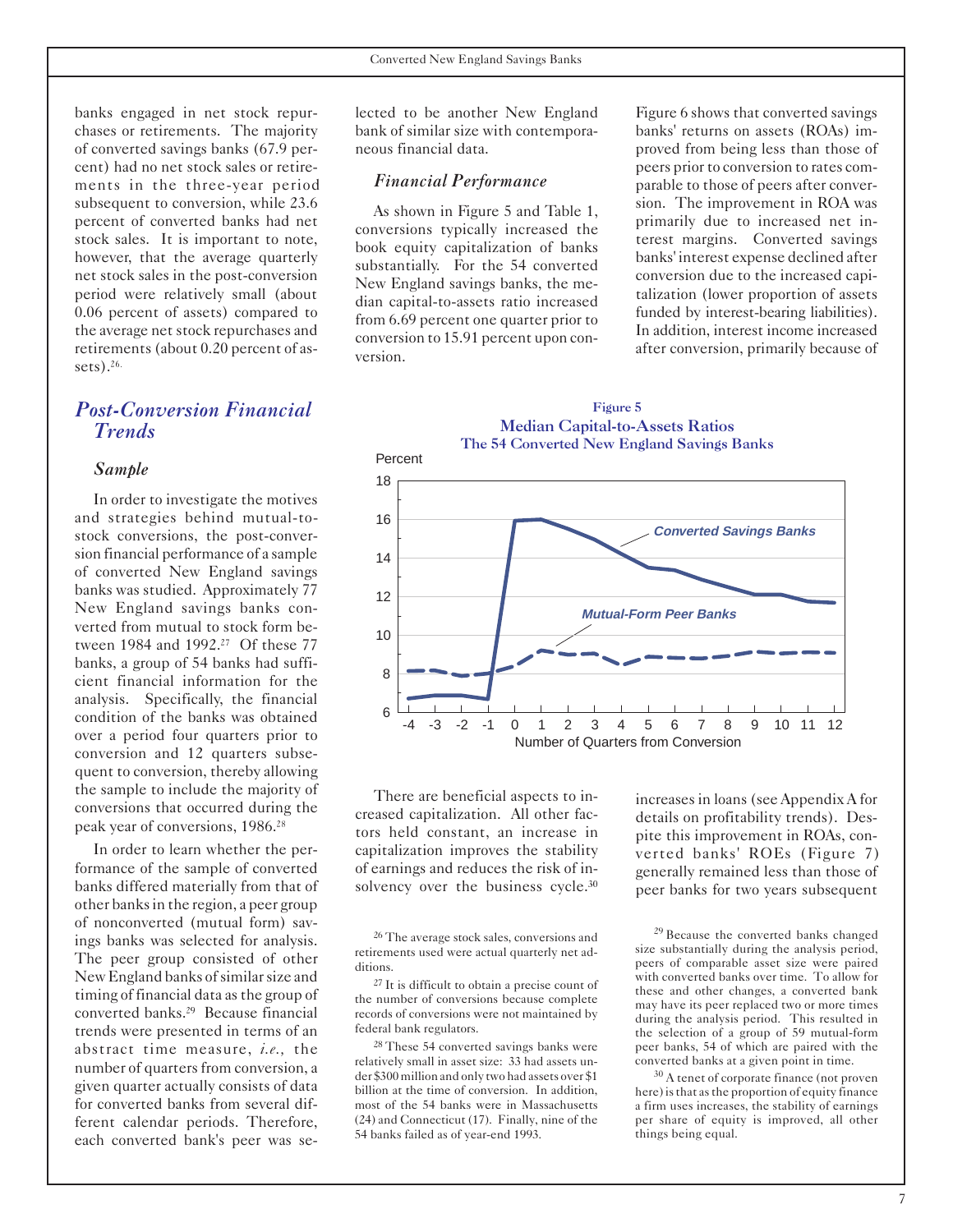banks engaged in net stock repurchases or retirements. The majority of converted savings banks (67.9 percent) had no net stock sales or retirements in the three-year period subsequent to conversion, while 23.6 percent of converted banks had net stock sales. It is important to note, however, that the average quarterly net stock sales in the post-conversion period were relatively small (about 0.06 percent of assets) compared to the average net stock repurchases and retirements (about 0.20 percent of assets).[26]

## *Post-Conversion Financial Trends*

### *Sample*

In order to investigate the motives and strategies behind mutual-to-stock conversions, the post-conversion financial performance of a sample of converted New England savings banks was studied. Approximately 77 New England savings banks converted from mutual to stock form between 1984 and 1992.[27] Of these 77 banks, a group of 54 banks had sufficient financial information for the analysis. Specifically, the financial condition of the banks was obtained over a period four quarters prior to conversion and 12 quarters subsequent to conversion, thereby allowing the sample to include the majority of conversions that occurred during the peak year of conversions, 1986.[28]

In order to learn whether the performance of the sample of converted banks differed materially from that of other banks in the region, a peer group of nonconverted (mutual form) savings banks was selected for analysis. The peer group consisted of other New England banks of similar size and timing of financial data as the group of converted banks.[29] Because financial trends were presented in terms of an abstract time measure, *i.e.,* the number of quarters from conversion, a given quarter actually consists of data for converted banks from several different calendar periods. Therefore, each converted bank's peer was selected to be another New England bank of similar size with contemporaneous financial data.

### *Financial Performance*

As shown in Figure 5 and Table 1, conversions typically increased the book equity capitalization of banks substantially. For the 54 converted New England savings banks, the median capital-to-assets ratio increased from 6.69 percent one quarter prior to conversion to 15.91 percent upon conversion.

Figure 6 shows that converted savings banks' returns on assets (ROAs) improved from being less than those of peers prior to conversion to rates comparable to those of peers after conversion. The improvement in ROA was primarily due to increased net interest margins. Converted savings banks' interest expense declined after conversion due to the increased capitalization (lower proportion of assets funded by interest-bearing liabilities). In addition, interest income increased after conversion, primarily because of increases in loans (see Appendix A for details on profitability trends). Despite this improvement in ROAs, converted banks' ROEs (Figure 7) generally remained less than those of peer banks for two years subsequent

**Figure 5**
**Median Capital-to-Assets Ratios**
**The 54 Converted New England Savings Banks**

There are beneficial aspects to increased capitalization. All other factors held constant, an increase in capitalization improves the stability of earnings and reduces the risk of insolvency over the business cycle.[30]

[26] The average stock sales, conversions and retirements used were actual quarterly net additions.

[27] It is difficult to obtain a precise count of the number of conversions because complete records of conversions were not maintained by federal bank regulators.

[28] These 54 converted savings banks were relatively small in asset size: 33 had assets under $300 million and only two had assets over $1 billion at the time of conversion. In addition, most of the 54 banks were in Massachusetts (24) and Connecticut (17). Finally, nine of the 54 banks failed as of year-end 1993.

[29] Because the converted banks changed size substantially during the analysis period, peers of comparable asset size were paired with converted banks over time. To allow for these and other changes, a converted bank may have its peer replaced two or more times during the analysis period. This resulted in the selection of a group of 59 mutual-form peer banks, 54 of which are paired with the converted banks at a given point in time.

[30] A tenet of corporate finance (not proven here) is that as the proportion of equity finance a firm uses increases, the stability of earnings per share of equity is improved, all other things being equal.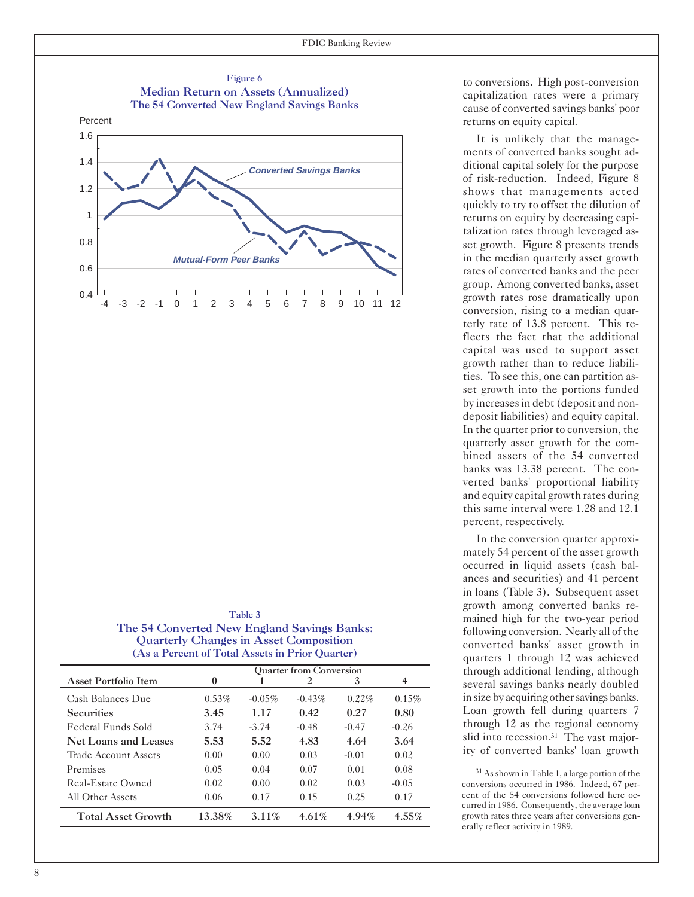**Figure 6**
**Median Return on Assets (Annualized)**
**The 54 Converted New England Savings Banks**

**Table 3**
**The 54 Converted New England Savings Banks: Quarterly Changes in Asset Composition (As a Percent of Total Assets in Prior Quarter)**

| Asset Portfolio Item | Quarter from Conversion 0 | 1 | 2 | 3 | 4 |
|---|---|---|---|---|---|
| Cash Balances Due | 0.53% | -0.05% | -0.43% | 0.22% | 0.15% |
| **Securities** | **3.45** | **1.17** | **0.42** | **0.27** | **0.80** |
| Federal Funds Sold | 3.74 | -3.74 | -0.48 | -0.47 | -0.26 |
| **Net Loans and Leases** | **5.53** | **5.52** | **4.83** | **4.64** | **3.64** |
| Trade Account Assets | 0.00 | 0.00 | 0.03 | -0.01 | 0.02 |
| Premises | 0.05 | 0.04 | 0.07 | 0.01 | 0.08 |
| Real-Estate Owned | 0.02 | 0.00 | 0.02 | 0.03 | -0.05 |
| All Other Assets | 0.06 | 0.17 | 0.15 | 0.25 | 0.17 |
| **Total Asset Growth** | **13.38%** | **3.11%** | **4.61%** | **4.94%** | **4.55%** |

to conversions. High post-conversion capitalization rates were a primary cause of converted savings banks' poor returns on equity capital.

It is unlikely that the managements of converted banks sought additional capital solely for the purpose of risk-reduction. Indeed, Figure 8 shows that managements acted quickly to try to offset the dilution of returns on equity by decreasing capitalization rates through leveraged asset growth. Figure 8 presents trends in the median quarterly asset growth rates of converted banks and the peer group. Among converted banks, asset growth rates rose dramatically upon conversion, rising to a median quarterly rate of 13.8 percent. This reflects the fact that the additional capital was used to support asset growth rather than to reduce liabilities. To see this, one can partition asset growth into the portions funded by increases in debt (deposit and nondeposit liabilities) and equity capital. In the quarter prior to conversion, the quarterly asset growth for the combined assets of the 54 converted banks was 13.38 percent. The converted banks' proportional liability and equity capital growth rates during this same interval were 1.28 and 12.1 percent, respectively.

In the conversion quarter approximately 54 percent of the asset growth occurred in liquid assets (cash balances and securities) and 41 percent in loans (Table 3). Subsequent asset growth among converted banks remained high for the two-year period following conversion. Nearly all of the converted banks' asset growth in quarters 1 through 12 was achieved through additional lending, although several savings banks nearly doubled in size by acquiring other savings banks. Loan growth fell during quarters 7 through 12 as the regional economy slid into recession.[31] The vast majority of converted banks' loan growth

[31] As shown in Table 1, a large portion of the conversions occurred in 1986. Indeed, 67 percent of the 54 conversions followed here occurred in 1986. Consequently, the average loan growth rates three years after conversions generally reflect activity in 1989.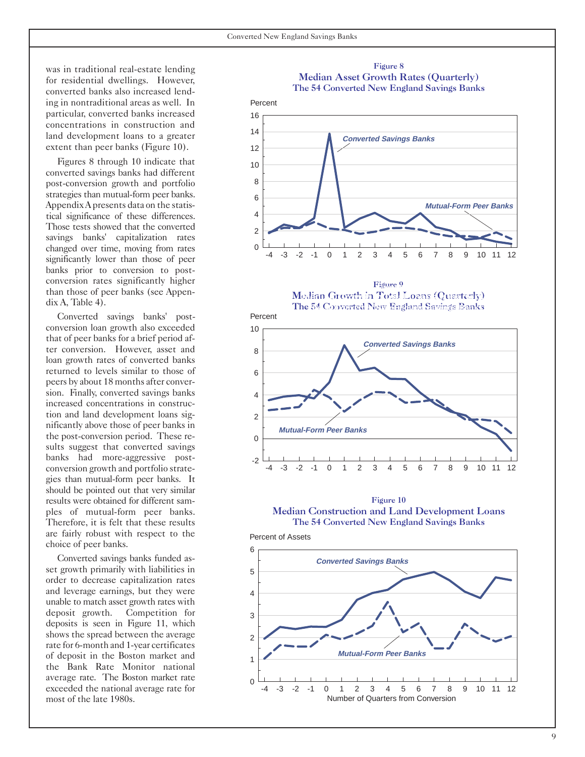was in traditional real-estate lending for residential dwellings. However, converted banks also increased lending in nontraditional areas as well. In particular, converted banks increased concentrations in construction and land development loans to a greater extent than peer banks (Figure 10).

Figures 8 through 10 indicate that converted savings banks had different post-conversion growth and portfolio strategies than mutual-form peer banks. Appendix A presents data on the statistical significance of these differences. Those tests showed that the converted savings banks' capitalization rates changed over time, moving from rates significantly lower than those of peer banks prior to conversion to post-conversion rates significantly higher than those of peer banks (see Appendix A, Table 4).

Converted savings banks' post-conversion loan growth also exceeded that of peer banks for a brief period after conversion. However, asset and loan growth rates of converted banks returned to levels similar to those of peers by about 18 months after conversion. Finally, converted savings banks increased concentrations in construction and land development loans significantly above those of peer banks in the post-conversion period. These results suggest that converted savings banks had more-aggressive post-conversion growth and portfolio strategies than mutual-form peer banks. It should be pointed out that very similar results were obtained for different samples of mutual-form peer banks. Therefore, it is felt that these results are fairly robust with respect to the choice of peer banks.

Converted savings banks funded asset growth primarily with liabilities in order to decrease capitalization rates and leverage earnings, but they were unable to match asset growth rates with deposit growth. Competition for deposits is seen in Figure 11, which shows the spread between the average rate for 6-month and 1-year certificates of deposit in the Boston market and the Bank Rate Monitor national average rate. The Boston market rate exceeded the national average rate for most of the late 1980s.

**Figure 8**
**Median Asset Growth Rates (Quarterly)**
**The 54 Converted New England Savings Banks**

**Figure 9**
**Median Growth in Total Loans (Quarterly)**
**The 54 Converted New England Savings Banks**

**Figure 10**
**Median Construction and Land Development Loans**
**The 54 Converted New England Savings Banks**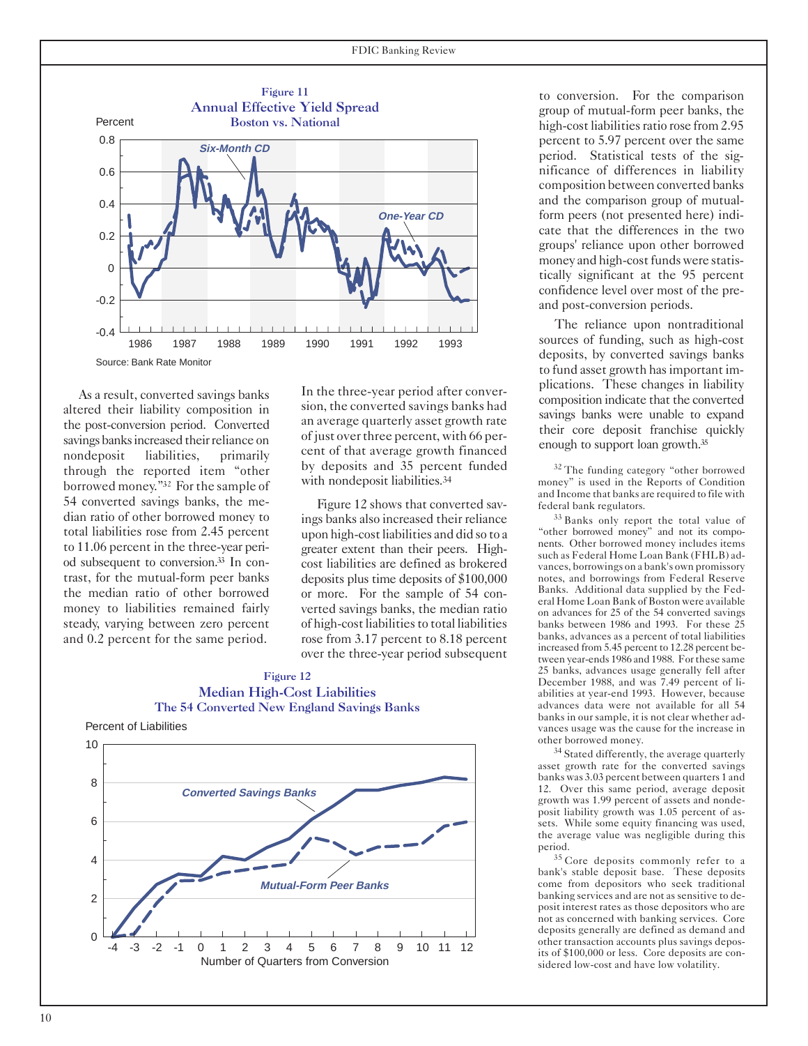**Figure 11**
**Annual Effective Yield Spread**
**Boston vs. National**

Source: Bank Rate Monitor

As a result, converted savings banks altered their liability composition in the post-conversion period. Converted savings banks increased their reliance on nondeposit liabilities, primarily through the reported item "other borrowed money."[32] For the sample of 54 converted savings banks, the median ratio of other borrowed money to total liabilities rose from 2.45 percent to 11.06 percent in the three-year period subsequent to conversion.[33] In contrast, for the mutual-form peer banks the median ratio of other borrowed money to liabilities remained fairly steady, varying between zero percent and 0.2 percent for the same period.

In the three-year period after conversion, the converted savings banks had an average quarterly asset growth rate of just over three percent, with 66 percent of that average growth financed by deposits and 35 percent funded with nondeposit liabilities.[34]

Figure 12 shows that converted savings banks also increased their reliance upon high-cost liabilities and did so to a greater extent than their peers. High-cost liabilities are defined as brokered deposits plus time deposits of $100,000 or more. For the sample of 54 converted savings banks, the median ratio of high-cost liabilities to total liabilities rose from 3.17 percent to 8.18 percent over the three-year period subsequent to conversion. For the comparison group of mutual-form peer banks, the high-cost liabilities ratio rose from 2.95 percent to 5.97 percent over the same period. Statistical tests of the significance of differences in liability composition between converted banks and the comparison group of mutual-form peers (not presented here) indicate that the differences in the two groups' reliance upon other borrowed money and high-cost funds were statistically significant at the 95 percent confidence level over most of the pre- and post-conversion periods.

**Figure 12**
**Median High-Cost Liabilities**
**The 54 Converted New England Savings Banks**

The reliance upon nontraditional sources of funding, such as high-cost deposits, by converted savings banks to fund asset growth has important implications. These changes in liability composition indicate that the converted savings banks were unable to expand their core deposit franchise quickly enough to support loan growth.[35]

[32] The funding category "other borrowed money" is used in the Reports of Condition and Income that banks are required to file with federal bank regulators.

[33] Banks only report the total value of "other borrowed money" and not its components. Other borrowed money includes items such as Federal Home Loan Bank (FHLB) advances, borrowings on a bank's own promissory notes, and borrowings from Federal Reserve Banks. Additional data supplied by the Federal Home Loan Bank of Boston were available on advances for 25 of the 54 converted savings banks between 1986 and 1993. For these 25 banks, advances as a percent of total liabilities increased from 5.45 percent to 12.28 percent between year-ends 1986 and 1988. For these same 25 banks, advances usage generally fell after December 1988, and was 7.49 percent of liabilities at year-end 1993. However, because advances data were not available for all 54 banks in our sample, it is not clear whether advances usage was the cause for the increase in other borrowed money.

[34] Stated differently, the average quarterly asset growth rate for the converted savings banks was 3.03 percent between quarters 1 and 12. Over this same period, average deposit growth was 1.99 percent of assets and nondeposit liability growth was 1.05 percent of assets. While some equity financing was used, the average value was negligible during this period.

[35] Core deposits commonly refer to a bank's stable deposit base. These deposits come from depositors who seek traditional banking services and are not as sensitive to deposit interest rates as those depositors who are not as concerned with banking services. Core deposits generally are defined as demand and other transaction accounts plus savings deposits of $100,000 or less. Core deposits are considered low-cost and have low volatility.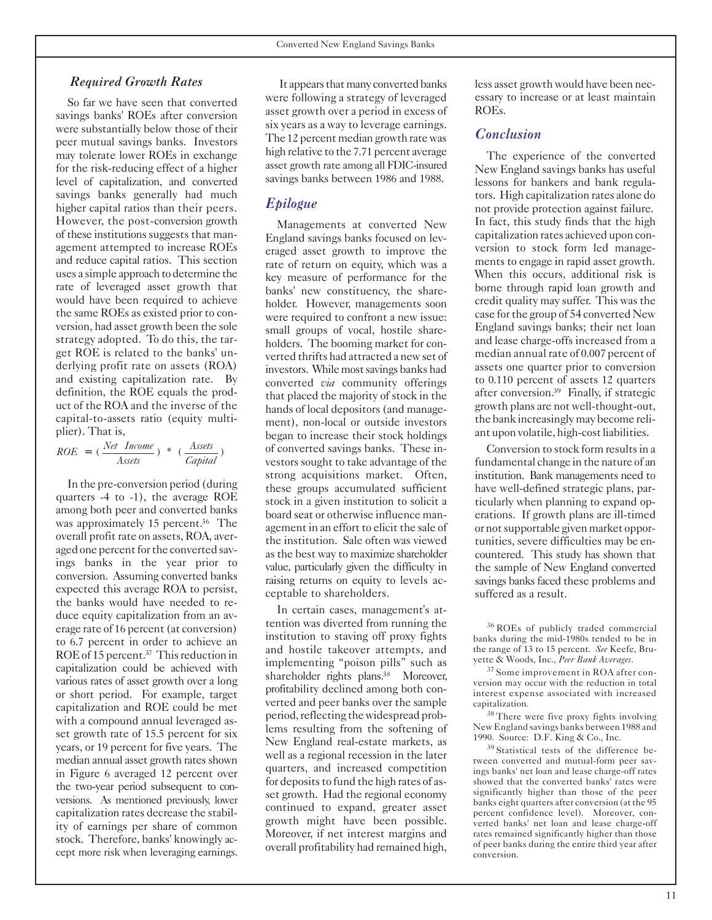### *Required Growth Rates*

So far we have seen that converted savings banks' ROEs after conversion were substantially below those of their peer mutual savings banks. Investors may tolerate lower ROEs in exchange for the risk-reducing effect of a higher level of capitalization, and converted savings banks generally had much higher capital ratios than their peers. However, the post-conversion growth of these institutions suggests that management attempted to increase ROEs and reduce capital ratios. This section uses a simple approach to determine the rate of leveraged asset growth that would have been required to achieve the same ROEs as existed prior to conversion, had asset growth been the sole strategy adopted. To do this, the target ROE is related to the banks' underlying profit rate on assets (ROA) and existing capitalization rate. By definition, the ROE equals the product of the ROA and the inverse of the capital-to-assets ratio (equity multiplier). That is,

$$ROE = \left(\frac{Net\ \ Income}{Assets}\right) * \left(\frac{Assets}{Capital}\right)$$

In the pre-conversion period (during quarters -4 to -1), the average ROE among both peer and converted banks was approximately 15 percent.[36] The overall profit rate on assets, ROA, averaged one percent for the converted savings banks in the year prior to conversion. Assuming converted banks expected this average ROA to persist, the banks would have needed to reduce equity capitalization from an average rate of 16 percent (at conversion) to 6.7 percent in order to achieve an ROE of 15 percent.[37] This reduction in capitalization could be achieved with various rates of asset growth over a long or short period. For example, target capitalization and ROE could be met with a compound annual leveraged asset growth rate of 15.5 percent for six years, or 19 percent for five years. The median annual asset growth rates shown in Figure 6 averaged 12 percent over the two-year period subsequent to conversions. As mentioned previously, lower capitalization rates decrease the stability of earnings per share of common stock. Therefore, banks' knowingly accept more risk when leveraging earnings.

It appears that many converted banks were following a strategy of leveraged asset growth over a period in excess of six years as a way to leverage earnings. The 12 percent median growth rate was high relative to the 7.71 percent average asset growth rate among all FDIC-insured savings banks between 1986 and 1988.

## *Epilogue*

Managements at converted New England savings banks focused on leveraged asset growth to improve the rate of return on equity, which was a key measure of performance for the banks' new constituency, the shareholder. However, managements soon were required to confront a new issue: small groups of vocal, hostile shareholders. The booming market for converted thrifts had attracted a new set of investors. While most savings banks had converted *via* community offerings that placed the majority of stock in the hands of local depositors (and management), non-local or outside investors began to increase their stock holdings of converted savings banks. These investors sought to take advantage of the strong acquisitions market. Often, these groups accumulated sufficient stock in a given institution to solicit a board seat or otherwise influence management in an effort to elicit the sale of the institution. Sale often was viewed as the best way to maximize shareholder value, particularly given the difficulty in raising returns on equity to levels acceptable to shareholders.

In certain cases, management's attention was diverted from running the institution to staving off proxy fights and hostile takeover attempts, and implementing "poison pills" such as shareholder rights plans.[38] Moreover, profitability declined among both converted and peer banks over the sample period, reflecting the widespread problems resulting from the softening of New England real-estate markets, as well as a regional recession in the later quarters, and increased competition for deposits to fund the high rates of asset growth. Had the regional economy continued to expand, greater asset growth might have been possible. Moreover, if net interest margins and overall profitability had remained high, less asset growth would have been necessary to increase or at least maintain ROEs.

## *Conclusion*

The experience of the converted New England savings banks has useful lessons for bankers and bank regulators. High capitalization rates alone do not provide protection against failure. In fact, this study finds that the high capitalization rates achieved upon conversion to stock form led managements to engage in rapid asset growth. When this occurs, additional risk is borne through rapid loan growth and credit quality may suffer. This was the case for the group of 54 converted New England savings banks; their net loan and lease charge-offs increased from a median annual rate of 0.007 percent of assets one quarter prior to conversion to 0.110 percent of assets 12 quarters after conversion.[39] Finally, if strategic growth plans are not well-thought-out, the bank increasingly may become reliant upon volatile, high-cost liabilities.

Conversion to stock form results in a fundamental change in the nature of an institution. Bank managements need to have well-defined strategic plans, particularly when planning to expand operations. If growth plans are ill-timed or not supportable given market opportunities, severe difficulties may be encountered. This study has shown that the sample of New England converted savings banks faced these problems and suffered as a result.

---

[36] ROEs of publicly traded commercial banks during the mid-1980s tended to be in the range of 13 to 15 percent. *See* Keefe, Bruyette & Woods, Inc., *Peer Bank Averages*.

[37] Some improvement in ROA after conversion may occur with the reduction in total interest expense associated with increased capitalization.

[38] There were five proxy fights involving New England savings banks between 1988 and 1990. Source: D.F. King & Co., Inc.

[39] Statistical tests of the difference between converted and mutual-form peer savings banks' net loan and lease charge-off rates showed that the converted banks' rates were significantly higher than those of the peer banks eight quarters after conversion (at the 95 percent confidence level). Moreover, converted banks' net loan and lease charge-off rates remained significantly higher than those of peer banks during the entire third year after conversion.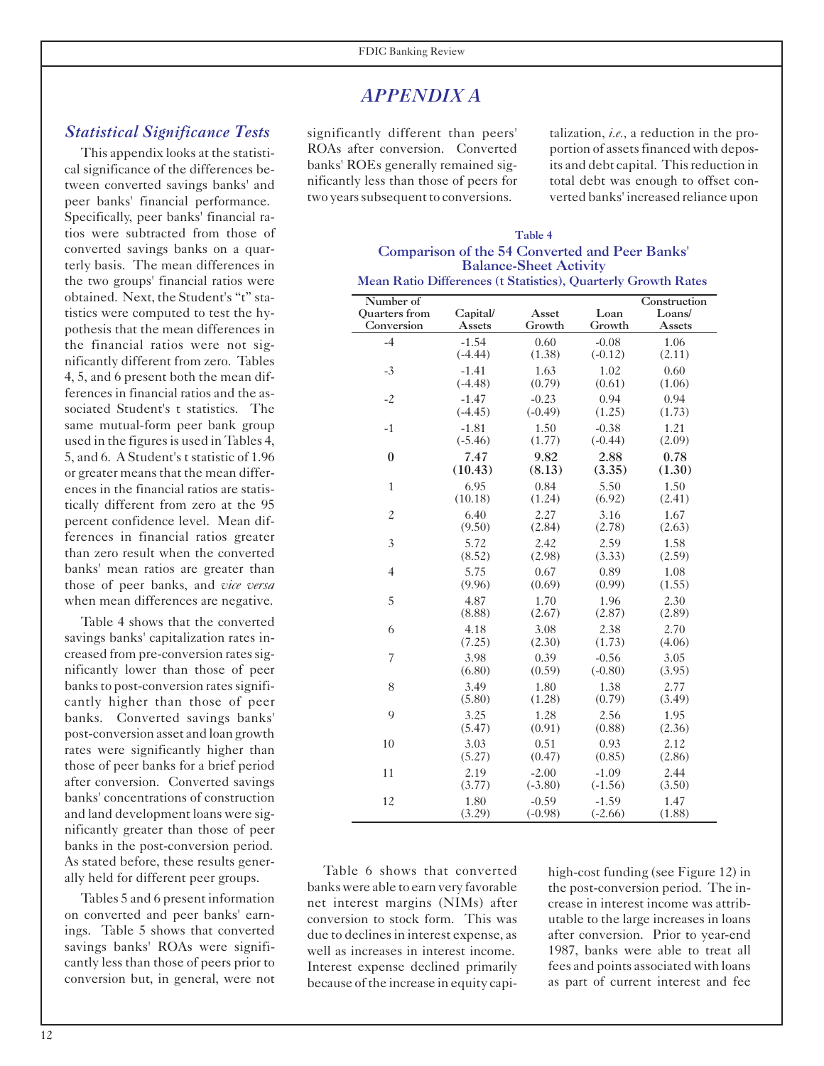# APPENDIX A

## *Statistical Significance Tests*

This appendix looks at the statistical significance of the differences between converted savings banks' and peer banks' financial performance. Specifically, peer banks' financial ratios were subtracted from those of converted savings banks on a quarterly basis. The mean differences in the two groups' financial ratios were obtained. Next, the Student's "t" statistics were computed to test the hypothesis that the mean differences in the financial ratios were not significantly different from zero. Tables 4, 5, and 6 present both the mean differences in financial ratios and the associated Student's t statistics. The same mutual-form peer bank group used in the figures is used in Tables 4, 5, and 6. A Student's t statistic of 1.96 or greater means that the mean differences in the financial ratios are statistically different from zero at the 95 percent confidence level. Mean differences in financial ratios greater than zero result when the converted banks' mean ratios are greater than those of peer banks, and *vice versa* when mean differences are negative.

Table 4 shows that the converted savings banks' capitalization rates increased from pre-conversion rates significantly lower than those of peer banks to post-conversion rates significantly higher than those of peer banks. Converted savings banks' post-conversion asset and loan growth rates were significantly higher than those of peer banks for a brief period after conversion. Converted savings banks' concentrations of construction and land development loans were significantly greater than those of peer banks in the post-conversion period. As stated before, these results generally held for different peer groups.

Tables 5 and 6 present information on converted and peer banks' earnings. Table 5 shows that converted savings banks' ROAs were significantly less than those of peers prior to conversion but, in general, were not significantly different than peers' ROAs after conversion. Converted banks' ROEs generally remained significantly less than those of peers for two years subsequent to conversions.

**Table 4**
**Comparison of the 54 Converted and Peer Banks' Balance-Sheet Activity**
**Mean Ratio Differences (t Statistics), Quarterly Growth Rates**

| Number of Quarters from Conversion | Capital/ Assets | Asset Growth | Loan Growth | Construction Loans/ Assets |
|---|---|---|---|---|
| -4 | -1.54 (-4.44) | 0.60 (1.38) | -0.08 (-0.12) | 1.06 (2.11) |
| -3 | -1.41 (-4.48) | 1.63 (0.79) | 1.02 (0.61) | 0.60 (1.06) |
| -2 | -1.47 (-4.45) | -0.23 (-0.49) | 0.94 (1.25) | 0.94 (1.73) |
| -1 | -1.81 (-5.46) | 1.50 (1.77) | -0.38 (-0.44) | 1.21 (2.09) |
| **0** | **7.47 (10.43)** | **9.82 (8.13)** | **2.88 (3.35)** | **0.78 (1.30)** |
| 1 | 6.95 (10.18) | 0.84 (1.24) | 5.50 (6.92) | 1.50 (2.41) |
| 2 | 6.40 (9.50) | 2.27 (2.84) | 3.16 (2.78) | 1.67 (2.63) |
| 3 | 5.72 (8.52) | 2.42 (2.98) | 2.59 (3.33) | 1.58 (2.59) |
| 4 | 5.75 (9.96) | 0.67 (0.69) | 0.89 (0.99) | 1.08 (1.55) |
| 5 | 4.87 (8.88) | 1.70 (2.67) | 1.96 (2.87) | 2.30 (2.89) |
| 6 | 4.18 (7.25) | 3.08 (2.30) | 2.38 (1.73) | 2.70 (4.06) |
| 7 | 3.98 (6.80) | 0.39 (0.59) | -0.56 (-0.80) | 3.05 (3.95) |
| 8 | 3.49 (5.80) | 1.80 (1.28) | 1.38 (0.79) | 2.77 (3.49) |
| 9 | 3.25 (5.47) | 1.28 (0.91) | 2.56 (0.88) | 1.95 (2.36) |
| 10 | 3.03 (5.27) | 0.51 (0.47) | 0.93 (0.85) | 2.12 (2.86) |
| 11 | 2.19 (3.77) | -2.00 (-3.80) | -1.09 (-1.56) | 2.44 (3.50) |
| 12 | 1.80 (3.29) | -0.59 (-0.98) | -1.59 (-2.66) | 1.47 (1.88) |

Table 6 shows that converted banks were able to earn very favorable net interest margins (NIMs) after conversion to stock form. This was due to declines in interest expense, as well as increases in interest income. Interest expense declined primarily because of the increase in equity capitalization, *i.e.*, a reduction in the proportion of assets financed with deposits and debt capital. This reduction in total debt was enough to offset converted banks' increased reliance upon high-cost funding (see Figure 12) in the post-conversion period. The increase in interest income was attributable to the large increases in loans after conversion. Prior to year-end 1987, banks were able to treat all fees and points associated with loans as part of current interest and fee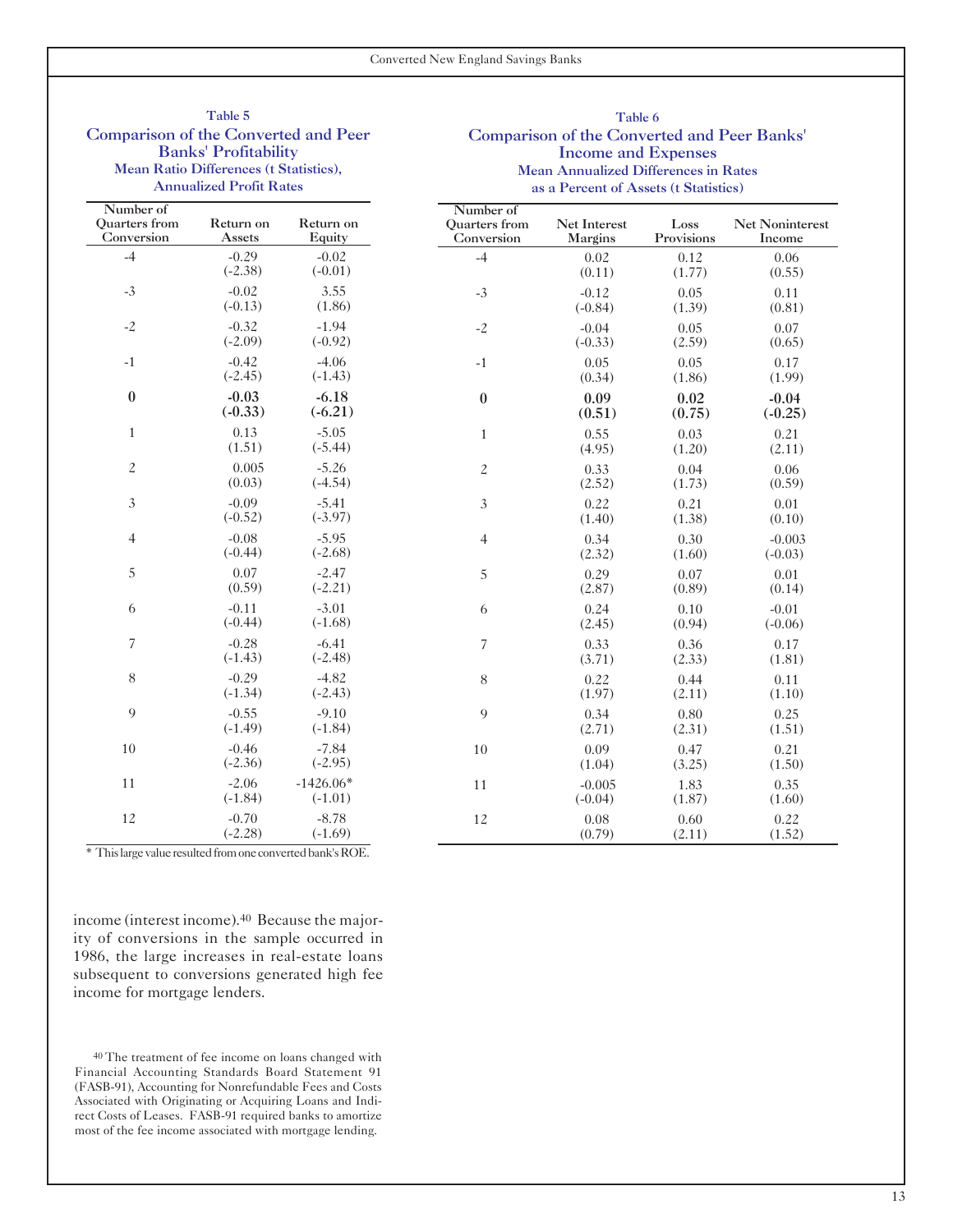### Table 5
## Comparison of the Converted and Peer Banks' Profitability
### Mean Ratio Differences (t Statistics), Annualized Profit Rates

| Number of Quarters from Conversion | Return on Assets | Return on Equity |
|---|---|---|
| -4 | -0.29<br>(-2.38) | -0.02<br>(-0.01) |
| -3 | -0.02<br>(-0.13) | 3.55<br>(1.86) |
| -2 | -0.32<br>(-2.09) | -1.94<br>(-0.92) |
| -1 | -0.42<br>(-2.45) | -4.06<br>(-1.43) |
| **0** | **-0.03**<br>**(-0.33)** | **-6.18**<br>**(-6.21)** |
| 1 | 0.13<br>(1.51) | -5.05<br>(-5.44) |
| 2 | 0.005<br>(0.03) | -5.26<br>(-4.54) |
| 3 | -0.09<br>(-0.52) | -5.41<br>(-3.97) |
| 4 | -0.08<br>(-0.44) | -5.95<br>(-2.68) |
| 5 | 0.07<br>(0.59) | -2.47<br>(-2.21) |
| 6 | -0.11<br>(-0.44) | -3.01<br>(-1.68) |
| 7 | -0.28<br>(-1.43) | -6.41<br>(-2.48) |
| 8 | -0.29<br>(-1.34) | -4.82<br>(-2.43) |
| 9 | -0.55<br>(-1.49) | -9.10<br>(-1.84) |
| 10 | -0.46<br>(-2.36) | -7.84<br>(-2.95) |
| 11 | -2.06<br>(-1.84) | -1426.06*<br>(-1.01) |
| 12 | -0.70<br>(-2.28) | -8.78<br>(-1.69) |

* This large value resulted from one converted bank's ROE.

### Table 6
## Comparison of the Converted and Peer Banks' Income and Expenses
### Mean Annualized Differences in Rates as a Percent of Assets (t Statistics)

| Number of Quarters from Conversion | Net Interest Margins | Loss Provisions | Net Noninterest Income |
|---|---|---|---|
| -4 | 0.02<br>(0.11) | 0.12<br>(1.77) | 0.06<br>(0.55) |
| -3 | -0.12<br>(-0.84) | 0.05<br>(1.39) | 0.11<br>(0.81) |
| -2 | -0.04<br>(-0.33) | 0.05<br>(2.59) | 0.07<br>(0.65) |
| -1 | 0.05<br>(0.34) | 0.05<br>(1.86) | 0.17<br>(1.99) |
| **0** | **0.09**<br>**(0.51)** | **0.02**<br>**(0.75)** | **-0.04**<br>**(-0.25)** |
| 1 | 0.55<br>(4.95) | 0.03<br>(1.20) | 0.21<br>(2.11) |
| 2 | 0.33<br>(2.52) | 0.04<br>(1.73) | 0.06<br>(0.59) |
| 3 | 0.22<br>(1.40) | 0.21<br>(1.38) | 0.01<br>(0.10) |
| 4 | 0.34<br>(2.32) | 0.30<br>(1.60) | -0.003<br>(-0.03) |
| 5 | 0.29<br>(2.87) | 0.07<br>(0.89) | 0.01<br>(0.14) |
| 6 | 0.24<br>(2.45) | 0.10<br>(0.94) | -0.01<br>(-0.06) |
| 7 | 0.33<br>(3.71) | 0.36<br>(2.33) | 0.17<br>(1.81) |
| 8 | 0.22<br>(1.97) | 0.44<br>(2.11) | 0.11<br>(1.10) |
| 9 | 0.34<br>(2.71) | 0.80<br>(2.31) | 0.25<br>(1.51) |
| 10 | 0.09<br>(1.04) | 0.47<br>(3.25) | 0.21<br>(1.50) |
| 11 | -0.005<br>(-0.04) | 1.83<br>(1.87) | 0.35<br>(1.60) |
| 12 | 0.08<br>(0.79) | 0.60<br>(2.11) | 0.22<br>(1.52) |

income (interest income).[40] Because the majority of conversions in the sample occurred in 1986, the large increases in real-estate loans subsequent to conversions generated high fee income for mortgage lenders.

[40] The treatment of fee income on loans changed with Financial Accounting Standards Board Statement 91 (FASB-91), Accounting for Nonrefundable Fees and Costs Associated with Originating or Acquiring Loans and Indirect Costs of Leases. FASB-91 required banks to amortize most of the fee income associated with mortgage lending.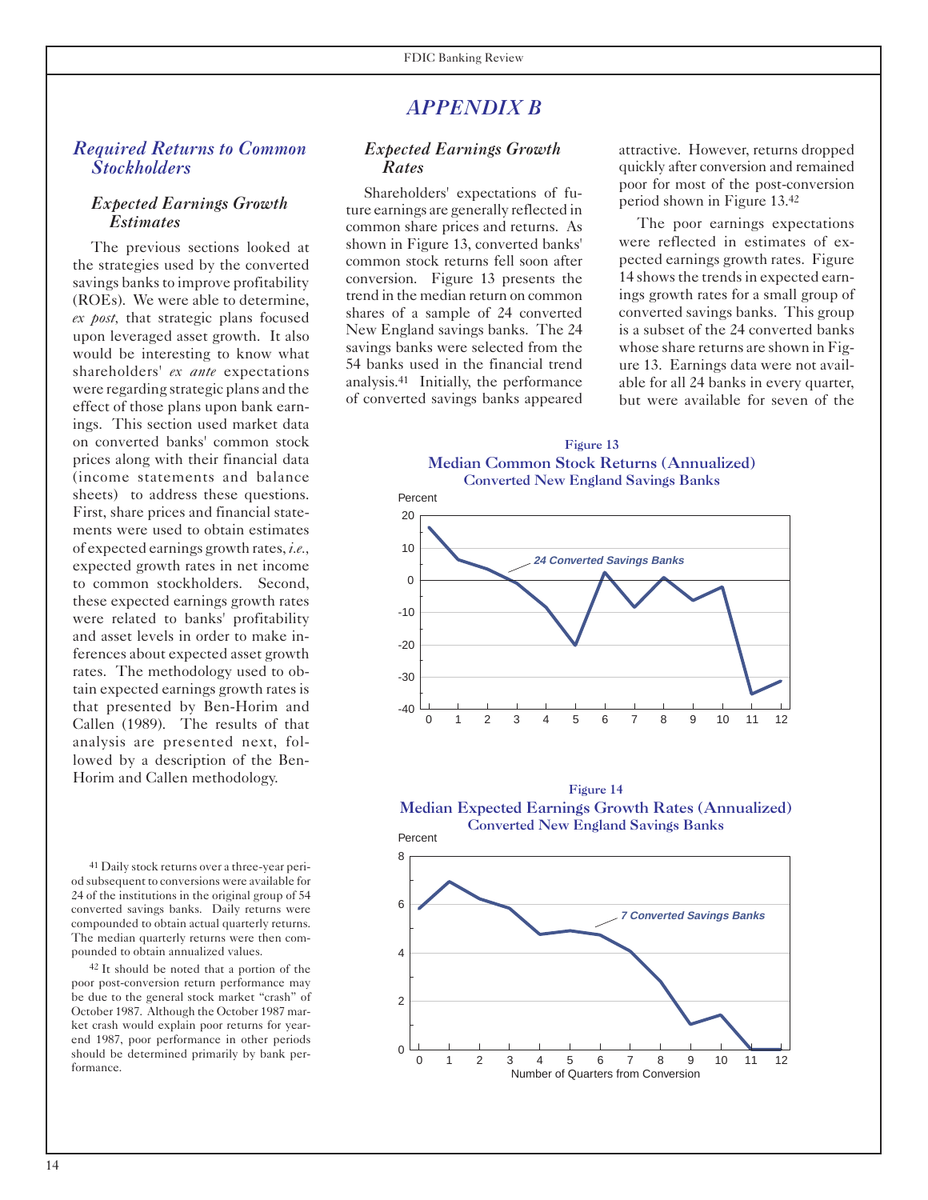# APPENDIX B

## Required Returns to Common Stockholders

### Expected Earnings Growth Estimates

The previous sections looked at the strategies used by the converted savings banks to improve profitability (ROEs). We were able to determine, *ex post*, that strategic plans focused upon leveraged asset growth. It also would be interesting to know what shareholders' *ex ante* expectations were regarding strategic plans and the effect of those plans upon bank earnings. This section used market data on converted banks' common stock prices along with their financial data (income statements and balance sheets) to address these questions. First, share prices and financial statements were used to obtain estimates of expected earnings growth rates, *i.e.*, expected growth rates in net income to common stockholders. Second, these expected earnings growth rates were related to banks' profitability and asset levels in order to make inferences about expected asset growth rates. The methodology used to obtain expected earnings growth rates is that presented by Ben-Horim and Callen (1989). The results of that analysis are presented next, followed by a description of the Ben-Horim and Callen methodology.

### Expected Earnings Growth Rates

Shareholders' expectations of future earnings are generally reflected in common share prices and returns. As shown in Figure 13, converted banks' common stock returns fell soon after conversion. Figure 13 presents the trend in the median return on common shares of a sample of 24 converted New England savings banks. The 24 savings banks were selected from the 54 banks used in the financial trend analysis.[41] Initially, the performance of converted savings banks appeared attractive. However, returns dropped quickly after conversion and remained poor for most of the post-conversion period shown in Figure 13.[42]

The poor earnings expectations were reflected in estimates of expected earnings growth rates. Figure 14 shows the trends in expected earnings growth rates for a small group of converted savings banks. This group is a subset of the 24 converted banks whose share returns are shown in Figure 13. Earnings data were not available for all 24 banks in every quarter, but were available for seven of the

**Figure 13**
**Median Common Stock Returns (Annualized)**
**Converted New England Savings Banks**

**Figure 14**
**Median Expected Earnings Growth Rates (Annualized)**
**Converted New England Savings Banks**

[41] Daily stock returns over a three-year period subsequent to conversions were available for 24 of the institutions in the original group of 54 converted savings banks. Daily returns were compounded to obtain actual quarterly returns. The median quarterly returns were then compounded to obtain annualized values.

[42] It should be noted that a portion of the poor post-conversion return performance may be due to the general stock market "crash" of October 1987. Although the October 1987 market crash would explain poor returns for year-end 1987, poor performance in other periods should be determined primarily by bank performance.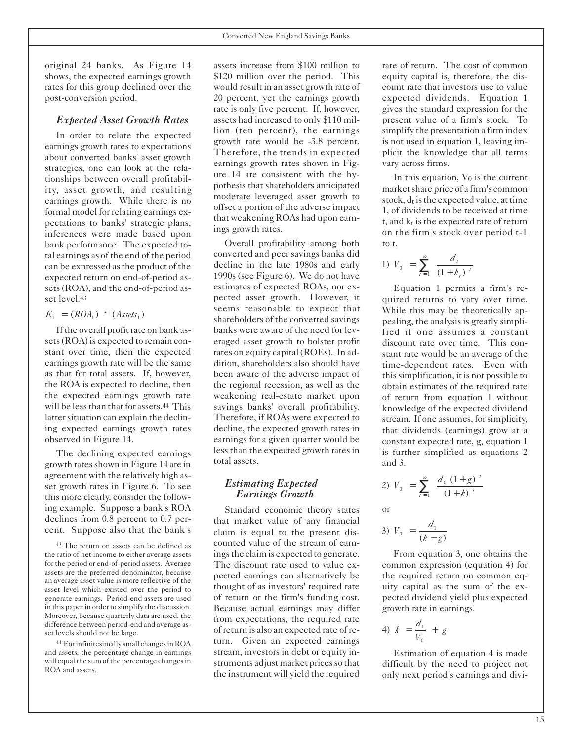original 24 banks. As Figure 14 shows, the expected earnings growth rates for this group declined over the post-conversion period.

### *Expected Asset Growth Rates*

In order to relate the expected earnings growth rates to expectations about converted banks' asset growth strategies, one can look at the relationships between overall profitability, asset growth, and resulting earnings growth. While there is no formal model for relating earnings expectations to banks' strategic plans, inferences were made based upon bank performance. The expected total earnings as of the end of the period can be expressed as the product of the expected return on end-of-period assets (ROA), and the end-of-period asset level.[43]

$$E_1 = (ROA_1) * (Assets_1)$$

If the overall profit rate on bank assets (ROA) is expected to remain constant over time, then the expected earnings growth rate will be the same as that for total assets. If, however, the ROA is expected to decline, then the expected earnings growth rate will be less than that for assets.[44] This latter situation can explain the declining expected earnings growth rates observed in Figure 14.

The declining expected earnings growth rates shown in Figure 14 are in agreement with the relatively high asset growth rates in Figure 6. To see this more clearly, consider the following example. Suppose a bank's ROA declines from 0.8 percent to 0.7 percent. Suppose also that the bank's assets increase from \$100 million to \$120 million over the period. This would result in an asset growth rate of 20 percent, yet the earnings growth rate is only five percent. If, however, assets had increased to only \$110 million (ten percent), the earnings growth rate would be -3.8 percent. Therefore, the trends in expected earnings growth rates shown in Figure 14 are consistent with the hypothesis that shareholders anticipated moderate leveraged asset growth to offset a portion of the adverse impact that weakening ROAs had upon earnings growth rates.

Overall profitability among both converted and peer savings banks did decline in the late 1980s and early 1990s (see Figure 6). We do not have estimates of expected ROAs, nor expected asset growth. However, it seems reasonable to expect that shareholders of the converted savings banks were aware of the need for leveraged asset growth to bolster profit rates on equity capital (ROEs). In addition, shareholders also should have been aware of the adverse impact of the regional recession, as well as the weakening real-estate market upon savings banks' overall profitability. Therefore, if ROAs were expected to decline, the expected growth rates in earnings for a given quarter would be less than the expected growth rates in total assets.

### *Estimating Expected Earnings Growth*

Standard economic theory states that market value of any financial claim is equal to the present discounted value of the stream of earnings the claim is expected to generate. The discount rate used to value expected earnings can alternatively be thought of as investors' required rate of return or the firm's funding cost. Because actual earnings may differ from expectations, the required rate of return is also an expected rate of return. Given an expected earnings stream, investors in debt or equity instruments adjust market prices so that the instrument will yield the required rate of return. The cost of common equity capital is, therefore, the discount rate that investors use to value expected dividends. Equation 1 gives the standard expression for the present value of a firm's stock. To simplify the presentation a firm index is not used in equation 1, leaving implicit the knowledge that all terms vary across firms.

In this equation, $V_0$ is the current market share price of a firm's common stock, $d_t$ is the expected value, at time 1, of dividends to be received at time t, and $k_t$ is the expected rate of return on the firm's stock over period t-1 to t.

$$1) \quad V_0 = \sum_{t=1}^{\infty} \frac{d_t}{(1+k_t)^t}$$

Equation 1 permits a firm's required returns to vary over time. While this may be theoretically appealing, the analysis is greatly simplified if one assumes a constant discount rate over time. This constant rate would be an average of the time-dependent rates. Even with this simplification, it is not possible to obtain estimates of the required rate of return from equation 1 without knowledge of the expected dividend stream. If one assumes, for simplicity, that dividends (earnings) grow at a constant expected rate, g, equation 1 is further simplified as equations 2 and 3.

$$2) \quad V_0 = \sum_{t=1}^{\infty} \frac{d_0 (1+g)^t}{(1+k)^t}$$

or

$$3) \quad V_0 = \frac{d_1}{(k-g)}$$

From equation 3, one obtains the common expression (equation 4) for the required return on common equity capital as the sum of the expected dividend yield plus expected growth rate in earnings.

$$4) \quad k = \frac{d_1}{V_0} + g$$

Estimation of equation 4 is made difficult by the need to project not only next period's earnings and divi-

[43] The return on assets can be defined as the ratio of net income to either average assets for the period or end-of-period assets. Average assets are the preferred denominator, because an average asset value is more reflective of the asset level which existed over the period to generate earnings. Period-end assets are used in this paper in order to simplify the discussion. Moreover, because quarterly data are used, the difference between period-end and average asset levels should not be large.

[44] For infinitesimally small changes in ROA and assets, the percentage change in earnings will equal the sum of the percentage changes in ROA and assets.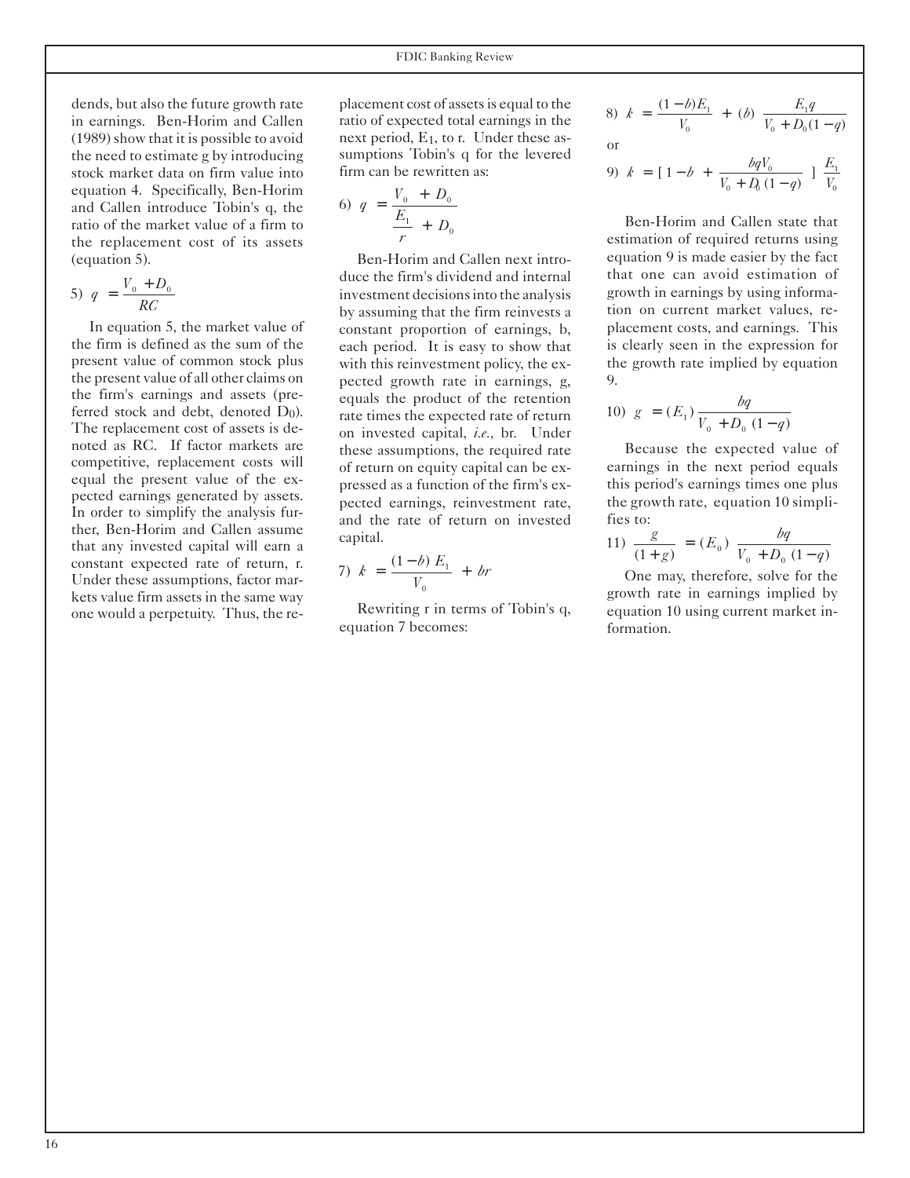dends, but also the future growth rate in earnings. Ben-Horim and Callen (1989) show that it is possible to avoid the need to estimate g by introducing stock market data on firm value into equation 4. Specifically, Ben-Horim and Callen introduce Tobin's q, the ratio of the market value of a firm to the replacement cost of its assets (equation 5).

$$5)\ q = \frac{V_0 + D_0}{RC}$$

In equation 5, the market value of the firm is defined as the sum of the present value of common stock plus the present value of all other claims on the firm's earnings and assets (preferred stock and debt, denoted $D_0$). The replacement cost of assets is denoted as RC. If factor markets are competitive, replacement costs will equal the present value of the expected earnings generated by assets. In order to simplify the analysis further, Ben-Horim and Callen assume that any invested capital will earn a constant expected rate of return, r. Under these assumptions, factor markets value firm assets in the same way one would a perpetuity. Thus, the replacement cost of assets is equal to the ratio of expected total earnings in the next period, $E_1$, to r. Under these assumptions Tobin's q for the levered firm can be rewritten as:

$$6)\ q = \frac{V_0 + D_0}{\frac{E_1}{r} + D_0}$$

Ben-Horim and Callen next introduce the firm's dividend and internal investment decisions into the analysis by assuming that the firm reinvests a constant proportion of earnings, b, each period. It is easy to show that with this reinvestment policy, the expected growth rate in earnings, g, equals the product of the retention rate times the expected rate of return on invested capital, *i.e.,* br. Under these assumptions, the required rate of return on equity capital can be expressed as a function of the firm's expected earnings, reinvestment rate, and the rate of return on invested capital.

$$7)\ k = \frac{(1-b)\,E_1}{V_0} + br$$

Rewriting r in terms of Tobin's q, equation 7 becomes:

$$8)\ k = \frac{(1-b)E_1}{V_0} + (b)\ \frac{E_1 q}{V_0 + D_0(1-q)}$$

or

$$9)\ k = \left[\,1 - b + \frac{bqV_0}{V_0 + D_0\,(1-q)}\,\right]\ \frac{E_1}{V_0}$$

Ben-Horim and Callen state that estimation of required returns using equation 9 is made easier by the fact that one can avoid estimation of growth in earnings by using information on current market values, replacement costs, and earnings. This is clearly seen in the expression for the growth rate implied by equation 9.

$$10)\ g = (E_1)\,\frac{bq}{V_0 + D_0\,(1-q)}$$

Because the expected value of earnings in the next period equals this period's earnings times one plus the growth rate, equation 10 simplifies to:

$$11)\ \frac{g}{(1+g)} = (E_0)\ \frac{bq}{V_0 + D_0\,(1-q)}$$

One may, therefore, solve for the growth rate in earnings implied by equation 10 using current market information.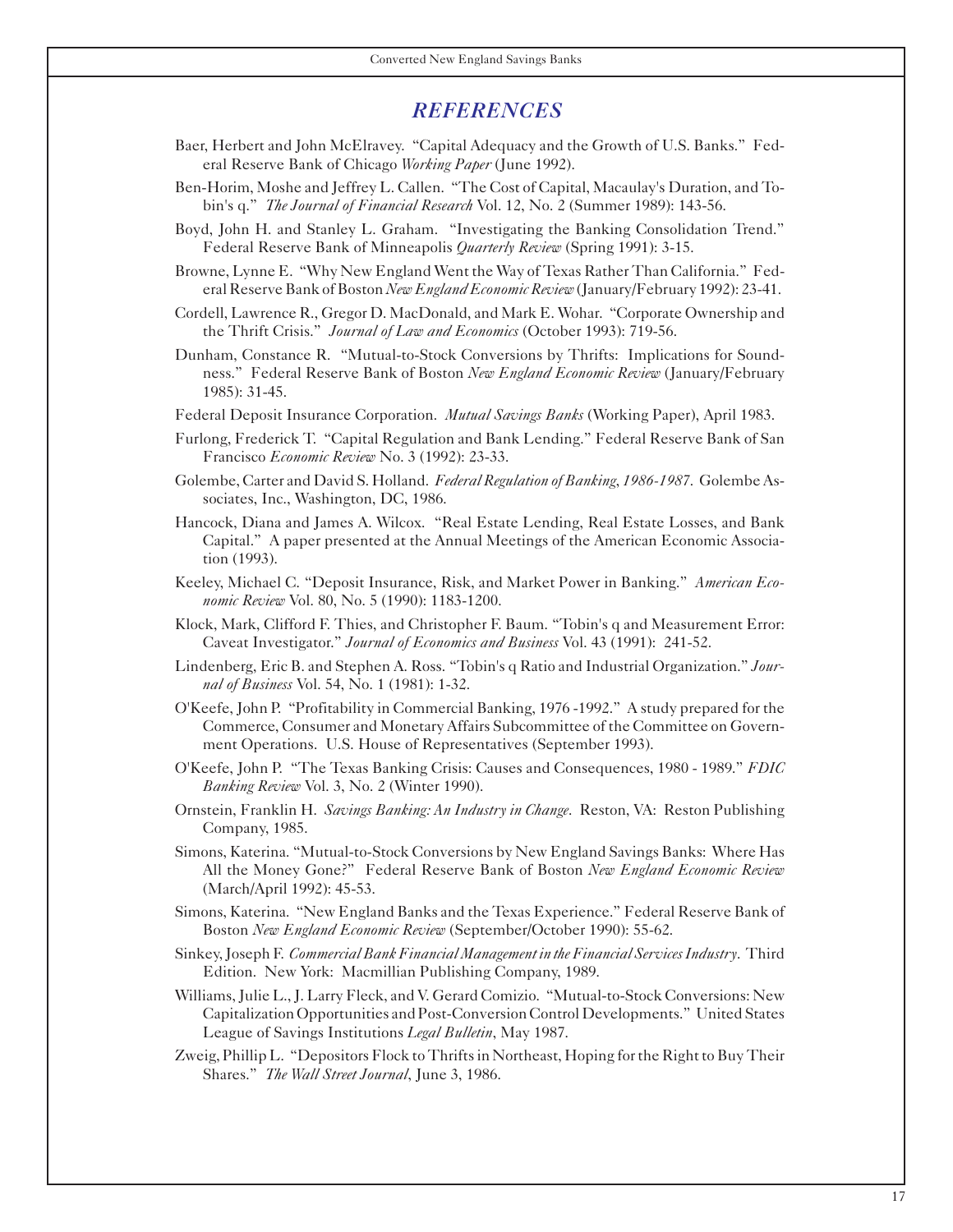# *REFERENCES*

Baer, Herbert and John McElravey. "Capital Adequacy and the Growth of U.S. Banks." Federal Reserve Bank of Chicago *Working Paper* (June 1992).

Ben-Horim, Moshe and Jeffrey L. Callen. "The Cost of Capital, Macaulay's Duration, and Tobin's q." *The Journal of Financial Research* Vol. 12, No. 2 (Summer 1989): 143-56.

Boyd, John H. and Stanley L. Graham. "Investigating the Banking Consolidation Trend." Federal Reserve Bank of Minneapolis *Quarterly Review* (Spring 1991): 3-15.

Browne, Lynne E. "Why New England Went the Way of Texas Rather Than California." Federal Reserve Bank of Boston *New England Economic Review* (January/February 1992): 23-41.

Cordell, Lawrence R., Gregor D. MacDonald, and Mark E. Wohar. "Corporate Ownership and the Thrift Crisis." *Journal of Law and Economics* (October 1993): 719-56.

Dunham, Constance R. "Mutual-to-Stock Conversions by Thrifts: Implications for Soundness." Federal Reserve Bank of Boston *New England Economic Review* (January/February 1985): 31-45.

Federal Deposit Insurance Corporation. *Mutual Savings Banks* (Working Paper), April 1983.

Furlong, Frederick T. "Capital Regulation and Bank Lending." Federal Reserve Bank of San Francisco *Economic Review* No. 3 (1992): 23-33.

Golembe, Carter and David S. Holland. *Federal Regulation of Banking, 1986-1987*. Golembe Associates, Inc., Washington, DC, 1986.

Hancock, Diana and James A. Wilcox. "Real Estate Lending, Real Estate Losses, and Bank Capital." A paper presented at the Annual Meetings of the American Economic Association (1993).

Keeley, Michael C. "Deposit Insurance, Risk, and Market Power in Banking." *American Economic Review* Vol. 80, No. 5 (1990): 1183-1200.

Klock, Mark, Clifford F. Thies, and Christopher F. Baum. "Tobin's q and Measurement Error: Caveat Investigator." *Journal of Economics and Business* Vol. 43 (1991): 241-52.

Lindenberg, Eric B. and Stephen A. Ross. "Tobin's q Ratio and Industrial Organization." *Journal of Business* Vol. 54, No. 1 (1981): 1-32.

O'Keefe, John P. "Profitability in Commercial Banking, 1976 -1992." A study prepared for the Commerce, Consumer and Monetary Affairs Subcommittee of the Committee on Government Operations. U.S. House of Representatives (September 1993).

O'Keefe, John P. "The Texas Banking Crisis: Causes and Consequences, 1980 - 1989." *FDIC Banking Review* Vol. 3, No. 2 (Winter 1990).

Ornstein, Franklin H. *Savings Banking: An Industry in Change*. Reston, VA: Reston Publishing Company, 1985.

Simons, Katerina. "Mutual-to-Stock Conversions by New England Savings Banks: Where Has All the Money Gone?" Federal Reserve Bank of Boston *New England Economic Review* (March/April 1992): 45-53.

Simons, Katerina. "New England Banks and the Texas Experience." Federal Reserve Bank of Boston *New England Economic Review* (September/October 1990): 55-62.

Sinkey, Joseph F. *Commercial Bank Financial Management in the Financial Services Industry*. Third Edition. New York: Macmillian Publishing Company, 1989.

Williams, Julie L., J. Larry Fleck, and V. Gerard Comizio. "Mutual-to-Stock Conversions: New Capitalization Opportunities and Post-Conversion Control Developments." United States League of Savings Institutions *Legal Bulletin*, May 1987.

Zweig, Phillip L. "Depositors Flock to Thrifts in Northeast, Hoping for the Right to Buy Their Shares." *The Wall Street Journal*, June 3, 1986.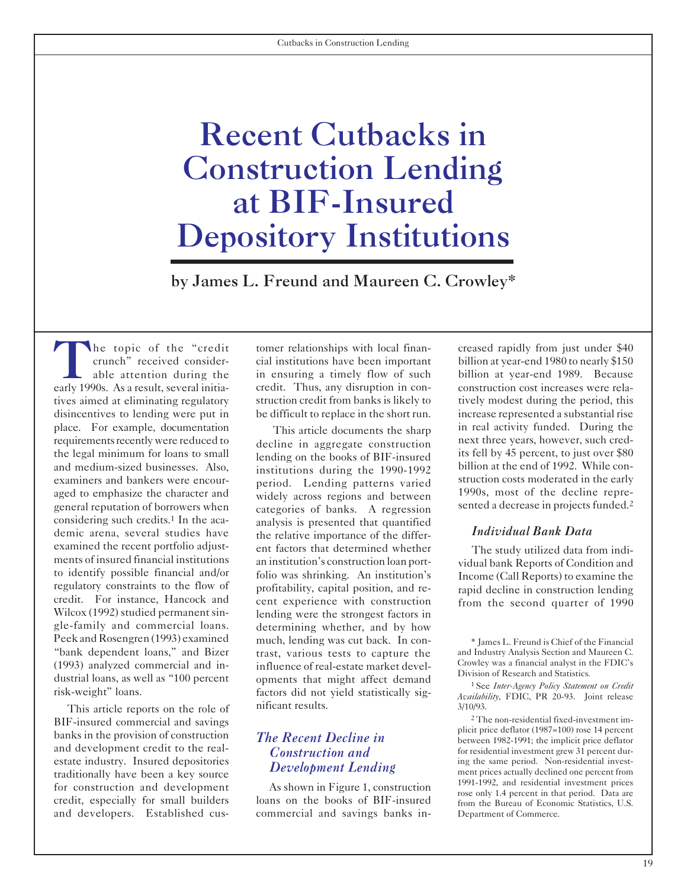# Recent Cutbacks in Construction Lending at BIF-Insured Depository Institutions

**by James L. Freund and Maureen C. Crowley***

The topic of the "credit crunch" received considerable attention during the early 1990s. As a result, several initiatives aimed at eliminating regulatory disincentives to lending were put in place. For example, documentation requirements recently were reduced to the legal minimum for loans to small and medium-sized businesses. Also, examiners and bankers were encouraged to emphasize the character and general reputation of borrowers when considering such credits.[1] In the academic arena, several studies have examined the recent portfolio adjustments of insured financial institutions to identify possible financial and/or regulatory constraints to the flow of credit. For instance, Hancock and Wilcox (1992) studied permanent single-family and commercial loans. Peek and Rosengren (1993) examined "bank dependent loans," and Bizer (1993) analyzed commercial and industrial loans, as well as "100 percent risk-weight" loans.

This article reports on the role of BIF-insured commercial and savings banks in the provision of construction and development credit to the real-estate industry. Insured depositories traditionally have been a key source for construction and development credit, especially for small builders and developers. Established customer relationships with local financial institutions have been important in ensuring a timely flow of such credit. Thus, any disruption in construction credit from banks is likely to be difficult to replace in the short run.

This article documents the sharp decline in aggregate construction lending on the books of BIF-insured institutions during the 1990-1992 period. Lending patterns varied widely across regions and between categories of banks. A regression analysis is presented that quantified the relative importance of the different factors that determined whether an institution's construction loan portfolio was shrinking. An institution's profitability, capital position, and recent experience with construction lending were the strongest factors in determining whether, and by how much, lending was cut back. In contrast, various tests to capture the influence of real-estate market developments that might affect demand factors did not yield statistically significant results.

## *The Recent Decline in Construction and Development Lending*

As shown in Figure 1, construction loans on the books of BIF-insured commercial and savings banks increased rapidly from just under $40 billion at year-end 1980 to nearly $150 billion at year-end 1989. Because construction cost increases were relatively modest during the period, this increase represented a substantial rise in real activity funded. During the next three years, however, such credits fell by 45 percent, to just over $80 billion at the end of 1992. While construction costs moderated in the early 1990s, most of the decline represented a decrease in projects funded.[2]

### *Individual Bank Data*

The study utilized data from individual bank Reports of Condition and Income (Call Reports) to examine the rapid decline in construction lending from the second quarter of 1990

---

\* James L. Freund is Chief of the Financial and Industry Analysis Section and Maureen C. Crowley was a financial analyst in the FDIC's Division of Research and Statistics.

[1] See *Inter-Agency Policy Statement on Credit Availability*, FDIC, PR 20-93. Joint release 3/10/93.

[2] The non-residential fixed-investment implicit price deflator (1987=100) rose 14 percent between 1982-1991; the implicit price deflator for residential investment grew 31 percent during the same period. Non-residential investment prices actually declined one percent from 1991-1992, and residential investment prices rose only 1.4 percent in that period. Data are from the Bureau of Economic Statistics, U.S. Department of Commerce.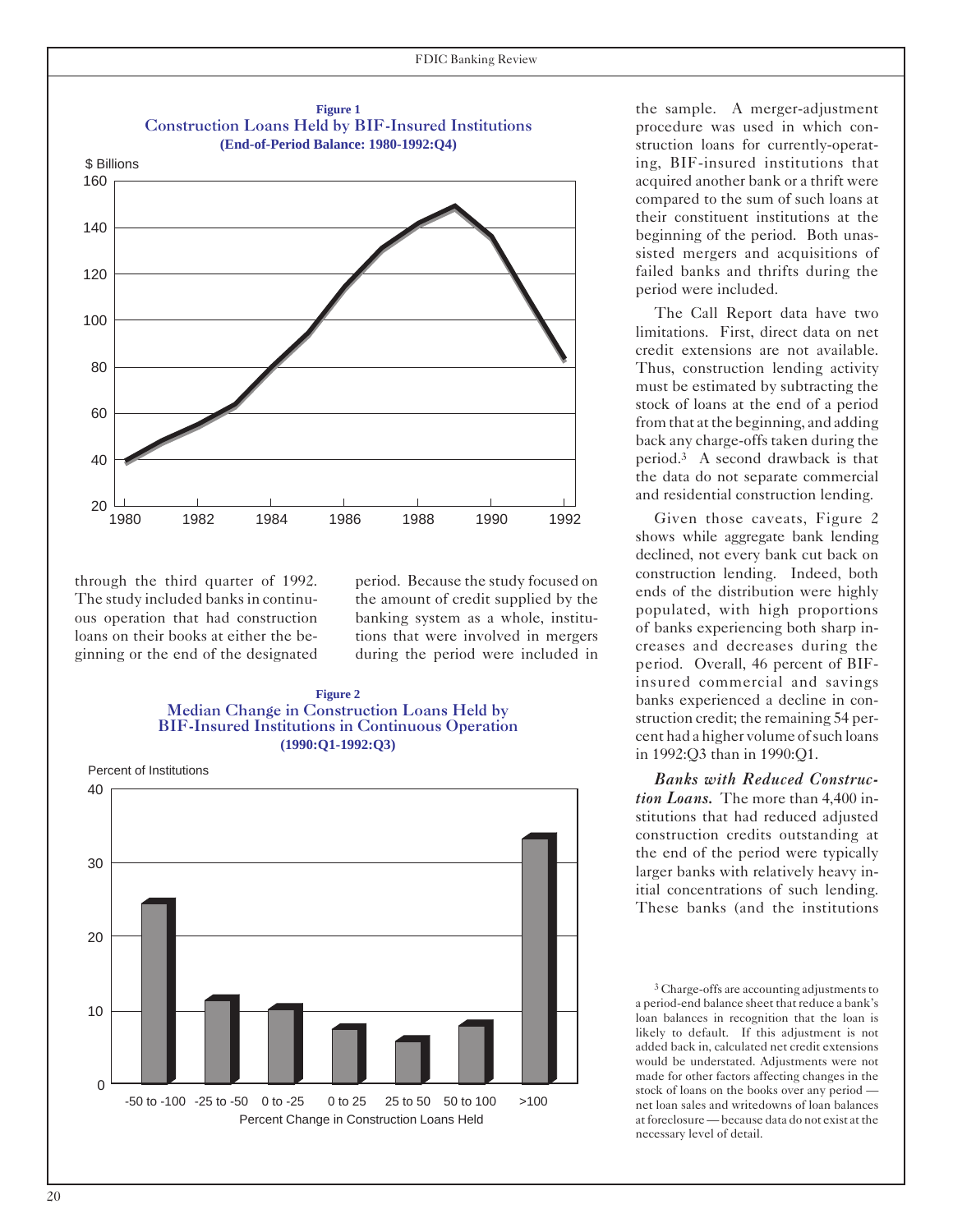**Figure 1**
**Construction Loans Held by BIF-Insured Institutions**
**(End-of-Period Balance: 1980-1992:Q4)**

through the third quarter of 1992. The study included banks in continuous operation that had construction loans on their books at either the beginning or the end of the designated period. Because the study focused on the amount of credit supplied by the banking system as a whole, institutions that were involved in mergers during the period were included in the sample. A merger-adjustment procedure was used in which construction loans for currently-operating, BIF-insured institutions that acquired another bank or a thrift were compared to the sum of such loans at their constituent institutions at the beginning of the period. Both unassisted mergers and acquisitions of failed banks and thrifts during the period were included.

**Figure 2**
**Median Change in Construction Loans Held by BIF-Insured Institutions in Continuous Operation**
**(1990:Q1-1992:Q3)**

The Call Report data have two limitations. First, direct data on net credit extensions are not available. Thus, construction lending activity must be estimated by subtracting the stock of loans at the end of a period from that at the beginning, and adding back any charge-offs taken during the period.[3] A second drawback is that the data do not separate commercial and residential construction lending.

Given those caveats, Figure 2 shows while aggregate bank lending declined, not every bank cut back on construction lending. Indeed, both ends of the distribution were highly populated, with high proportions of banks experiencing both sharp increases and decreases during the period. Overall, 46 percent of BIF-insured commercial and savings banks experienced a decline in construction credit; the remaining 54 percent had a higher volume of such loans in 1992:Q3 than in 1990:Q1.

***Banks with Reduced Construction Loans.*** The more than 4,400 institutions that had reduced adjusted construction credits outstanding at the end of the period were typically larger banks with relatively heavy initial concentrations of such lending. These banks (and the institutions

[3] Charge-offs are accounting adjustments to a period-end balance sheet that reduce a bank's loan balances in recognition that the loan is likely to default. If this adjustment is not added back in, calculated net credit extensions would be understated. Adjustments were not made for other factors affecting changes in the stock of loans on the books over any period — net loan sales and writedowns of loan balances at foreclosure — because data do not exist at the necessary level of detail.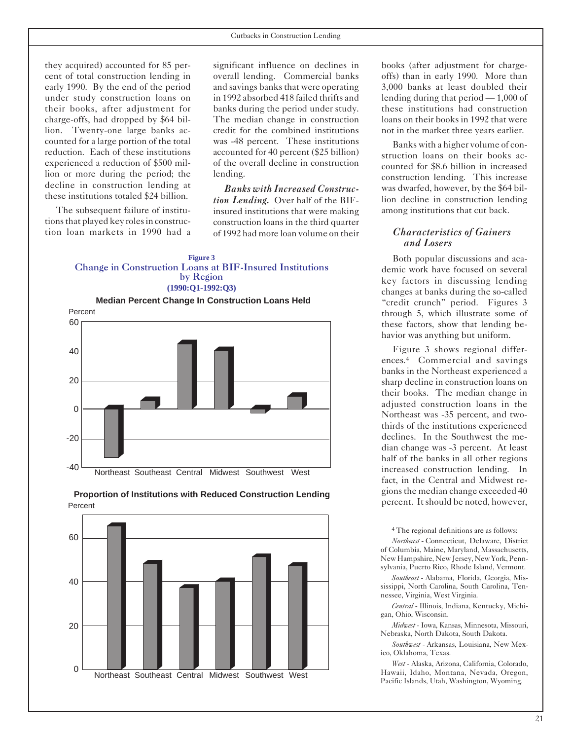they acquired) accounted for 85 percent of total construction lending in early 1990. By the end of the period under study construction loans on their books, after adjustment for charge-offs, had dropped by $64 billion. Twenty-one large banks accounted for a large portion of the total reduction. Each of these institutions experienced a reduction of $500 million or more during the period; the decline in construction lending at these institutions totaled $24 billion.

The subsequent failure of institutions that played key roles in construction loan markets in 1990 had a significant influence on declines in overall lending. Commercial banks and savings banks that were operating in 1992 absorbed 418 failed thrifts and banks during the period under study. The median change in construction credit for the combined institutions was -48 percent. These institutions accounted for 40 percent ($25 billion) of the overall decline in construction lending.

***Banks with Increased Construction Lending.*** Over half of the BIF-insured institutions that were making construction loans in the third quarter of 1992 had more loan volume on their books (after adjustment for charge-offs) than in early 1990. More than 3,000 banks at least doubled their lending during that period — 1,000 of these institutions had construction loans on their books in 1992 that were not in the market three years earlier.

Banks with a higher volume of construction loans on their books accounted for $8.6 billion in increased construction lending. This increase was dwarfed, however, by the $64 billion decline in construction lending among institutions that cut back.

### *Characteristics of Gainers and Losers*

Both popular discussions and academic work have focused on several key factors in discussing lending changes at banks during the so-called "credit crunch" period. Figures 3 through 5, which illustrate some of these factors, show that lending behavior was anything but uniform.

Figure 3 shows regional differences.[4] Commercial and savings banks in the Northeast experienced a sharp decline in construction loans on their books. The median change in adjusted construction loans in the Northeast was -35 percent, and two-thirds of the institutions experienced declines. In the Southwest the median change was -3 percent. At least half of the banks in all other regions increased construction lending. In fact, in the Central and Midwest regions the median change exceeded 40 percent. It should be noted, however,

**Figure 3**
**Change in Construction Loans at BIF-Insured Institutions by Region**
**(1990:Q1-1992:Q3)**

**Median Percent Change In Construction Loans Held**

**Proportion of Institutions with Reduced Construction Lending**

[4] The regional definitions are as follows:

*Northeast* - Connecticut, Delaware, District of Columbia, Maine, Maryland, Massachusetts, New Hampshire, New Jersey, New York, Pennsylvania, Puerto Rico, Rhode Island, Vermont.

*Southeast* - Alabama, Florida, Georgia, Mississippi, North Carolina, South Carolina, Tennessee, Virginia, West Virginia.

*Central* - Illinois, Indiana, Kentucky, Michigan, Ohio, Wisconsin.

*Midwest* - Iowa, Kansas, Minnesota, Missouri, Nebraska, North Dakota, South Dakota.

*Southwest* - Arkansas, Louisiana, New Mexico, Oklahoma, Texas.

*West* - Alaska, Arizona, California, Colorado, Hawaii, Idaho, Montana, Nevada, Oregon, Pacific Islands, Utah, Washington, Wyoming.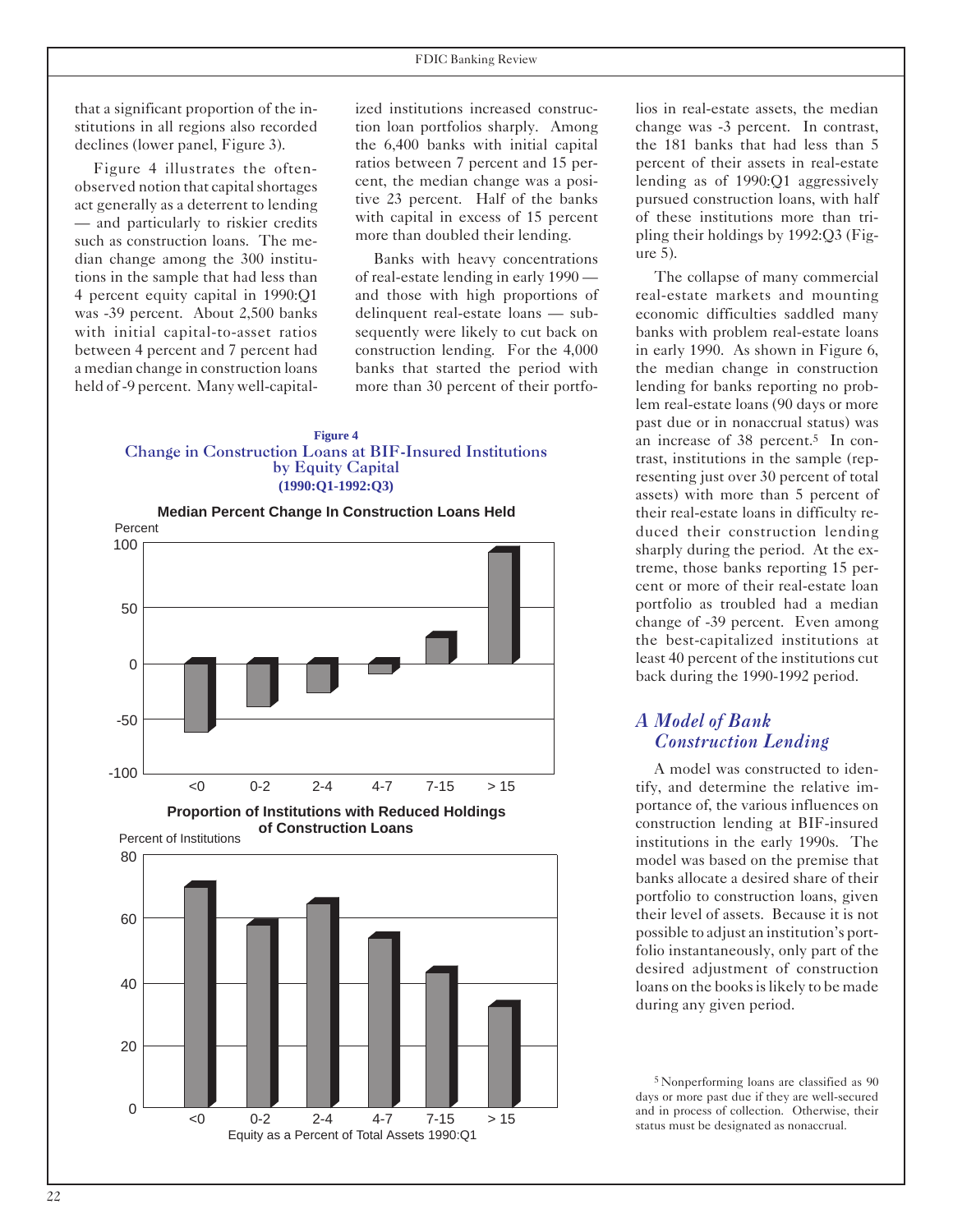that a significant proportion of the institutions in all regions also recorded declines (lower panel, Figure 3).

Figure 4 illustrates the often-observed notion that capital shortages act generally as a deterrent to lending — and particularly to riskier credits such as construction loans. The median change among the 300 institutions in the sample that had less than 4 percent equity capital in 1990:Q1 was -39 percent. About 2,500 banks with initial capital-to-asset ratios between 4 percent and 7 percent had a median change in construction loans held of -9 percent. Many well-capitalized institutions increased construction loan portfolios sharply. Among the 6,400 banks with initial capital ratios between 7 percent and 15 percent, the median change was a positive 23 percent. Half of the banks with capital in excess of 15 percent more than doubled their lending.

Banks with heavy concentrations of real-estate lending in early 1990 — and those with high proportions of delinquent real-estate loans — subsequently were likely to cut back on construction lending. For the 4,000 banks that started the period with more than 30 percent of their portfolios in real-estate assets, the median change was -3 percent. In contrast, the 181 banks that had less than 5 percent of their assets in real-estate lending as of 1990:Q1 aggressively pursued construction loans, with half of these institutions more than tripling their holdings by 1992:Q3 (Figure 5).

The collapse of many commercial real-estate markets and mounting economic difficulties saddled many banks with problem real-estate loans in early 1990. As shown in Figure 6, the median change in construction lending for banks reporting no problem real-estate loans (90 days or more past due or in nonaccrual status) was an increase of 38 percent.[5] In contrast, institutions in the sample (representing just over 30 percent of total assets) with more than 5 percent of their real-estate loans in difficulty reduced their construction lending sharply during the period. At the extreme, those banks reporting 15 percent or more of their real-estate loan portfolio as troubled had a median change of -39 percent. Even among the best-capitalized institutions at least 40 percent of the institutions cut back during the 1990-1992 period.

**Figure 4**
Change in Construction Loans at BIF-Insured Institutions by Equity Capital
**(1990:Q1-1992:Q3)**

**Median Percent Change In Construction Loans Held**

| Equity as a Percent of Total Assets 1990:Q1 | <0 | 0-2 | 2-4 | 4-7 | 7-15 | > 15 |
|---|---|---|---|---|---|---|
| Median percent change (approx.) | -62 | -39 | -26 | -9 | 23 | 100 |

**Proportion of Institutions with Reduced Holdings of Construction Loans**

| Equity as a Percent of Total Assets 1990:Q1 | <0 | 0-2 | 2-4 | 4-7 | 7-15 | > 15 |
|---|---|---|---|---|---|---|
| Percent of institutions (approx.) | 70 | 58 | 65 | 54 | 43 | 32 |

## *A Model of Bank Construction Lending*

A model was constructed to identify, and determine the relative importance of, the various influences on construction lending at BIF-insured institutions in the early 1990s. The model was based on the premise that banks allocate a desired share of their portfolio to construction loans, given their level of assets. Because it is not possible to adjust an institution's portfolio instantaneously, only part of the desired adjustment of construction loans on the books is likely to be made during any given period.

[5] Nonperforming loans are classified as 90 days or more past due if they are well-secured and in process of collection. Otherwise, their status must be designated as nonaccrual.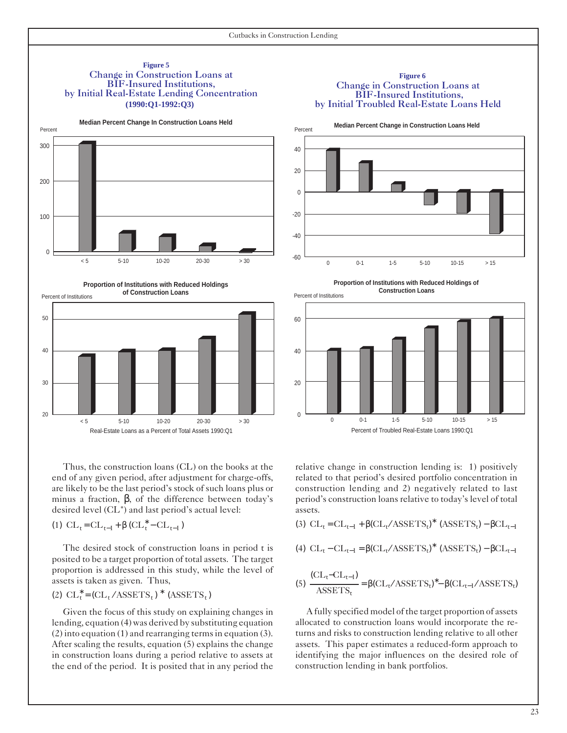**Figure 5**
Change in Construction Loans at BIF-Insured Institutions, by Initial Real-Estate Lending Concentration
**(1990:Q1-1992:Q3)**

**Figure 6**
Change in Construction Loans at BIF-Insured Institutions, by Initial Troubled Real-Estate Loans Held

Thus, the construction loans (CL) on the books at the end of any given period, after adjustment for charge-offs, are likely to be the last period's stock of such loans plus or minus a fraction, β, of the difference between today's desired level ($CL^*$) and last period's actual level:

$$(1)\ CL_t = CL_{t-1} + \beta\,(CL_t^* - CL_{t-1})$$

The desired stock of construction loans in period t is posited to be a target proportion of total assets. The target proportion is addressed in this study, while the level of assets is taken as given. Thus,

$$(2)\ CL_t^* = (CL_t / ASSETS_t)^*\,(ASSETS_t)$$

Given the focus of this study on explaining changes in lending, equation (4) was derived by substituting equation (2) into equation (1) and rearranging terms in equation (3). After scaling the results, equation (5) explains the change in construction loans during a period relative to assets at the end of the period. It is posited that in any period the relative change in construction lending is: 1) positively related to that period's desired portfolio concentration in construction lending and 2) negatively related to last period's construction loans relative to today's level of total assets.

$$(3)\ CL_t = CL_{t-1} + \beta(CL_t/ASSETS_t)^*\,(ASSETS_t) - \beta CL_{t-1}$$

$$(4)\ CL_t - CL_{t-1} = \beta(CL_t/ASSETS_t)^*\,(ASSETS_t) - \beta CL_{t-1}$$

$$(5)\ \frac{(CL_t - CL_{t-1})}{ASSETS_t} = \beta(CL_t/ASSETS_t)^* - \beta(CL_{t-1}/ASSETS_t)$$

A fully specified model of the target proportion of assets allocated to construction loans would incorporate the returns and risks to construction lending relative to all other assets. This paper estimates a reduced-form approach to identifying the major influences on the desired role of construction lending in bank portfolios.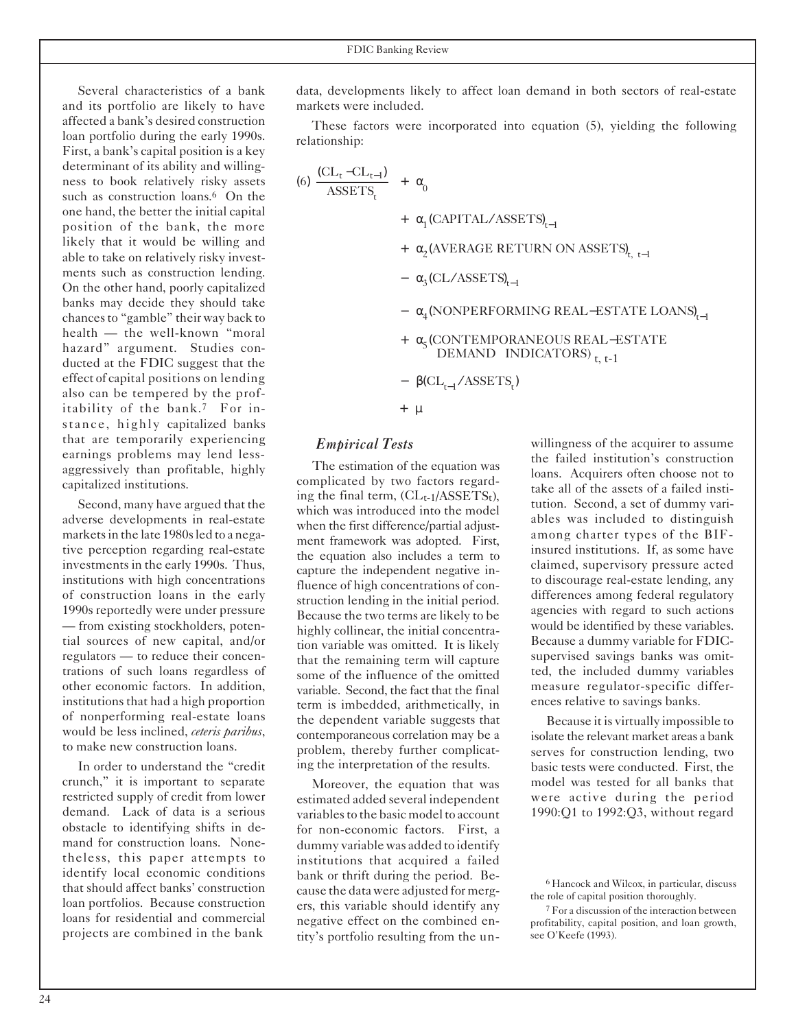Several characteristics of a bank and its portfolio are likely to have affected a bank's desired construction loan portfolio during the early 1990s. First, a bank's capital position is a key determinant of its ability and willingness to book relatively risky assets such as construction loans.[6] On the one hand, the better the initial capital position of the bank, the more likely that it would be willing and able to take on relatively risky investments such as construction lending. On the other hand, poorly capitalized banks may decide they should take chances to "gamble" their way back to health — the well-known "moral hazard" argument. Studies conducted at the FDIC suggest that the effect of capital positions on lending also can be tempered by the profitability of the bank.[7] For instance, highly capitalized banks that are temporarily experiencing earnings problems may lend less-aggressively than profitable, highly capitalized institutions.

Second, many have argued that the adverse developments in real-estate markets in the late 1980s led to a negative perception regarding real-estate investments in the early 1990s. Thus, institutions with high concentrations of construction loans in the early 1990s reportedly were under pressure — from existing stockholders, potential sources of new capital, and/or regulators — to reduce their concentrations of such loans regardless of other economic factors. In addition, institutions that had a high proportion of nonperforming real-estate loans would be less inclined, *ceteris paribus*, to make new construction loans.

In order to understand the "credit crunch," it is important to separate restricted supply of credit from lower demand. Lack of data is a serious obstacle to identifying shifts in demand for construction loans. Nonetheless, this paper attempts to identify local economic conditions that should affect banks' construction loan portfolios. Because construction loans for residential and commercial projects are combined in the bank data, developments likely to affect loan demand in both sectors of real-estate markets were included.

These factors were incorporated into equation (5), yielding the following relationship:

$$
\begin{aligned}
(6)\ \frac{(CL_t - CL_{t-1})}{ASSETS_t} &+ \alpha_0 \\
&+ \alpha_1 (CAPITAL/ASSETS)_{t-1} \\
&+ \alpha_2 (AVERAGE\ RETURN\ ON\ ASSETS)_{t,\ t-1} \\
&- \alpha_3 (CL/ASSETS)_{t-1} \\
&- \alpha_4 (NONPERFORMING\ REAL\text{-}ESTATE\ LOANS)_{t-1} \\
&+ \alpha_5 (CONTEMPORANEOUS\ REAL\text{-}ESTATE\ DEMAND\ INDICATORS)_{t,\ t-1} \\
&- \beta (CL_{t-1}/ASSETS_t) \\
&+ \mu
\end{aligned}
$$

### *Empirical Tests*

The estimation of the equation was complicated by two factors regarding the final term, $(CL_{t-1}/ASSETS_t)$, which was introduced into the model when the first difference/partial adjustment framework was adopted. First, the equation also includes a term to capture the independent negative influence of high concentrations of construction lending in the initial period. Because the two terms are likely to be highly collinear, the initial concentration variable was omitted. It is likely that the remaining term will capture some of the influence of the omitted variable. Second, the fact that the final term is imbedded, arithmetically, in the dependent variable suggests that contemporaneous correlation may be a problem, thereby further complicating the interpretation of the results.

Moreover, the equation that was estimated added several independent variables to the basic model to account for non-economic factors. First, a dummy variable was added to identify institutions that acquired a failed bank or thrift during the period. Because the data were adjusted for mergers, this variable should identify any negative effect on the combined entity's portfolio resulting from the unwillingness of the acquirer to assume the failed institution's construction loans. Acquirers often choose not to take all of the assets of a failed institution. Second, a set of dummy variables was included to distinguish among charter types of the BIF-insured institutions. If, as some have claimed, supervisory pressure acted to discourage real-estate lending, any differences among federal regulatory agencies with regard to such actions would be identified by these variables. Because a dummy variable for FDIC-supervised savings banks was omitted, the included dummy variables measure regulator-specific differences relative to savings banks.

Because it is virtually impossible to isolate the relevant market areas a bank serves for construction lending, two basic tests were conducted. First, the model was tested for all banks that were active during the period 1990:Q1 to 1992:Q3, without regard

---

[6] Hancock and Wilcox, in particular, discuss the role of capital position thoroughly.

[7] For a discussion of the interaction between profitability, capital position, and loan growth, see O'Keefe (1993).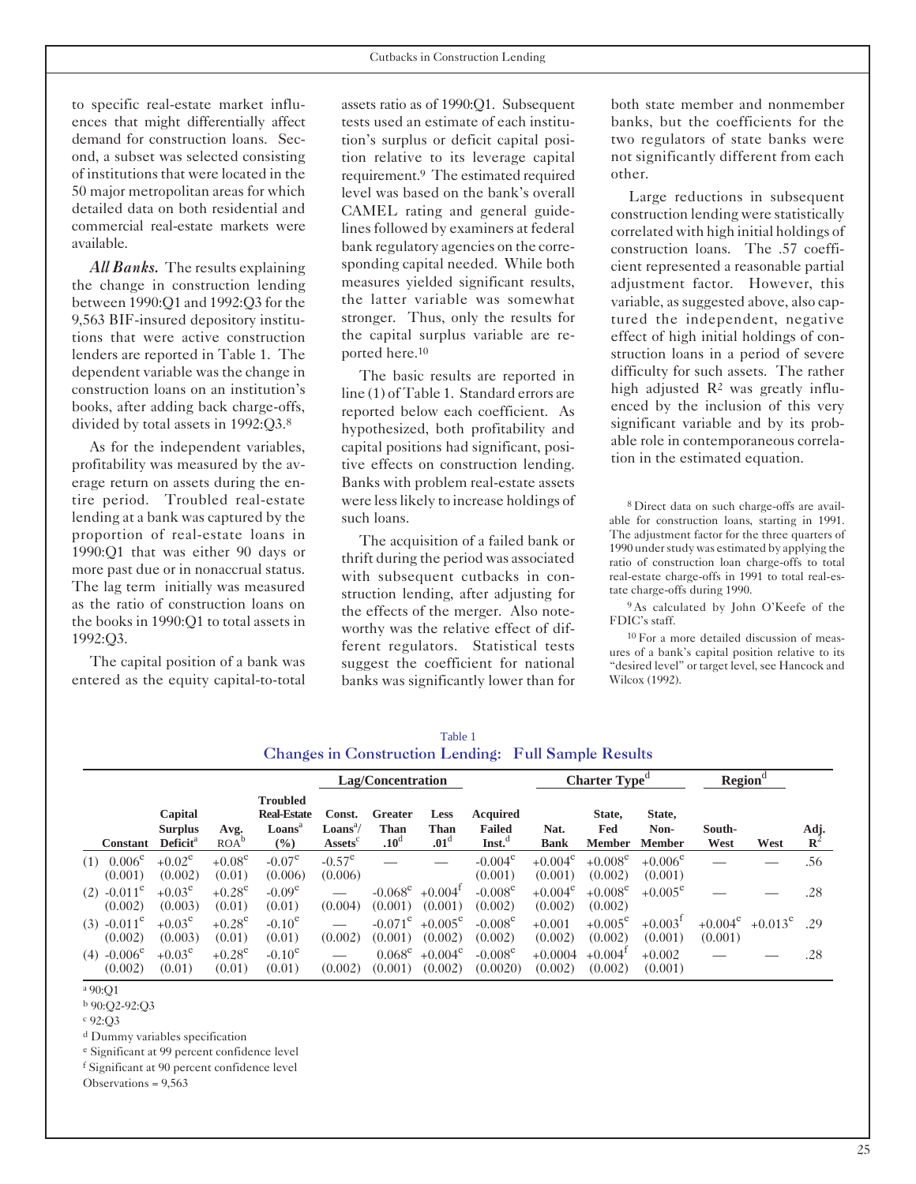to specific real-estate market influences that might differentially affect demand for construction loans. Second, a subset was selected consisting of institutions that were located in the 50 major metropolitan areas for which detailed data on both residential and commercial real-estate markets were available.

***All Banks.*** The results explaining the change in construction lending between 1990:Q1 and 1992:Q3 for the 9,563 BIF-insured depository institutions that were active construction lenders are reported in Table 1. The dependent variable was the change in construction loans on an institution's books, after adding back charge-offs, divided by total assets in 1992:Q3.[8]

As for the independent variables, profitability was measured by the average return on assets during the entire period. Troubled real-estate lending at a bank was captured by the proportion of real-estate loans in 1990:Q1 that was either 90 days or more past due or in nonaccrual status. The lag term initially was measured as the ratio of construction loans on the books in 1990:Q1 to total assets in 1992:Q3.

The capital position of a bank was entered as the equity capital-to-total assets ratio as of 1990:Q1. Subsequent tests used an estimate of each institution's surplus or deficit capital position relative to its leverage capital requirement.[9] The estimated required level was based on the bank's overall CAMEL rating and general guidelines followed by examiners at federal bank regulatory agencies on the corresponding capital needed. While both measures yielded significant results, the latter variable was somewhat stronger. Thus, only the results for the capital surplus variable are reported here.[10]

The basic results are reported in line (1) of Table 1. Standard errors are reported below each coefficient. As hypothesized, both profitability and capital positions had significant, positive effects on construction lending. Banks with problem real-estate assets were less likely to increase holdings of such loans.

The acquisition of a failed bank or thrift during the period was associated with subsequent cutbacks in construction lending, after adjusting for the effects of the merger. Also noteworthy was the relative effect of different regulators. Statistical tests suggest the coefficient for national banks was significantly lower than for both state member and nonmember banks, but the coefficients for the two regulators of state banks were not significantly different from each other.

Large reductions in subsequent construction lending were statistically correlated with high initial holdings of construction loans. The .57 coefficient represented a reasonable partial adjustment factor. However, this variable, as suggested above, also captured the independent, negative effect of high initial holdings of construction loans in a period of severe difficulty for such assets. The rather high adjusted $R^2$ was greatly influenced by the inclusion of this very significant variable and by its probable role in contemporaneous correlation in the estimated equation.

[8] Direct data on such charge-offs are available for construction loans, starting in 1991. The adjustment factor for the three quarters of 1990 under study was estimated by applying the ratio of construction loan charge-offs to total real-estate charge-offs in 1991 to total real-estate charge-offs during 1990.

[9] As calculated by John O'Keefe of the FDIC's staff.

[10] For a more detailed discussion of measures of a bank's capital position relative to its "desired level" or target level, see Hancock and Wilcox (1992).

Table 1
**Changes in Construction Lending: Full Sample Results**

| | | | | Lag/Concentration | | | | Charter Type[d] | | | Region[d] | | |
|---|---|---|---|---|---|---|---|---|---|---|---|---|---|
| Constant | Capital Surplus Deficit[a] | Avg. ROA[b] | Troubled Real-Estate Loans[a] (%) | Const. Loans[a]/ Assets[c] | Greater Than .10[d] | Less Than .01[d] | Acquired Failed Inst.[d] | Nat. Bank | State, Fed Member | State, Non-Member | South-West | West | Adj. $R^2$ |
| (1) 0.006[e] (0.001) | +0.02[e] (0.002) | +0.08[e] (0.01) | -0.07[e] (0.006) | -0.57[e] (0.006) | — | — | -0.004[e] (0.001) | +0.004[e] (0.001) | +0.008[e] (0.002) | +0.006[e] (0.001) | — | — | .56 |
| (2) -0.011[e] (0.002) | +0.03[e] (0.003) | +0.28[e] (0.01) | -0.09[e] (0.01) | — (0.004) | -0.068[e] (0.001) | +0.004[f] (0.001) | -0.008[e] (0.002) | +0.004[e] (0.002) | +0.008[e] (0.002) | +0.005[e] | — | — | .28 |
| (3) -0.011[e] (0.002) | +0.03[e] (0.003) | +0.28[e] (0.01) | -0.10[e] (0.01) | — (0.002) | -0.071[e] (0.001) | +0.005[e] (0.002) | -0.008[e] (0.002) | +0.001 (0.002) | +0.005[e] (0.002) | +0.003[f] (0.001) | +0.004[e] (0.001) | +0.013[e] | .29 |
| (4) -0.006[e] (0.002) | +0.03[e] (0.01) | +0.28[e] (0.01) | -0.10[e] (0.01) | — (0.002) | 0.068[e] (0.001) | +0.004[e] (0.002) | -0.008[e] (0.0020) | +0.0004 (0.002) | +0.004[f] (0.002) | +0.002 (0.001) | — | — | .28 |

[a] 90:Q1
[b] 90:Q2-92:Q3
[c] 92:Q3
[d] Dummy variables specification
[e] Significant at 99 percent confidence level
[f] Significant at 90 percent confidence level
Observations = 9,563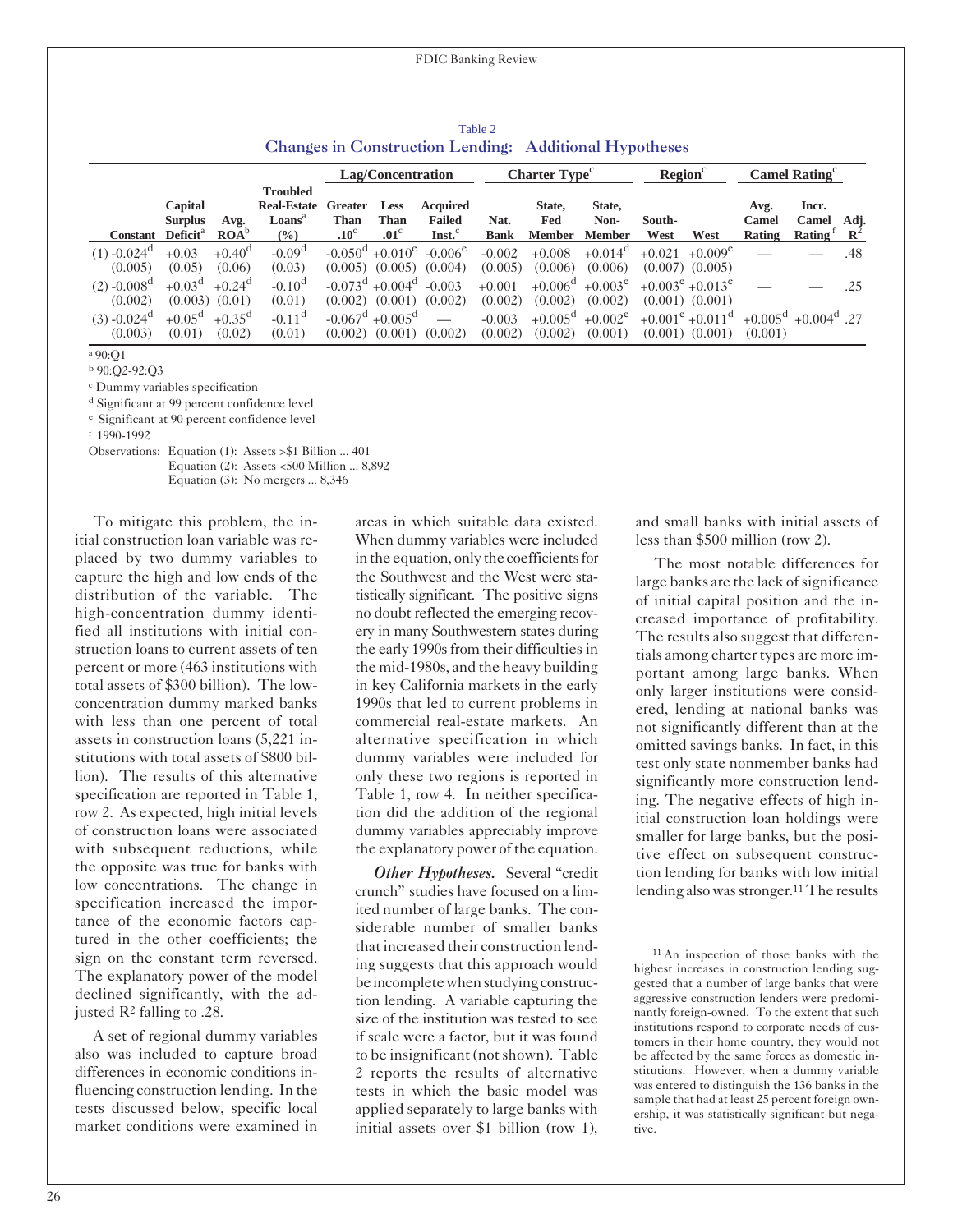## Table 2

### Changes in Construction Lending: Additional Hypotheses

| Constant | Capital Surplus Deficit[a] | Avg. ROA[b] | Troubled Real-Estate Loans[a] (%) | Lag/Concentration: Greater Than .10[c] | Lag/Concentration: Less Than .01[c] | Lag/Concentration: Acquired Failed Inst.[c] | Charter Type[c]: Nat. Bank | Charter Type[c]: State, Fed Member | Charter Type[c]: State, Non-Member | Region[c]: South-West | Region[c]: West | Camel Rating[c]: Avg. Camel Rating | Camel Rating[c]: Incr. Camel Rating[f] | Adj. $R^2$ |
|---|---|---|---|---|---|---|---|---|---|---|---|---|---|---|
| (1) -0.024[d] | +0.03 | +0.40[d] | -0.09[d] | -0.050[d] | +0.010[e] | -0.006[e] | -0.002 | +0.008 | +0.014[d] | +0.021 | +0.009[e] | — | — | .48 |
| (0.005) | (0.05) | (0.06) | (0.03) | (0.005) | (0.005) | (0.004) | (0.005) | (0.006) | (0.006) | (0.007) | (0.005) | | | |
| (2) -0.008[d] | +0.03[d] | +0.24[d] | -0.10[d] | -0.073[d] | +0.004[d] | -0.003 | +0.001 | +0.006[d] | +0.003[e] | +0.003[e] | +0.013[e] | — | — | .25 |
| (0.002) | (0.003) | (0.01) | (0.01) | (0.002) | (0.001) | (0.002) | (0.002) | (0.002) | (0.002) | (0.001) | (0.001) | | | |
| (3) -0.024[d] | +0.05[d] | +0.35[d] | -0.11[d] | -0.067[d] | +0.005[d] | — | -0.003 | +0.005[d] | +0.002[e] | +0.001[e] | +0.011[d] | +0.005[d] | +0.004[d] | .27 |
| (0.003) | (0.01) | (0.02) | (0.01) | (0.002) | (0.001) | (0.002) | (0.002) | (0.002) | (0.001) | (0.001) | (0.001) | (0.001) | | |

[a] 90:Q1
[b] 90:Q2-92:Q3
[c] Dummy variables specification
[d] Significant at 99 percent confidence level
[e] Significant at 90 percent confidence level
[f] 1990-1992

Observations: Equation (1): Assets >$1 Billion ... 401
Equation (2): Assets <500 Million ... 8,892
Equation (3): No mergers ... 8,346

To mitigate this problem, the initial construction loan variable was replaced by two dummy variables to capture the high and low ends of the distribution of the variable. The high-concentration dummy identified all institutions with initial construction loans to current assets of ten percent or more (463 institutions with total assets of $300 billion). The low-concentration dummy marked banks with less than one percent of total assets in construction loans (5,221 institutions with total assets of $800 billion). The results of this alternative specification are reported in Table 1, row 2. As expected, high initial levels of construction loans were associated with subsequent reductions, while the opposite was true for banks with low concentrations. The change in specification increased the importance of the economic factors captured in the other coefficients; the sign on the constant term reversed. The explanatory power of the model declined significantly, with the adjusted $R^2$ falling to .28.

A set of regional dummy variables also was included to capture broad differences in economic conditions influencing construction lending. In the tests discussed below, specific local market conditions were examined in areas in which suitable data existed. When dummy variables were included in the equation, only the coefficients for the Southwest and the West were statistically significant. The positive signs no doubt reflected the emerging recovery in many Southwestern states during the early 1990s from their difficulties in the mid-1980s, and the heavy building in key California markets in the early 1990s that led to current problems in commercial real-estate markets. An alternative specification in which dummy variables were included for only these two regions is reported in Table 1, row 4. In neither specification did the addition of the regional dummy variables appreciably improve the explanatory power of the equation.

***Other Hypotheses.*** Several "credit crunch" studies have focused on a limited number of large banks. The considerable number of smaller banks that increased their construction lending suggests that this approach would be incomplete when studying construction lending. A variable capturing the size of the institution was tested to see if scale were a factor, but it was found to be insignificant (not shown). Table 2 reports the results of alternative tests in which the basic model was applied separately to large banks with initial assets over $1 billion (row 1), and small banks with initial assets of less than $500 million (row 2).

The most notable differences for large banks are the lack of significance of initial capital position and the increased importance of profitability. The results also suggest that differentials among charter types are more important among large banks. When only larger institutions were considered, lending at national banks was not significantly different than at the omitted savings banks. In fact, in this test only state nonmember banks had significantly more construction lending. The negative effects of high initial construction loan holdings were smaller for large banks, but the positive effect on subsequent construction lending for banks with low initial lending also was stronger.[11] The results

[11] An inspection of those banks with the highest increases in construction lending suggested that a number of large banks that were aggressive construction lenders were predominantly foreign-owned. To the extent that such institutions respond to corporate needs of customers in their home country, they would not be affected by the same forces as domestic institutions. However, when a dummy variable was entered to distinguish the 136 banks in the sample that had at least 25 percent foreign ownership, it was statistically significant but negative.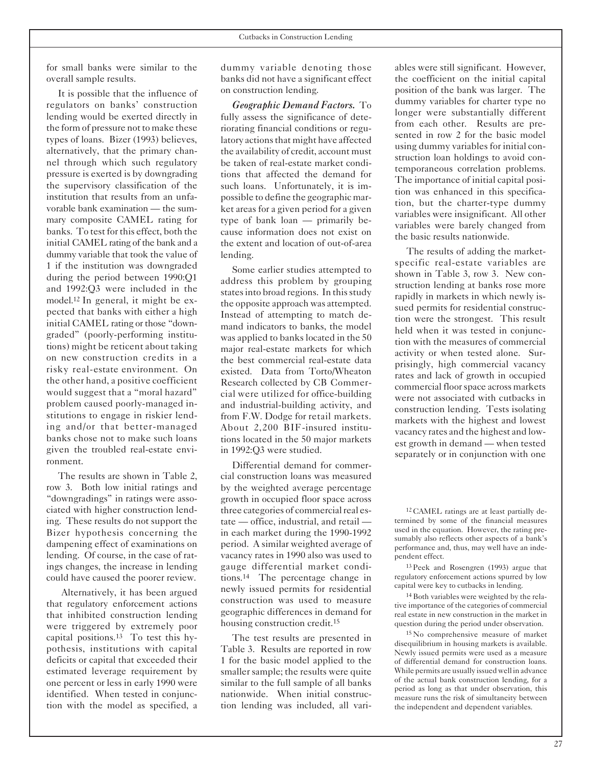for small banks were similar to the overall sample results.

It is possible that the influence of regulators on banks' construction lending would be exerted directly in the form of pressure not to make these types of loans. Bizer (1993) believes, alternatively, that the primary channel through which such regulatory pressure is exerted is by downgrading the supervisory classification of the institution that results from an unfavorable bank examination — the summary composite CAMEL rating for banks. To test for this effect, both the initial CAMEL rating of the bank and a dummy variable that took the value of 1 if the institution was downgraded during the period between 1990:Q1 and 1992:Q3 were included in the model.[12] In general, it might be expected that banks with either a high initial CAMEL rating or those "downgraded" (poorly-performing institutions) might be reticent about taking on new construction credits in a risky real-estate environment. On the other hand, a positive coefficient would suggest that a "moral hazard" problem caused poorly-managed institutions to engage in riskier lending and/or that better-managed banks chose not to make such loans given the troubled real-estate environment.

The results are shown in Table 2, row 3. Both low initial ratings and "downgradings" in ratings were associated with higher construction lending. These results do not support the Bizer hypothesis concerning the dampening effect of examinations on lending. Of course, in the case of ratings changes, the increase in lending could have caused the poorer review.

Alternatively, it has been argued that regulatory enforcement actions that inhibited construction lending were triggered by extremely poor capital positions.[13] To test this hypothesis, institutions with capital deficits or capital that exceeded their estimated leverage requirement by one percent or less in early 1990 were identified. When tested in conjunction with the model as specified, a dummy variable denoting those banks did not have a significant effect on construction lending.

***Geographic Demand Factors.*** To fully assess the significance of deteriorating financial conditions or regulatory actions that might have affected the availability of credit, account must be taken of real-estate market conditions that affected the demand for such loans. Unfortunately, it is impossible to define the geographic market areas for a given period for a given type of bank loan — primarily because information does not exist on the extent and location of out-of-area lending.

Some earlier studies attempted to address this problem by grouping states into broad regions. In this study the opposite approach was attempted. Instead of attempting to match demand indicators to banks, the model was applied to banks located in the 50 major real-estate markets for which the best commercial real-estate data existed. Data from Torto/Wheaton Research collected by CB Commercial were utilized for office-building and industrial-building activity, and from F.W. Dodge for retail markets. About 2,200 BIF-insured institutions located in the 50 major markets in 1992:Q3 were studied.

Differential demand for commercial construction loans was measured by the weighted average percentage growth in occupied floor space across three categories of commercial real estate — office, industrial, and retail — in each market during the 1990-1992 period. A similar weighted average of vacancy rates in 1990 also was used to gauge differential market conditions.[14] The percentage change in newly issued permits for residential construction was used to measure geographic differences in demand for housing construction credit.[15]

The test results are presented in Table 3. Results are reported in row 1 for the basic model applied to the smaller sample; the results were quite similar to the full sample of all banks nationwide. When initial construction lending was included, all variables were still significant. However, the coefficient on the initial capital position of the bank was larger. The dummy variables for charter type no longer were substantially different from each other. Results are presented in row 2 for the basic model using dummy variables for initial construction loan holdings to avoid contemporaneous correlation problems. The importance of initial capital position was enhanced in this specification, but the charter-type dummy variables were insignificant. All other variables were barely changed from the basic results nationwide.

The results of adding the market-specific real-estate variables are shown in Table 3, row 3. New construction lending at banks rose more rapidly in markets in which newly issued permits for residential construction were the strongest. This result held when it was tested in conjunction with the measures of commercial activity or when tested alone. Surprisingly, high commercial vacancy rates and lack of growth in occupied commercial floor space across markets were not associated with cutbacks in construction lending. Tests isolating markets with the highest and lowest vacancy rates and the highest and lowest growth in demand — when tested separately or in conjunction with one

---

[12] CAMEL ratings are at least partially determined by some of the financial measures used in the equation. However, the rating presumably also reflects other aspects of a bank's performance and, thus, may well have an independent effect.

[13] Peek and Rosengren (1993) argue that regulatory enforcement actions spurred by low capital were key to cutbacks in lending.

[14] Both variables were weighted by the relative importance of the categories of commercial real estate in new construction in the market in question during the period under observation.

[15] No comprehensive measure of market disequilibrium in housing markets is available. Newly issued permits were used as a measure of differential demand for construction loans. While permits are usually issued well in advance of the actual bank construction lending, for a period as long as that under observation, this measure runs the risk of simultaneity between the independent and dependent variables.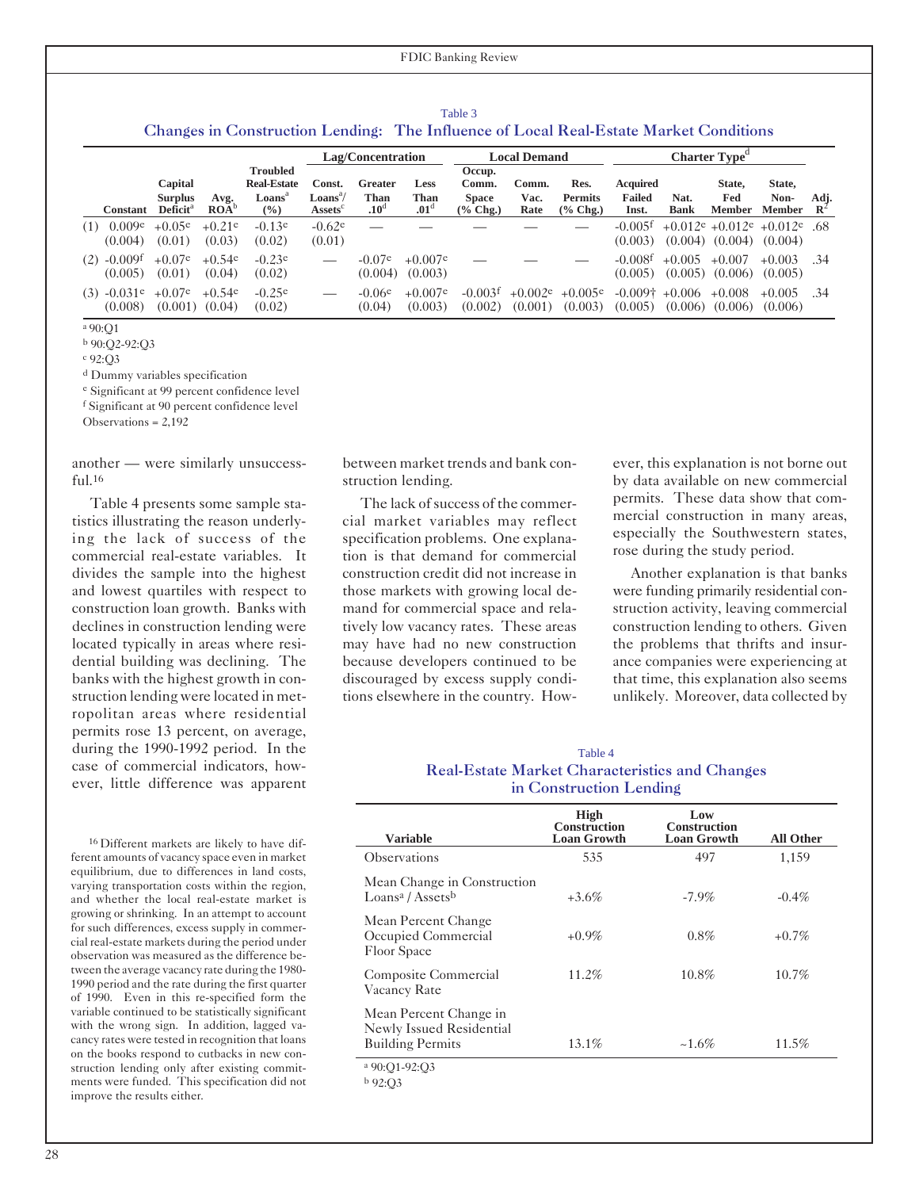Table 3

### Changes in Construction Lending: The Influence of Local Real-Estate Market Conditions

| | Constant | Capital Surplus Deficit[a] | Avg. ROA[b] | Troubled Real-Estate Loans[a] (%) | Lag/Concentration: Const. Loans[a]/ Assets[c] | Lag/Concentration: Greater Than .10[d] | Lag/Concentration: Less Than .01[d] | Local Demand: Occup. Comm. Space (% Chg.) | Local Demand: Comm. Vac. Rate | Local Demand: Res. Permits (% Chg.) | Charter Type[d]: Acquired Failed Inst. | Charter Type[d]: Nat. Bank | Charter Type[d]: State, Fed Member | Charter Type[d]: State, Non-Member | Adj. $R^2$ |
|---|---|---|---|---|---|---|---|---|---|---|---|---|---|---|---|
| (1) | 0.009[e] (0.004) | +0.05[e] (0.01) | +0.21[e] (0.03) | -0.13[e] (0.02) | -0.62[e] (0.01) | — | — | — | — | — | -0.005[f] (0.003) | +0.012[e] (0.004) | +0.012[e] (0.004) | +0.012[e] (0.004) | .68 |
| (2) | -0.009[f] (0.005) | +0.07[e] (0.01) | +0.54[e] (0.04) | -0.23[e] (0.02) | — | -0.07[e] (0.004) | +0.007[e] (0.003) | — | — | — | -0.008[f] (0.005) | +0.005 (0.005) | +0.007 (0.006) | +0.003 (0.005) | .34 |
| (3) | -0.031[e] (0.008) | +0.07[e] (0.001) | +0.54[e] (0.04) | -0.25[e] (0.02) | — | -0.06[e] (0.04) | +0.007[e] (0.003) | -0.003[f] (0.002) | +0.002[e] (0.001) | +0.005[e] (0.003) | -0.009† (0.005) | +0.006 (0.006) | +0.008 (0.006) | +0.005 (0.006) | .34 |

[a] 90:Q1
[b] 90:Q2-92:Q3
[c] 92:Q3
[d] Dummy variables specification
[e] Significant at 99 percent confidence level
[f] Significant at 90 percent confidence level
Observations = 2,192

another — were similarly unsuccessful.[16]

Table 4 presents some sample statistics illustrating the reason underlying the lack of success of the commercial real-estate variables. It divides the sample into the highest and lowest quartiles with respect to construction loan growth. Banks with declines in construction lending were located typically in areas where residential building was declining. The banks with the highest growth in construction lending were located in metropolitan areas where residential permits rose 13 percent, on average, during the 1990-1992 period. In the case of commercial indicators, however, little difference was apparent between market trends and bank construction lending.

The lack of success of the commercial market variables may reflect specification problems. One explanation is that demand for commercial construction credit did not increase in those markets with growing local demand for commercial space and relatively low vacancy rates. These areas may have had no new construction because developers continued to be discouraged by excess supply conditions elsewhere in the country. However, this explanation is not borne out by data available on new commercial permits. These data show that commercial construction in many areas, especially the Southwestern states, rose during the study period.

Another explanation is that banks were funding primarily residential construction activity, leaving commercial construction lending to others. Given the problems that thrifts and insurance companies were experiencing at that time, this explanation also seems unlikely. Moreover, data collected by

Table 4

### Real-Estate Market Characteristics and Changes in Construction Lending

| Variable | High Construction Loan Growth | Low Construction Loan Growth | All Other |
|---|---|---|---|
| Observations | 535 | 497 | 1,159 |
| Mean Change in Construction Loans[a] / Assets[b] | +3.6% | -7.9% | -0.4% |
| Mean Percent Change Occupied Commercial Floor Space | +0.9% | 0.8% | +0.7% |
| Composite Commercial Vacancy Rate | 11.2% | 10.8% | 10.7% |
| Mean Percent Change in Newly Issued Residential Building Permits | 13.1% | -1.6% | 11.5% |

[a] 90:Q1-92:Q3
[b] 92:Q3

[16] Different markets are likely to have different amounts of vacancy space even in market equilibrium, due to differences in land costs, varying transportation costs within the region, and whether the local real-estate market is growing or shrinking. In an attempt to account for such differences, excess supply in commercial real-estate markets during the period under observation was measured as the difference between the average vacancy rate during the 1980-1990 period and the rate during the first quarter of 1990. Even in this re-specified form the variable continued to be statistically significant with the wrong sign. In addition, lagged vacancy rates were tested in recognition that loans on the books respond to cutbacks in new construction lending only after existing commitments were funded. This specification did not improve the results either.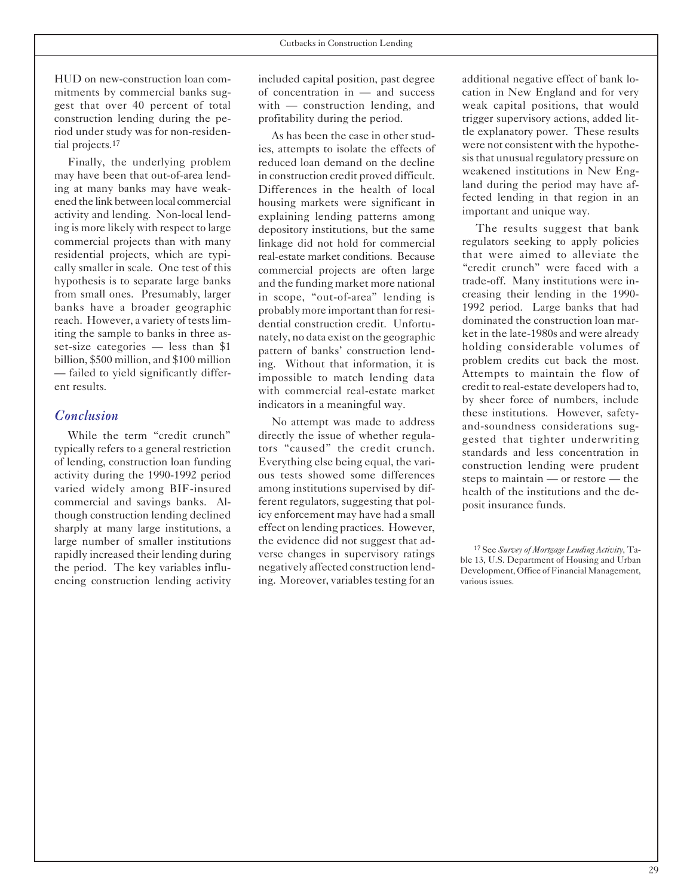HUD on new-construction loan commitments by commercial banks suggest that over 40 percent of total construction lending during the period under study was for non-residential projects.[17]

Finally, the underlying problem may have been that out-of-area lending at many banks may have weakened the link between local commercial activity and lending. Non-local lending is more likely with respect to large commercial projects than with many residential projects, which are typically smaller in scale. One test of this hypothesis is to separate large banks from small ones. Presumably, larger banks have a broader geographic reach. However, a variety of tests limiting the sample to banks in three asset-size categories — less than $1 billion, $500 million, and $100 million — failed to yield significantly different results.

## *Conclusion*

While the term "credit crunch" typically refers to a general restriction of lending, construction loan funding activity during the 1990-1992 period varied widely among BIF-insured commercial and savings banks. Although construction lending declined sharply at many large institutions, a large number of smaller institutions rapidly increased their lending during the period. The key variables influencing construction lending activity included capital position, past degree of concentration in — and success with — construction lending, and profitability during the period.

As has been the case in other studies, attempts to isolate the effects of reduced loan demand on the decline in construction credit proved difficult. Differences in the health of local housing markets were significant in explaining lending patterns among depository institutions, but the same linkage did not hold for commercial real-estate market conditions. Because commercial projects are often large and the funding market more national in scope, "out-of-area" lending is probably more important than for residential construction credit. Unfortunately, no data exist on the geographic pattern of banks' construction lending. Without that information, it is impossible to match lending data with commercial real-estate market indicators in a meaningful way.

No attempt was made to address directly the issue of whether regulators "caused" the credit crunch. Everything else being equal, the various tests showed some differences among institutions supervised by different regulators, suggesting that policy enforcement may have had a small effect on lending practices. However, the evidence did not suggest that adverse changes in supervisory ratings negatively affected construction lending. Moreover, variables testing for an additional negative effect of bank location in New England and for very weak capital positions, that would trigger supervisory actions, added little explanatory power. These results were not consistent with the hypothesis that unusual regulatory pressure on weakened institutions in New England during the period may have affected lending in that region in an important and unique way.

The results suggest that bank regulators seeking to apply policies that were aimed to alleviate the "credit crunch" were faced with a trade-off. Many institutions were increasing their lending in the 1990-1992 period. Large banks that had dominated the construction loan market in the late-1980s and were already holding considerable volumes of problem credits cut back the most. Attempts to maintain the flow of credit to real-estate developers had to, by sheer force of numbers, include these institutions. However, safety-and-soundness considerations suggested that tighter underwriting standards and less concentration in construction lending were prudent steps to maintain — or restore — the health of the institutions and the deposit insurance funds.

---

[17] See *Survey of Mortgage Lending Activity*, Table 13, U.S. Department of Housing and Urban Development, Office of Financial Management, various issues.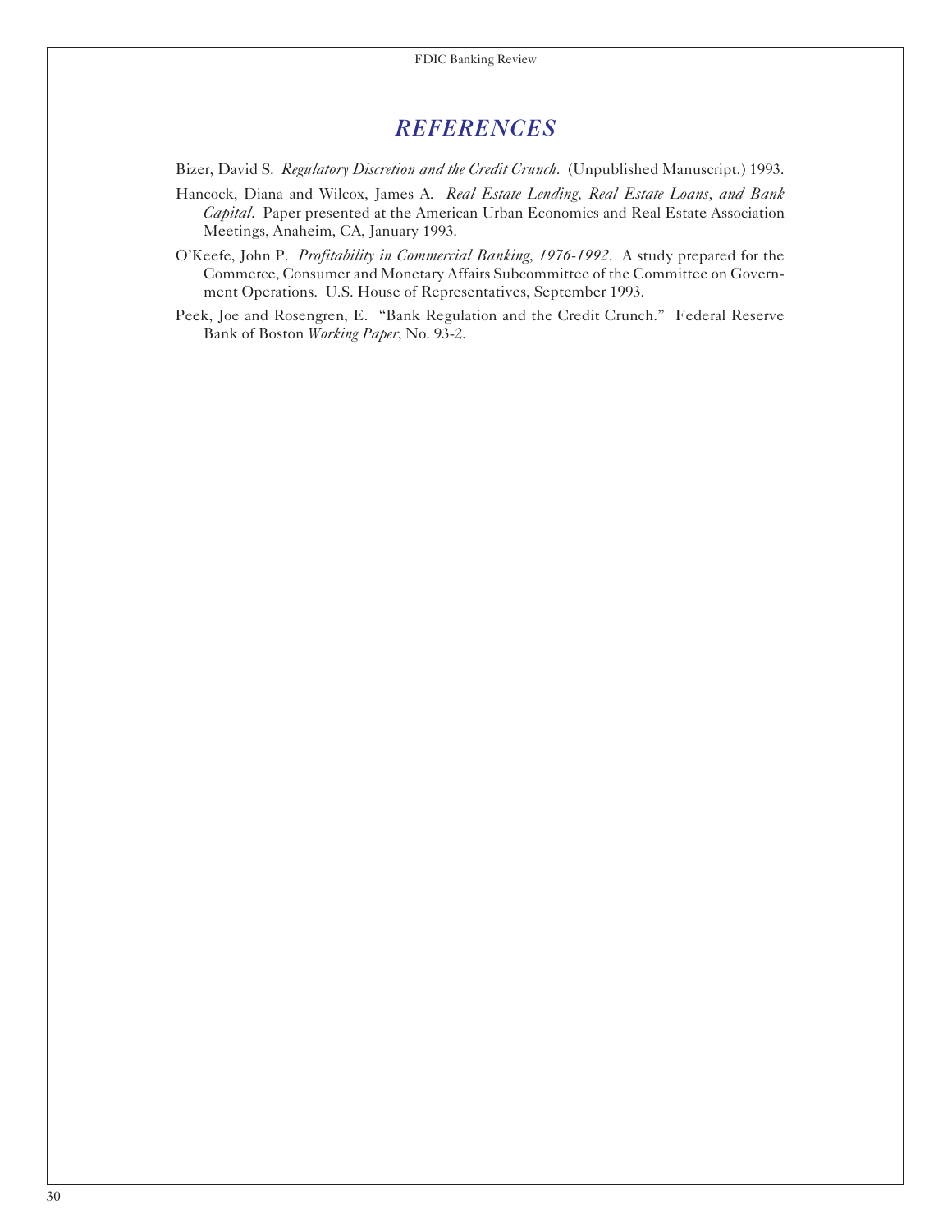# REFERENCES

Bizer, David S. *Regulatory Discretion and the Credit Crunch*. (Unpublished Manuscript.) 1993.

Hancock, Diana and Wilcox, James A. *Real Estate Lending, Real Estate Loans, and Bank Capital*. Paper presented at the American Urban Economics and Real Estate Association Meetings, Anaheim, CA, January 1993.

O'Keefe, John P. *Profitability in Commercial Banking, 1976-1992*. A study prepared for the Commerce, Consumer and Monetary Affairs Subcommittee of the Committee on Government Operations. U.S. House of Representatives, September 1993.

Peek, Joe and Rosengren, E. "Bank Regulation and the Credit Crunch." Federal Reserve Bank of Boston *Working Paper*, No. 93-2.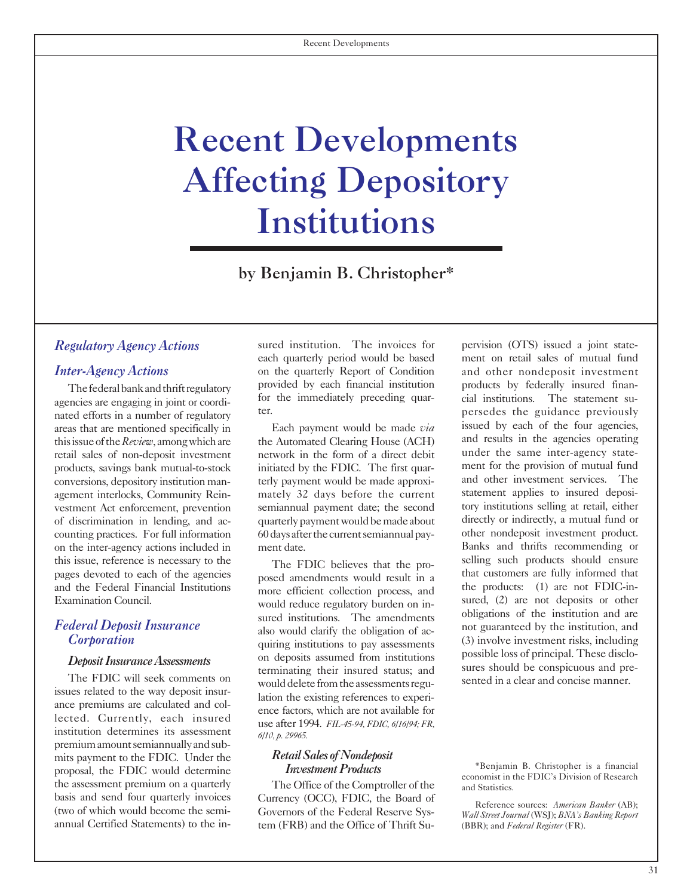# Recent Developments Affecting Depository Institutions

**by Benjamin B. Christopher***

## *Regulatory Agency Actions*

## *Inter-Agency Actions*

The federal bank and thrift regulatory agencies are engaging in joint or coordinated efforts in a number of regulatory areas that are mentioned specifically in this issue of the *Review*, among which are retail sales of non-deposit investment products, savings bank mutual-to-stock conversions, depository institution management interlocks, Community Reinvestment Act enforcement, prevention of discrimination in lending, and accounting practices. For full information on the inter-agency actions included in this issue, reference is necessary to the pages devoted to each of the agencies and the Federal Financial Institutions Examination Council.

## *Federal Deposit Insurance Corporation*

### *Deposit Insurance Assessments*

The FDIC will seek comments on issues related to the way deposit insurance premiums are calculated and collected. Currently, each insured institution determines its assessment premium amount semiannually and submits payment to the FDIC. Under the proposal, the FDIC would determine the assessment premium on a quarterly basis and send four quarterly invoices (two of which would become the semiannual Certified Statements) to the insured institution. The invoices for each quarterly period would be based on the quarterly Report of Condition provided by each financial institution for the immediately preceding quarter.

Each payment would be made *via* the Automated Clearing House (ACH) network in the form of a direct debit initiated by the FDIC. The first quarterly payment would be made approximately 32 days before the current semiannual payment date; the second quarterly payment would be made about 60 days after the current semiannual payment date.

The FDIC believes that the proposed amendments would result in a more efficient collection process, and would reduce regulatory burden on insured institutions. The amendments also would clarify the obligation of acquiring institutions to pay assessments on deposits assumed from institutions terminating their insured status; and would delete from the assessments regulation the existing references to experience factors, which are not available for use after 1994. *FIL-45-94, FDIC, 6/16/94; FR, 6/10, p. 29965.*

### *Retail Sales of Nondeposit Investment Products*

The Office of the Comptroller of the Currency (OCC), FDIC, the Board of Governors of the Federal Reserve System (FRB) and the Office of Thrift Supervision (OTS) issued a joint statement on retail sales of mutual fund and other nondeposit investment products by federally insured financial institutions. The statement supersedes the guidance previously issued by each of the four agencies, and results in the agencies operating under the same inter-agency statement for the provision of mutual fund and other investment services. The statement applies to insured depository institutions selling at retail, either directly or indirectly, a mutual fund or other nondeposit investment product. Banks and thrifts recommending or selling such products should ensure that customers are fully informed that the products: (1) are not FDIC-insured, (2) are not deposits or other obligations of the institution and are not guaranteed by the institution, and (3) involve investment risks, including possible loss of principal. These disclosures should be conspicuous and presented in a clear and concise manner.

*Benjamin B. Christopher is a financial economist in the FDIC's Division of Research and Statistics.

Reference sources: *American Banker* (AB); *Wall Street Journal* (WSJ); *BNA's Banking Report* (BBR); and *Federal Register* (FR).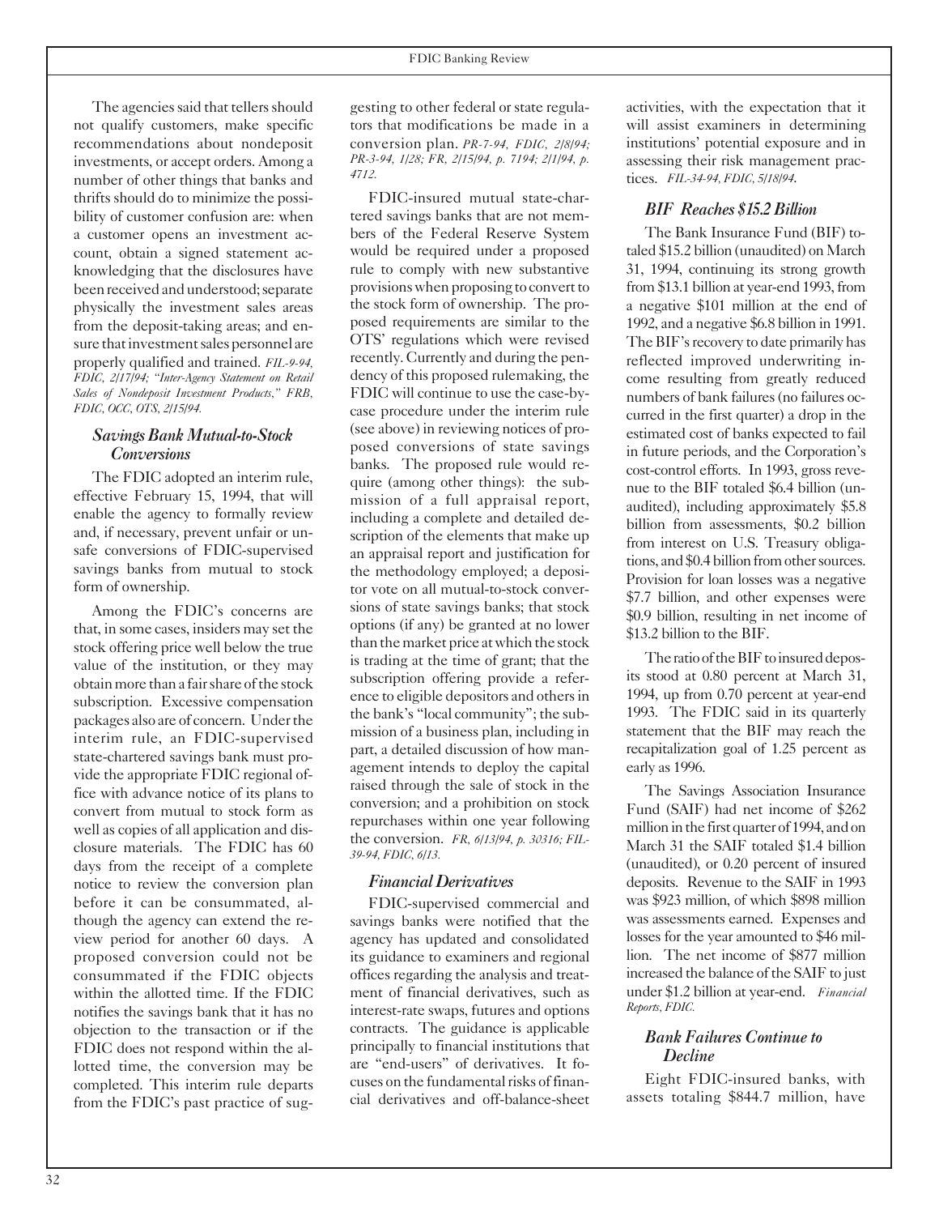The agencies said that tellers should not qualify customers, make specific recommendations about nondeposit investments, or accept orders. Among a number of other things that banks and thrifts should do to minimize the possibility of customer confusion are: when a customer opens an investment account, obtain a signed statement acknowledging that the disclosures have been received and understood; separate physically the investment sales areas from the deposit-taking areas; and ensure that investment sales personnel are properly qualified and trained. *FIL-9-94, FDIC, 2/17/94; "Inter-Agency Statement on Retail Sales of Nondeposit Investment Products," FRB, FDIC, OCC, OTS, 2/15/94.*

### *Savings Bank Mutual-to-Stock Conversions*

The FDIC adopted an interim rule, effective February 15, 1994, that will enable the agency to formally review and, if necessary, prevent unfair or unsafe conversions of FDIC-supervised savings banks from mutual to stock form of ownership.

Among the FDIC's concerns are that, in some cases, insiders may set the stock offering price well below the true value of the institution, or they may obtain more than a fair share of the stock subscription. Excessive compensation packages also are of concern. Under the interim rule, an FDIC-supervised state-chartered savings bank must provide the appropriate FDIC regional office with advance notice of its plans to convert from mutual to stock form as well as copies of all application and disclosure materials. The FDIC has 60 days from the receipt of a complete notice to review the conversion plan before it can be consummated, although the agency can extend the review period for another 60 days. A proposed conversion could not be consummated if the FDIC objects within the allotted time. If the FDIC notifies the savings bank that it has no objection to the transaction or if the FDIC does not respond within the allotted time, the conversion may be completed. This interim rule departs from the FDIC's past practice of suggesting to other federal or state regulators that modifications be made in a conversion plan. *PR-7-94, FDIC, 2/8/94; PR-3-94, 1/28; FR, 2/15/94, p. 7194; 2/1/94, p. 4712.*

FDIC-insured mutual state-chartered savings banks that are not members of the Federal Reserve System would be required under a proposed rule to comply with new substantive provisions when proposing to convert to the stock form of ownership. The proposed requirements are similar to the OTS' regulations which were revised recently. Currently and during the pendency of this proposed rulemaking, the FDIC will continue to use the case-by-case procedure under the interim rule (see above) in reviewing notices of proposed conversions of state savings banks. The proposed rule would require (among other things): the submission of a full appraisal report, including a complete and detailed description of the elements that make up an appraisal report and justification for the methodology employed; a depositor vote on all mutual-to-stock conversions of state savings banks; that stock options (if any) be granted at no lower than the market price at which the stock is trading at the time of grant; that the subscription offering provide a reference to eligible depositors and others in the bank's "local community"; the submission of a business plan, including in part, a detailed discussion of how management intends to deploy the capital raised through the sale of stock in the conversion; and a prohibition on stock repurchases within one year following the conversion. *FR, 6/13/94, p. 30316; FIL-39-94, FDIC, 6/13.*

### *Financial Derivatives*

FDIC-supervised commercial and savings banks were notified that the agency has updated and consolidated its guidance to examiners and regional offices regarding the analysis and treatment of financial derivatives, such as interest-rate swaps, futures and options contracts. The guidance is applicable principally to financial institutions that are "end-users" of derivatives. It focuses on the fundamental risks of financial derivatives and off-balance-sheet activities, with the expectation that it will assist examiners in determining institutions' potential exposure and in assessing their risk management practices. *FIL-34-94, FDIC, 5/18/94.*

### *BIF Reaches $15.2 Billion*

The Bank Insurance Fund (BIF) totaled $15.2 billion (unaudited) on March 31, 1994, continuing its strong growth from $13.1 billion at year-end 1993, from a negative $101 million at the end of 1992, and a negative $6.8 billion in 1991. The BIF's recovery to date primarily has reflected improved underwriting income resulting from greatly reduced numbers of bank failures (no failures occurred in the first quarter) a drop in the estimated cost of banks expected to fail in future periods, and the Corporation's cost-control efforts. In 1993, gross revenue to the BIF totaled $6.4 billion (unaudited), including approximately $5.8 billion from assessments, $0.2 billion from interest on U.S. Treasury obligations, and $0.4 billion from other sources. Provision for loan losses was a negative $7.7 billion, and other expenses were $0.9 billion, resulting in net income of $13.2 billion to the BIF.

The ratio of the BIF to insured deposits stood at 0.80 percent at March 31, 1994, up from 0.70 percent at year-end 1993. The FDIC said in its quarterly statement that the BIF may reach the recapitalization goal of 1.25 percent as early as 1996.

The Savings Association Insurance Fund (SAIF) had net income of $262 million in the first quarter of 1994, and on March 31 the SAIF totaled $1.4 billion (unaudited), or 0.20 percent of insured deposits. Revenue to the SAIF in 1993 was $923 million, of which $898 million was assessments earned. Expenses and losses for the year amounted to $46 million. The net income of $877 million increased the balance of the SAIF to just under $1.2 billion at year-end. *Financial Reports, FDIC.*

### *Bank Failures Continue to Decline*

Eight FDIC-insured banks, with assets totaling $844.7 million, have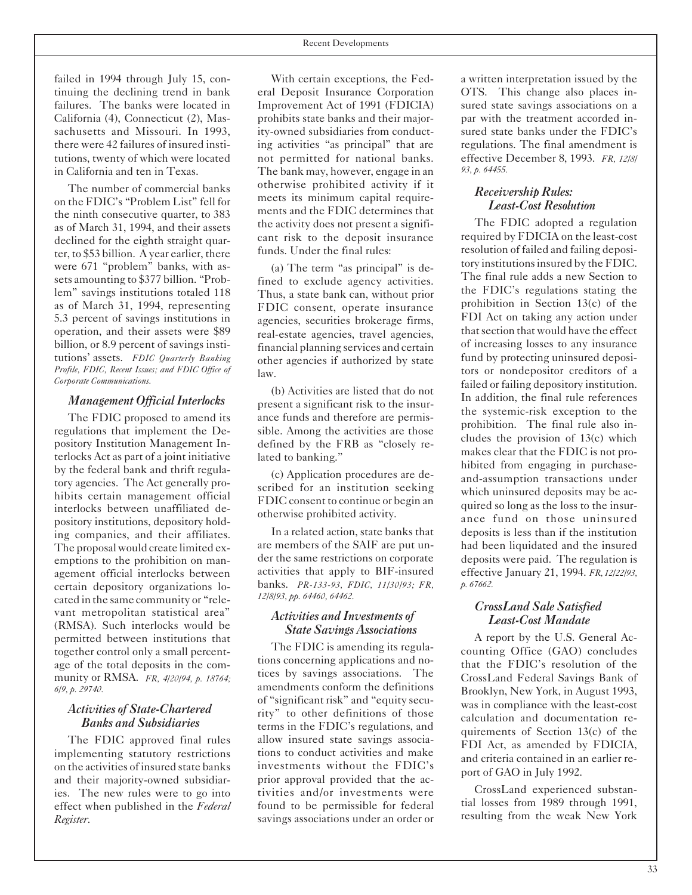failed in 1994 through July 15, continuing the declining trend in bank failures. The banks were located in California (4), Connecticut (2), Massachusetts and Missouri. In 1993, there were 42 failures of insured institutions, twenty of which were located in California and ten in Texas.

The number of commercial banks on the FDIC's "Problem List" fell for the ninth consecutive quarter, to 383 as of March 31, 1994, and their assets declined for the eighth straight quarter, to $53 billion. A year earlier, there were 671 "problem" banks, with assets amounting to $377 billion. "Problem" savings institutions totaled 118 as of March 31, 1994, representing 5.3 percent of savings institutions in operation, and their assets were $89 billion, or 8.9 percent of savings institutions' assets. *FDIC Quarterly Banking Profile, FDIC, Recent Issues; and FDIC Office of Corporate Communications.*

### Management Official Interlocks

The FDIC proposed to amend its regulations that implement the Depository Institution Management Interlocks Act as part of a joint initiative by the federal bank and thrift regulatory agencies. The Act generally prohibits certain management official interlocks between unaffiliated depository institutions, depository holding companies, and their affiliates. The proposal would create limited exemptions to the prohibition on management official interlocks between certain depository organizations located in the same community or "relevant metropolitan statistical area" (RMSA). Such interlocks would be permitted between institutions that together control only a small percentage of the total deposits in the community or RMSA. *FR, 4/20/94, p. 18764; 6/9, p. 29740.*

### Activities of State-Chartered Banks and Subsidiaries

The FDIC approved final rules implementing statutory restrictions on the activities of insured state banks and their majority-owned subsidiaries. The new rules were to go into effect when published in the *Federal Register*.

With certain exceptions, the Federal Deposit Insurance Corporation Improvement Act of 1991 (FDICIA) prohibits state banks and their majority-owned subsidiaries from conducting activities "as principal" that are not permitted for national banks. The bank may, however, engage in an otherwise prohibited activity if it meets its minimum capital requirements and the FDIC determines that the activity does not present a significant risk to the deposit insurance funds. Under the final rules:

(a) The term "as principal" is defined to exclude agency activities. Thus, a state bank can, without prior FDIC consent, operate insurance agencies, securities brokerage firms, real-estate agencies, travel agencies, financial planning services and certain other agencies if authorized by state law.

(b) Activities are listed that do not present a significant risk to the insurance funds and therefore are permissible. Among the activities are those defined by the FRB as "closely related to banking."

(c) Application procedures are described for an institution seeking FDIC consent to continue or begin an otherwise prohibited activity.

In a related action, state banks that are members of the SAIF are put under the same restrictions on corporate activities that apply to BIF-insured banks. *PR-133-93, FDIC, 11/30/93; FR, 12/8/93, pp. 64460, 64462.*

### Activities and Investments of State Savings Associations

The FDIC is amending its regulations concerning applications and notices by savings associations. The amendments conform the definitions of "significant risk" and "equity security" to other definitions of those terms in the FDIC's regulations, and allow insured state savings associations to conduct activities and make investments without the FDIC's prior approval provided that the activities and/or investments were found to be permissible for federal savings associations under an order or a written interpretation issued by the OTS. This change also places insured state savings associations on a par with the treatment accorded insured state banks under the FDIC's regulations. The final amendment is effective December 8, 1993. *FR, 12/8/93, p. 64455.*

### Receivership Rules: Least-Cost Resolution

The FDIC adopted a regulation required by FDICIA on the least-cost resolution of failed and failing depository institutions insured by the FDIC. The final rule adds a new Section to the FDIC's regulations stating the prohibition in Section 13(c) of the FDI Act on taking any action under that section that would have the effect of increasing losses to any insurance fund by protecting uninsured depositors or nondepositor creditors of a failed or failing depository institution. In addition, the final rule references the systemic-risk exception to the prohibition. The final rule also includes the provision of 13(c) which makes clear that the FDIC is not prohibited from engaging in purchase-and-assumption transactions under which uninsured deposits may be acquired so long as the loss to the insurance fund on those uninsured deposits is less than if the institution had been liquidated and the insured deposits were paid. The regulation is effective January 21, 1994. *FR, 12/22/93, p. 67662.*

### CrossLand Sale Satisfied Least-Cost Mandate

A report by the U.S. General Accounting Office (GAO) concludes that the FDIC's resolution of the CrossLand Federal Savings Bank of Brooklyn, New York, in August 1993, was in compliance with the least-cost calculation and documentation requirements of Section 13(c) of the FDI Act, as amended by FDICIA, and criteria contained in an earlier report of GAO in July 1992.

CrossLand experienced substantial losses from 1989 through 1991, resulting from the weak New York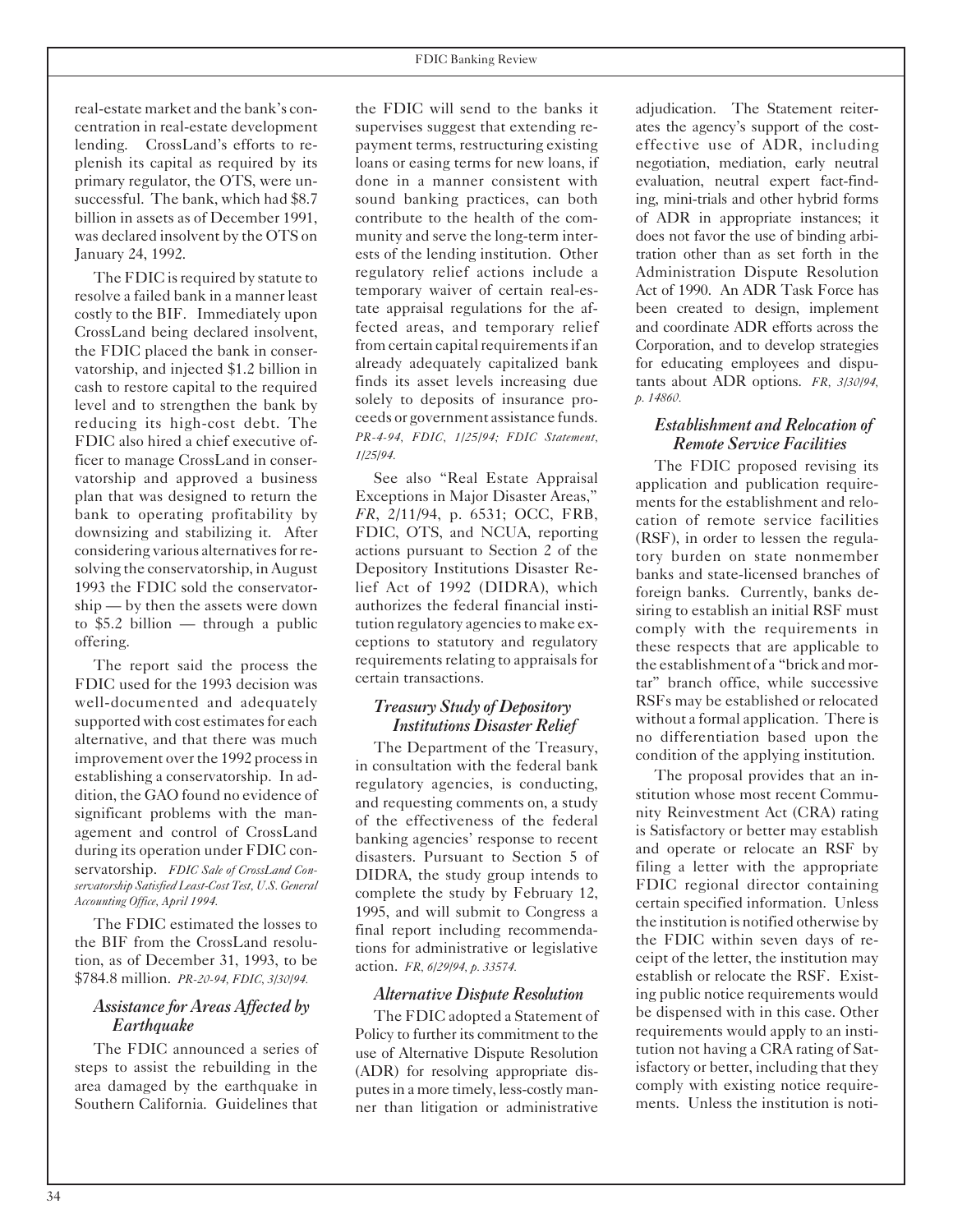real-estate market and the bank's concentration in real-estate development lending. CrossLand's efforts to replenish its capital as required by its primary regulator, the OTS, were unsuccessful. The bank, which had $8.7 billion in assets as of December 1991, was declared insolvent by the OTS on January 24, 1992.

The FDIC is required by statute to resolve a failed bank in a manner least costly to the BIF. Immediately upon CrossLand being declared insolvent, the FDIC placed the bank in conservatorship, and injected $1.2 billion in cash to restore capital to the required level and to strengthen the bank by reducing its high-cost debt. The FDIC also hired a chief executive officer to manage CrossLand in conservatorship and approved a business plan that was designed to return the bank to operating profitability by downsizing and stabilizing it. After considering various alternatives for resolving the conservatorship, in August 1993 the FDIC sold the conservatorship — by then the assets were down to $5.2 billion — through a public offering.

The report said the process the FDIC used for the 1993 decision was well-documented and adequately supported with cost estimates for each alternative, and that there was much improvement over the 1992 process in establishing a conservatorship. In addition, the GAO found no evidence of significant problems with the management and control of CrossLand during its operation under FDIC conservatorship. *FDIC Sale of CrossLand Conservatorship Satisfied Least-Cost Test, U.S. General Accounting Office, April 1994.*

The FDIC estimated the losses to the BIF from the CrossLand resolution, as of December 31, 1993, to be $784.8 million. *PR-20-94, FDIC, 3/30/94.*

### *Assistance for Areas Affected by Earthquake*

The FDIC announced a series of steps to assist the rebuilding in the area damaged by the earthquake in Southern California. Guidelines that the FDIC will send to the banks it supervises suggest that extending repayment terms, restructuring existing loans or easing terms for new loans, if done in a manner consistent with sound banking practices, can both contribute to the health of the community and serve the long-term interests of the lending institution. Other regulatory relief actions include a temporary waiver of certain real-estate appraisal regulations for the affected areas, and temporary relief from certain capital requirements if an already adequately capitalized bank finds its asset levels increasing due solely to deposits of insurance proceeds or government assistance funds. *PR-4-94, FDIC, 1/25/94; FDIC Statement, 1/25/94.*

See also "Real Estate Appraisal Exceptions in Major Disaster Areas," *FR*, 2/11/94, p. 6531; OCC, FRB, FDIC, OTS, and NCUA, reporting actions pursuant to Section 2 of the Depository Institutions Disaster Relief Act of 1992 (DIDRA), which authorizes the federal financial institution regulatory agencies to make exceptions to statutory and regulatory requirements relating to appraisals for certain transactions.

### *Treasury Study of Depository Institutions Disaster Relief*

The Department of the Treasury, in consultation with the federal bank regulatory agencies, is conducting, and requesting comments on, a study of the effectiveness of the federal banking agencies' response to recent disasters. Pursuant to Section 5 of DIDRA, the study group intends to complete the study by February 12, 1995, and will submit to Congress a final report including recommendations for administrative or legislative action. *FR, 6/29/94, p. 33574.*

### *Alternative Dispute Resolution*

The FDIC adopted a Statement of Policy to further its commitment to the use of Alternative Dispute Resolution (ADR) for resolving appropriate disputes in a more timely, less-costly manner than litigation or administrative adjudication. The Statement reiterates the agency's support of the cost-effective use of ADR, including negotiation, mediation, early neutral evaluation, neutral expert fact-finding, mini-trials and other hybrid forms of ADR in appropriate instances; it does not favor the use of binding arbitration other than as set forth in the Administration Dispute Resolution Act of 1990. An ADR Task Force has been created to design, implement and coordinate ADR efforts across the Corporation, and to develop strategies for educating employees and disputants about ADR options. *FR, 3/30/94, p. 14860.*

### *Establishment and Relocation of Remote Service Facilities*

The FDIC proposed revising its application and publication requirements for the establishment and relocation of remote service facilities (RSF), in order to lessen the regulatory burden on state nonmember banks and state-licensed branches of foreign banks. Currently, banks desiring to establish an initial RSF must comply with the requirements in these respects that are applicable to the establishment of a "brick and mortar" branch office, while successive RSFs may be established or relocated without a formal application. There is no differentiation based upon the condition of the applying institution.

The proposal provides that an institution whose most recent Community Reinvestment Act (CRA) rating is Satisfactory or better may establish and operate or relocate an RSF by filing a letter with the appropriate FDIC regional director containing certain specified information. Unless the institution is notified otherwise by the FDIC within seven days of receipt of the letter, the institution may establish or relocate the RSF. Existing public notice requirements would be dispensed with in this case. Other requirements would apply to an institution not having a CRA rating of Satisfactory or better, including that they comply with existing notice requirements. Unless the institution is noti-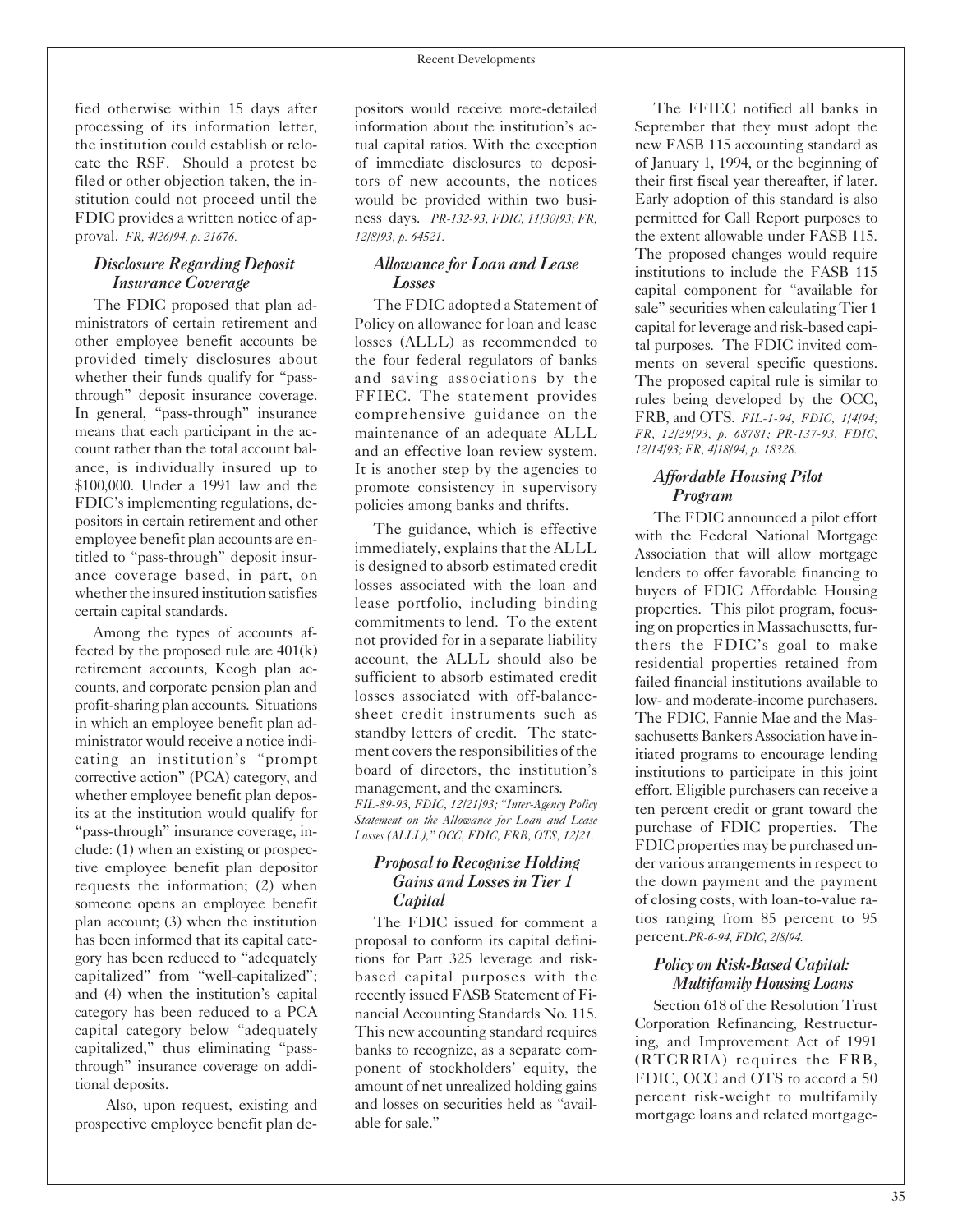fied otherwise within 15 days after processing of its information letter, the institution could establish or relocate the RSF. Should a protest be filed or other objection taken, the institution could not proceed until the FDIC provides a written notice of approval. *FR, 4/26/94, p. 21676.*

### *Disclosure Regarding Deposit Insurance Coverage*

The FDIC proposed that plan administrators of certain retirement and other employee benefit accounts be provided timely disclosures about whether their funds qualify for "pass-through" deposit insurance coverage. In general, "pass-through" insurance means that each participant in the account rather than the total account balance, is individually insured up to $100,000. Under a 1991 law and the FDIC's implementing regulations, depositors in certain retirement and other employee benefit plan accounts are entitled to "pass-through" deposit insurance coverage based, in part, on whether the insured institution satisfies certain capital standards.

Among the types of accounts affected by the proposed rule are 401(k) retirement accounts, Keogh plan accounts, and corporate pension plan and profit-sharing plan accounts. Situations in which an employee benefit plan administrator would receive a notice indicating an institution's "prompt corrective action" (PCA) category, and whether employee benefit plan deposits at the institution would qualify for "pass-through" insurance coverage, include: (1) when an existing or prospective employee benefit plan depositor requests the information; (2) when someone opens an employee benefit plan account; (3) when the institution has been informed that its capital category has been reduced to "adequately capitalized" from "well-capitalized"; and (4) when the institution's capital category has been reduced to a PCA capital category below "adequately capitalized," thus eliminating "pass-through" insurance coverage on additional deposits.

Also, upon request, existing and prospective employee benefit plan depositors would receive more-detailed information about the institution's actual capital ratios. With the exception of immediate disclosures to depositors of new accounts, the notices would be provided within two business days. *PR-132-93, FDIC, 11/30/93; FR, 12/8/93, p. 64521.*

### *Allowance for Loan and Lease Losses*

The FDIC adopted a Statement of Policy on allowance for loan and lease losses (ALLL) as recommended to the four federal regulators of banks and saving associations by the FFIEC. The statement provides comprehensive guidance on the maintenance of an adequate ALLL and an effective loan review system. It is another step by the agencies to promote consistency in supervisory policies among banks and thrifts.

The guidance, which is effective immediately, explains that the ALLL is designed to absorb estimated credit losses associated with the loan and lease portfolio, including binding commitments to lend. To the extent not provided for in a separate liability account, the ALLL should also be sufficient to absorb estimated credit losses associated with off-balance-sheet credit instruments such as standby letters of credit. The statement covers the responsibilities of the board of directors, the institution's management, and the examiners. *FIL-89-93, FDIC, 12/21/93; "Inter-Agency Policy Statement on the Allowance for Loan and Lease Losses (ALLL)," OCC, FDIC, FRB, OTS, 12/21.*

### *Proposal to Recognize Holding Gains and Losses in Tier 1 Capital*

The FDIC issued for comment a proposal to conform its capital definitions for Part 325 leverage and risk-based capital purposes with the recently issued FASB Statement of Financial Accounting Standards No. 115. This new accounting standard requires banks to recognize, as a separate component of stockholders' equity, the amount of net unrealized holding gains and losses on securities held as "available for sale."

The FFIEC notified all banks in September that they must adopt the new FASB 115 accounting standard as of January 1, 1994, or the beginning of their first fiscal year thereafter, if later. Early adoption of this standard is also permitted for Call Report purposes to the extent allowable under FASB 115. The proposed changes would require institutions to include the FASB 115 capital component for "available for sale" securities when calculating Tier 1 capital for leverage and risk-based capital purposes. The FDIC invited comments on several specific questions. The proposed capital rule is similar to rules being developed by the OCC, FRB, and OTS. *FIL-1-94, FDIC, 1/4/94; FR, 12/29/93, p. 68781; PR-137-93, FDIC, 12/14/93; FR, 4/18/94, p. 18328.*

### *Affordable Housing Pilot Program*

The FDIC announced a pilot effort with the Federal National Mortgage Association that will allow mortgage lenders to offer favorable financing to buyers of FDIC Affordable Housing properties. This pilot program, focusing on properties in Massachusetts, furthers the FDIC's goal to make residential properties retained from failed financial institutions available to low- and moderate-income purchasers. The FDIC, Fannie Mae and the Massachusetts Bankers Association have initiated programs to encourage lending institutions to participate in this joint effort. Eligible purchasers can receive a ten percent credit or grant toward the purchase of FDIC properties. The FDIC properties may be purchased under various arrangements in respect to the down payment and the payment of closing costs, with loan-to-value ratios ranging from 85 percent to 95 percent. *PR-6-94, FDIC, 2/8/94.*

### *Policy on Risk-Based Capital: Multifamily Housing Loans*

Section 618 of the Resolution Trust Corporation Refinancing, Restructuring, and Improvement Act of 1991 (RTCRRIA) requires the FRB, FDIC, OCC and OTS to accord a 50 percent risk-weight to multifamily mortgage loans and related mortgage-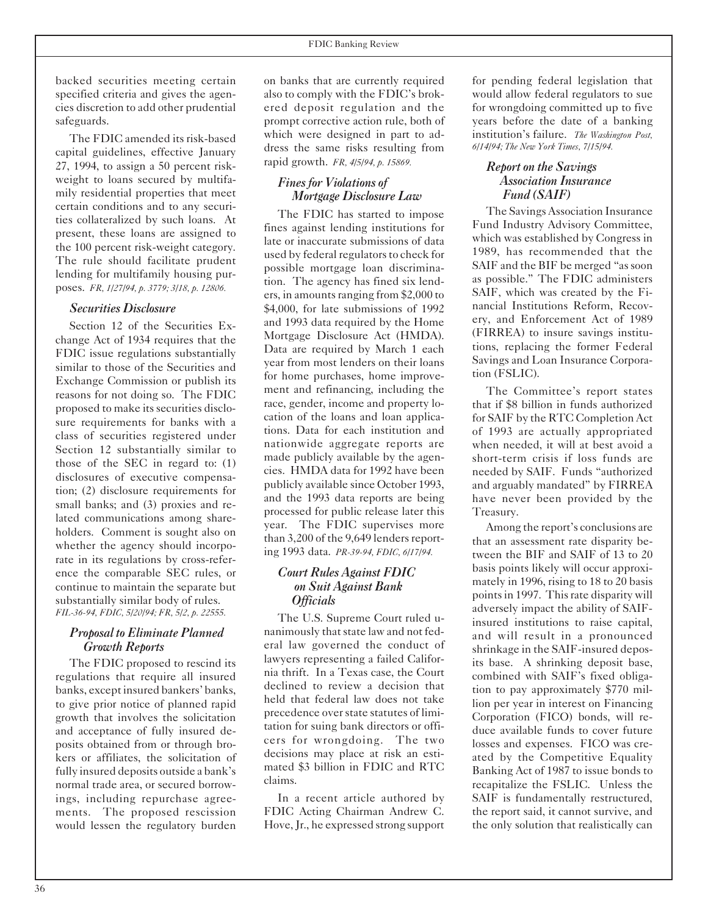backed securities meeting certain specified criteria and gives the agencies discretion to add other prudential safeguards.

The FDIC amended its risk-based capital guidelines, effective January 27, 1994, to assign a 50 percent risk-weight to loans secured by multifamily residential properties that meet certain conditions and to any securities collateralized by such loans. At present, these loans are assigned to the 100 percent risk-weight category. The rule should facilitate prudent lending for multifamily housing purposes. *FR, 1/27/94, p. 3779; 3/18, p. 12806.*

### *Securities Disclosure*

Section 12 of the Securities Exchange Act of 1934 requires that the FDIC issue regulations substantially similar to those of the Securities and Exchange Commission or publish its reasons for not doing so. The FDIC proposed to make its securities disclosure requirements for banks with a class of securities registered under Section 12 substantially similar to those of the SEC in regard to: (1) disclosures of executive compensation; (2) disclosure requirements for small banks; and (3) proxies and related communications among shareholders. Comment is sought also on whether the agency should incorporate in its regulations by cross-reference the comparable SEC rules, or continue to maintain the separate but substantially similar body of rules. *FIL-36-94, FDIC, 5/20/94; FR, 5/2, p. 22555.*

### *Proposal to Eliminate Planned Growth Reports*

The FDIC proposed to rescind its regulations that require all insured banks, except insured bankers' banks, to give prior notice of planned rapid growth that involves the solicitation and acceptance of fully insured deposits obtained from or through brokers or affiliates, the solicitation of fully insured deposits outside a bank's normal trade area, or secured borrowings, including repurchase agreements. The proposed rescission would lessen the regulatory burden on banks that are currently required also to comply with the FDIC's brokered deposit regulation and the prompt corrective action rule, both of which were designed in part to address the same risks resulting from rapid growth. *FR, 4/5/94, p. 15869.*

### *Fines for Violations of Mortgage Disclosure Law*

The FDIC has started to impose fines against lending institutions for late or inaccurate submissions of data used by federal regulators to check for possible mortgage loan discrimination. The agency has fined six lenders, in amounts ranging from $2,000 to $4,000, for late submissions of 1992 and 1993 data required by the Home Mortgage Disclosure Act (HMDA). Data are required by March 1 each year from most lenders on their loans for home purchases, home improvement and refinancing, including the race, gender, income and property location of the loans and loan applications. Data for each institution and nationwide aggregate reports are made publicly available by the agencies. HMDA data for 1992 have been publicly available since October 1993, and the 1993 data reports are being processed for public release later this year. The FDIC supervises more than 3,200 of the 9,649 lenders reporting 1993 data. *PR-39-94, FDIC, 6/17/94.*

### *Court Rules Against FDIC on Suit Against Bank Officials*

The U.S. Supreme Court ruled unanimously that state law and not federal law governed the conduct of lawyers representing a failed California thrift. In a Texas case, the Court declined to review a decision that held that federal law does not take precedence over state statutes of limitation for suing bank directors or officers for wrongdoing. The two decisions may place at risk an estimated $3 billion in FDIC and RTC claims.

In a recent article authored by FDIC Acting Chairman Andrew C. Hove, Jr., he expressed strong support for pending federal legislation that would allow federal regulators to sue for wrongdoing committed up to five years before the date of a banking institution's failure. *The Washington Post, 6/14/94; The New York Times, 7/15/94.*

### *Report on the Savings Association Insurance Fund (SAIF)*

The Savings Association Insurance Fund Industry Advisory Committee, which was established by Congress in 1989, has recommended that the SAIF and the BIF be merged "as soon as possible." The FDIC administers SAIF, which was created by the Financial Institutions Reform, Recovery, and Enforcement Act of 1989 (FIRREA) to insure savings institutions, replacing the former Federal Savings and Loan Insurance Corporation (FSLIC).

The Committee's report states that if $8 billion in funds authorized for SAIF by the RTC Completion Act of 1993 are actually appropriated when needed, it will at best avoid a short-term crisis if loss funds are needed by SAIF. Funds "authorized and arguably mandated" by FIRREA have never been provided by the Treasury.

Among the report's conclusions are that an assessment rate disparity between the BIF and SAIF of 13 to 20 basis points likely will occur approximately in 1996, rising to 18 to 20 basis points in 1997. This rate disparity will adversely impact the ability of SAIF-insured institutions to raise capital, and will result in a pronounced shrinkage in the SAIF-insured deposits base. A shrinking deposit base, combined with SAIF's fixed obligation to pay approximately $770 million per year in interest on Financing Corporation (FICO) bonds, will reduce available funds to cover future losses and expenses. FICO was created by the Competitive Equality Banking Act of 1987 to issue bonds to recapitalize the FSLIC. Unless the SAIF is fundamentally restructured, the report said, it cannot survive, and the only solution that realistically can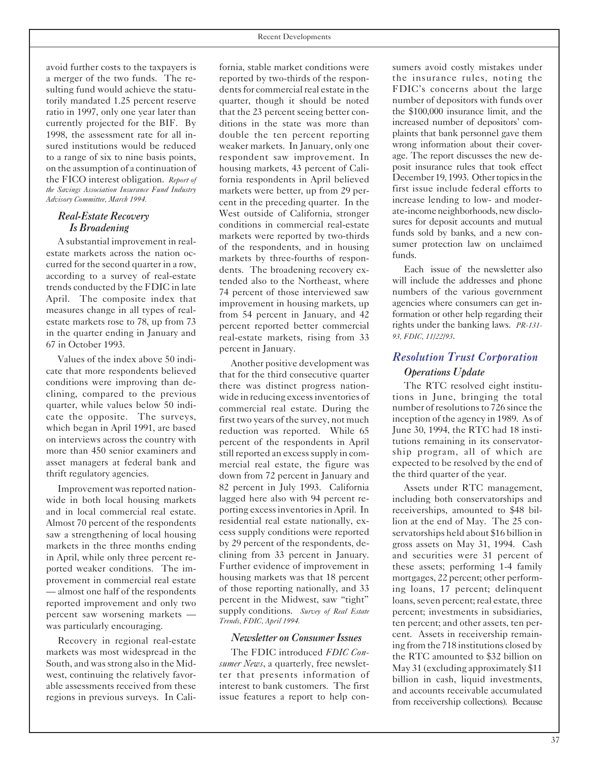avoid further costs to the taxpayers is a merger of the two funds. The resulting fund would achieve the statutorily mandated 1.25 percent reserve ratio in 1997, only one year later than currently projected for the BIF. By 1998, the assessment rate for all insured institutions would be reduced to a range of six to nine basis points, on the assumption of a continuation of the FICO interest obligation. *Report of the Savings Association Insurance Fund Industry Advisory Committee, March 1994.*

### *Real-Estate Recovery Is Broadening*

A substantial improvement in real-estate markets across the nation occurred for the second quarter in a row, according to a survey of real-estate trends conducted by the FDIC in late April. The composite index that measures change in all types of real-estate markets rose to 78, up from 73 in the quarter ending in January and 67 in October 1993.

Values of the index above 50 indicate that more respondents believed conditions were improving than declining, compared to the previous quarter, while values below 50 indicate the opposite. The surveys, which began in April 1991, are based on interviews across the country with more than 450 senior examiners and asset managers at federal bank and thrift regulatory agencies.

Improvement was reported nationwide in both local housing markets and in local commercial real estate. Almost 70 percent of the respondents saw a strengthening of local housing markets in the three months ending in April, while only three percent reported weaker conditions. The improvement in commercial real estate — almost one half of the respondents reported improvement and only two percent saw worsening markets — was particularly encouraging.

Recovery in regional real-estate markets was most widespread in the South, and was strong also in the Midwest, continuing the relatively favorable assessments received from these regions in previous surveys. In California, stable market conditions were reported by two-thirds of the respondents for commercial real estate in the quarter, though it should be noted that the 23 percent seeing better conditions in the state was more than double the ten percent reporting weaker markets. In January, only one respondent saw improvement. In housing markets, 43 percent of California respondents in April believed markets were better, up from 29 percent in the preceding quarter. In the West outside of California, stronger conditions in commercial real-estate markets were reported by two-thirds of the respondents, and in housing markets by three-fourths of respondents. The broadening recovery extended also to the Northeast, where 74 percent of those interviewed saw improvement in housing markets, up from 54 percent in January, and 42 percent reported better commercial real-estate markets, rising from 33 percent in January.

Another positive development was that for the third consecutive quarter there was distinct progress nationwide in reducing excess inventories of commercial real estate. During the first two years of the survey, not much reduction was reported. While 65 percent of the respondents in April still reported an excess supply in commercial real estate, the figure was down from 72 percent in January and 82 percent in July 1993. California lagged here also with 94 percent reporting excess inventories in April. In residential real estate nationally, excess supply conditions were reported by 29 percent of the respondents, declining from 33 percent in January. Further evidence of improvement in housing markets was that 18 percent of those reporting nationally, and 33 percent in the Midwest, saw "tight" supply conditions. *Survey of Real Estate Trends, FDIC, April 1994.*

### *Newsletter on Consumer Issues*

The FDIC introduced *FDIC Consumer News*, a quarterly, free newsletter that presents information of interest to bank customers. The first issue features a report to help consumers avoid costly mistakes under the insurance rules, noting the FDIC's concerns about the large number of depositors with funds over the $100,000 insurance limit, and the increased number of depositors' complaints that bank personnel gave them wrong information about their coverage. The report discusses the new deposit insurance rules that took effect December 19, 1993. Other topics in the first issue include federal efforts to increase lending to low- and moderate-income neighborhoods, new disclosures for deposit accounts and mutual funds sold by banks, and a new consumer protection law on unclaimed funds.

Each issue of the newsletter also will include the addresses and phone numbers of the various government agencies where consumers can get information or other help regarding their rights under the banking laws. *PR-131-93, FDIC, 11/22/93.*

## *Resolution Trust Corporation*

### *Operations Update*

The RTC resolved eight institutions in June, bringing the total number of resolutions to 726 since the inception of the agency in 1989. As of June 30, 1994, the RTC had 18 institutions remaining in its conservatorship program, all of which are expected to be resolved by the end of the third quarter of the year.

Assets under RTC management, including both conservatorships and receiverships, amounted to $48 billion at the end of May. The 25 conservatorships held about $16 billion in gross assets on May 31, 1994. Cash and securities were 31 percent of these assets; performing 1-4 family mortgages, 22 percent; other performing loans, 17 percent; delinquent loans, seven percent; real estate, three percent; investments in subsidiaries, ten percent; and other assets, ten percent. Assets in receivership remaining from the 718 institutions closed by the RTC amounted to $32 billion on May 31 (excluding approximately $11 billion in cash, liquid investments, and accounts receivable accumulated from receivership collections). Because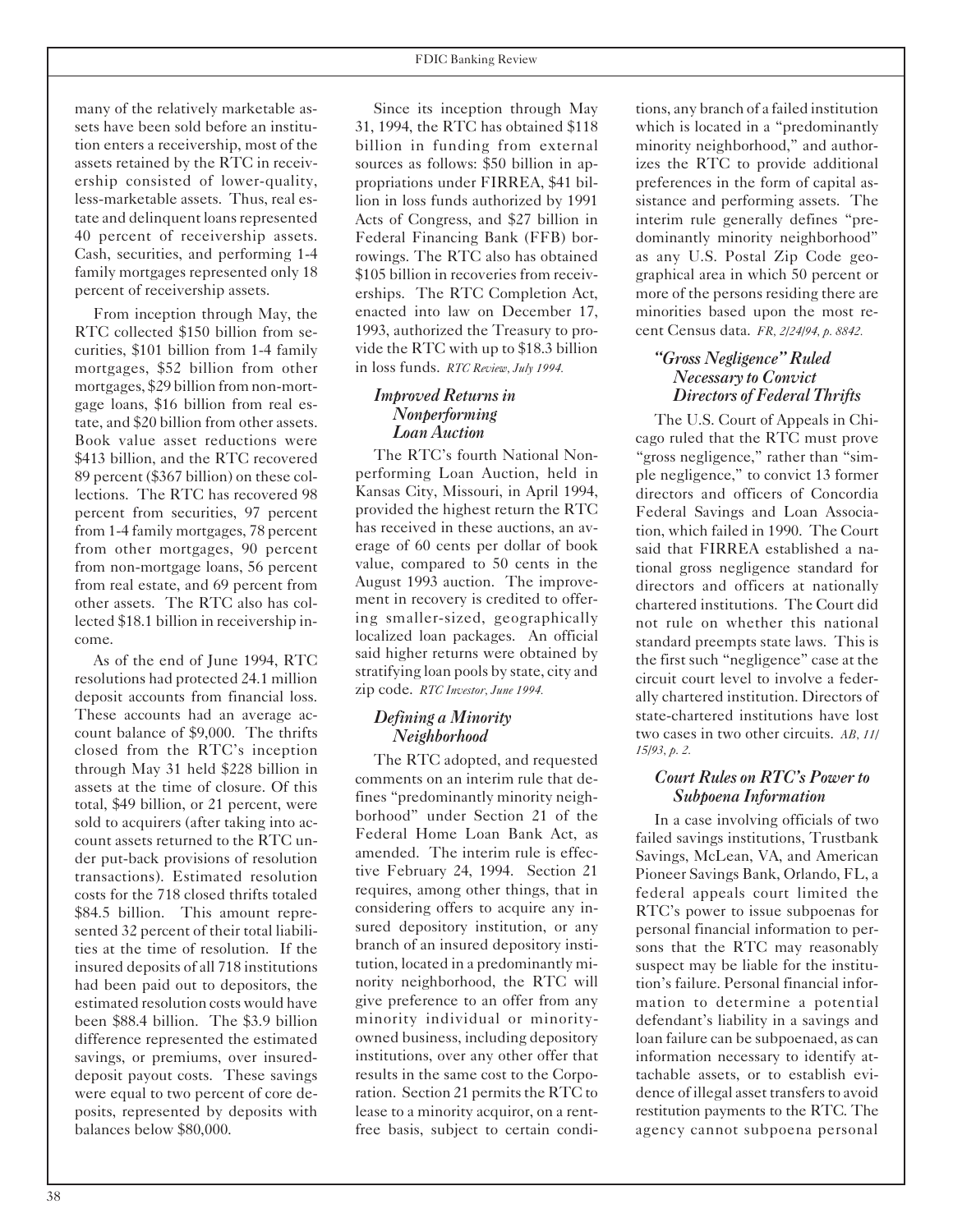many of the relatively marketable assets have been sold before an institution enters a receivership, most of the assets retained by the RTC in receivership consisted of lower-quality, less-marketable assets. Thus, real estate and delinquent loans represented 40 percent of receivership assets. Cash, securities, and performing 1-4 family mortgages represented only 18 percent of receivership assets.

From inception through May, the RTC collected $150 billion from securities, $101 billion from 1-4 family mortgages, $52 billion from other mortgages, $29 billion from non-mortgage loans, $16 billion from real estate, and $20 billion from other assets. Book value asset reductions were $413 billion, and the RTC recovered 89 percent ($367 billion) on these collections. The RTC has recovered 98 percent from securities, 97 percent from 1-4 family mortgages, 78 percent from other mortgages, 90 percent from non-mortgage loans, 56 percent from real estate, and 69 percent from other assets. The RTC also has collected $18.1 billion in receivership income.

As of the end of June 1994, RTC resolutions had protected 24.1 million deposit accounts from financial loss. These accounts had an average account balance of $9,000. The thrifts closed from the RTC's inception through May 31 held $228 billion in assets at the time of closure. Of this total, $49 billion, or 21 percent, were sold to acquirers (after taking into account assets returned to the RTC under put-back provisions of resolution transactions). Estimated resolution costs for the 718 closed thrifts totaled $84.5 billion. This amount represented 32 percent of their total liabilities at the time of resolution. If the insured deposits of all 718 institutions had been paid out to depositors, the estimated resolution costs would have been $88.4 billion. The $3.9 billion difference represented the estimated savings, or premiums, over insured-deposit payout costs. These savings were equal to two percent of core deposits, represented by deposits with balances below $80,000.

Since its inception through May 31, 1994, the RTC has obtained $118 billion in funding from external sources as follows: $50 billion in appropriations under FIRREA, $41 billion in loss funds authorized by 1991 Acts of Congress, and $27 billion in Federal Financing Bank (FFB) borrowings. The RTC also has obtained $105 billion in recoveries from receiverships. The RTC Completion Act, enacted into law on December 17, 1993, authorized the Treasury to provide the RTC with up to $18.3 billion in loss funds. *RTC Review, July 1994.*

### *Improved Returns in Nonperforming Loan Auction*

The RTC's fourth National Nonperforming Loan Auction, held in Kansas City, Missouri, in April 1994, provided the highest return the RTC has received in these auctions, an average of 60 cents per dollar of book value, compared to 50 cents in the August 1993 auction. The improvement in recovery is credited to offering smaller-sized, geographically localized loan packages. An official said higher returns were obtained by stratifying loan pools by state, city and zip code. *RTC Investor, June 1994.*

### *Defining a Minority Neighborhood*

The RTC adopted, and requested comments on an interim rule that defines "predominantly minority neighborhood" under Section 21 of the Federal Home Loan Bank Act, as amended. The interim rule is effective February 24, 1994. Section 21 requires, among other things, that in considering offers to acquire any insured depository institution, or any branch of an insured depository institution, located in a predominantly minority neighborhood, the RTC will give preference to an offer from any minority individual or minority-owned business, including depository institutions, over any other offer that results in the same cost to the Corporation. Section 21 permits the RTC to lease to a minority acquiror, on a rent-free basis, subject to certain conditions, any branch of a failed institution which is located in a "predominantly minority neighborhood," and authorizes the RTC to provide additional preferences in the form of capital assistance and performing assets. The interim rule generally defines "predominantly minority neighborhood" as any U.S. Postal Zip Code geographical area in which 50 percent or more of the persons residing there are minorities based upon the most recent Census data. *FR, 2/24/94, p. 8842.*

### *"Gross Negligence" Ruled Necessary to Convict Directors of Federal Thrifts*

The U.S. Court of Appeals in Chicago ruled that the RTC must prove "gross negligence," rather than "simple negligence," to convict 13 former directors and officers of Concordia Federal Savings and Loan Association, which failed in 1990. The Court said that FIRREA established a national gross negligence standard for directors and officers at nationally chartered institutions. The Court did not rule on whether this national standard preempts state laws. This is the first such "negligence" case at the circuit court level to involve a federally chartered institution. Directors of state-chartered institutions have lost two cases in two other circuits. *AB, 11/15/93, p. 2.*

### *Court Rules on RTC's Power to Subpoena Information*

In a case involving officials of two failed savings institutions, Trustbank Savings, McLean, VA, and American Pioneer Savings Bank, Orlando, FL, a federal appeals court limited the RTC's power to issue subpoenas for personal financial information to persons that the RTC may reasonably suspect may be liable for the institution's failure. Personal financial information to determine a potential defendant's liability in a savings and loan failure can be subpoenaed, as can information necessary to identify attachable assets, or to establish evidence of illegal asset transfers to avoid restitution payments to the RTC. The agency cannot subpoena personal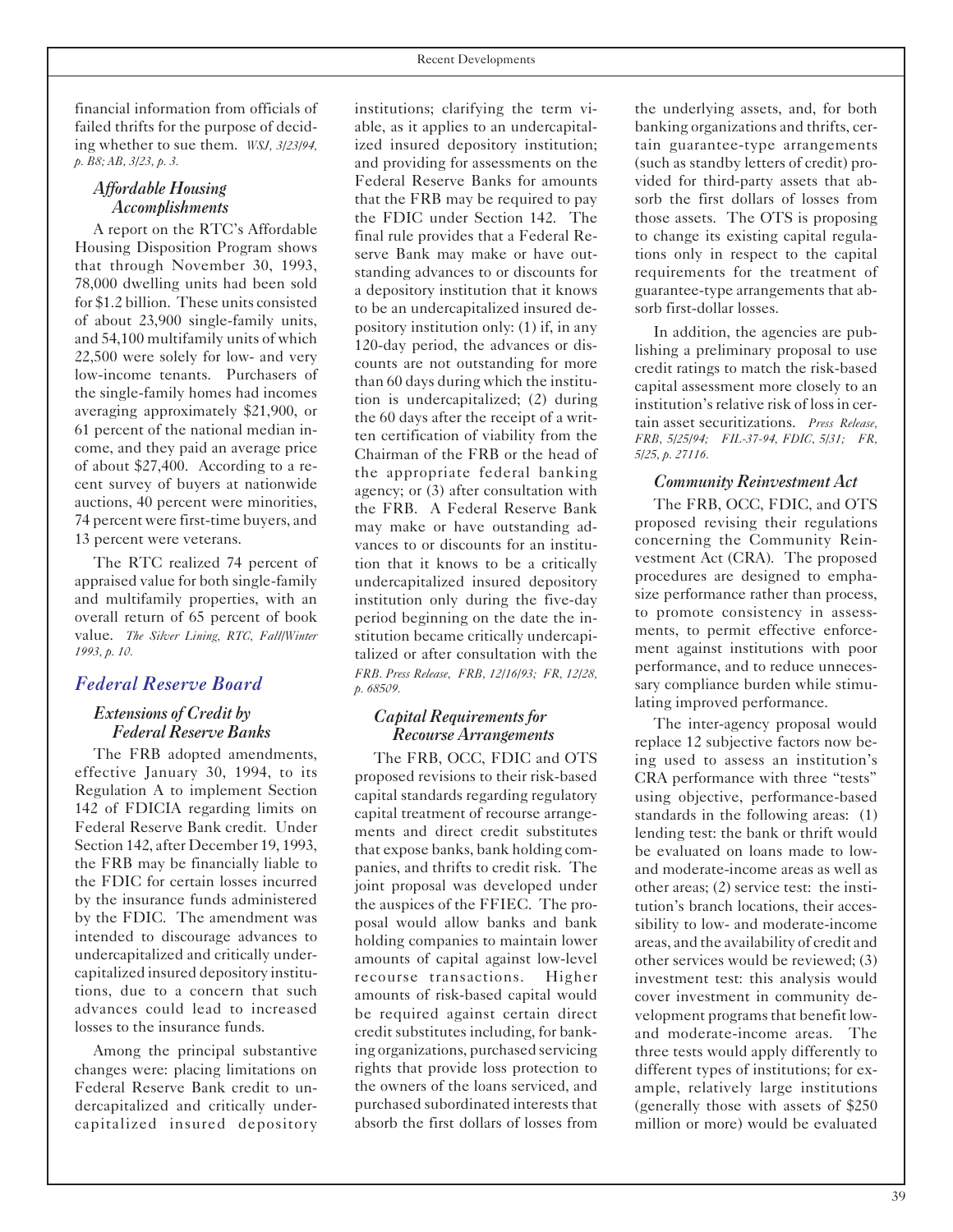financial information from officials of failed thrifts for the purpose of deciding whether to sue them. *WSJ, 3/23/94, p. B8; AB, 3/23, p. 3.*

### *Affordable Housing Accomplishments*

A report on the RTC's Affordable Housing Disposition Program shows that through November 30, 1993, 78,000 dwelling units had been sold for $1.2 billion. These units consisted of about 23,900 single-family units, and 54,100 multifamily units of which 22,500 were solely for low- and very low-income tenants. Purchasers of the single-family homes had incomes averaging approximately $21,900, or 61 percent of the national median income, and they paid an average price of about $27,400. According to a recent survey of buyers at nationwide auctions, 40 percent were minorities, 74 percent were first-time buyers, and 13 percent were veterans.

The RTC realized 74 percent of appraised value for both single-family and multifamily properties, with an overall return of 65 percent of book value. *The Silver Lining, RTC, Fall/Winter 1993, p. 10.*

## *Federal Reserve Board*

### *Extensions of Credit by Federal Reserve Banks*

The FRB adopted amendments, effective January 30, 1994, to its Regulation A to implement Section 142 of FDICIA regarding limits on Federal Reserve Bank credit. Under Section 142, after December 19, 1993, the FRB may be financially liable to the FDIC for certain losses incurred by the insurance funds administered by the FDIC. The amendment was intended to discourage advances to undercapitalized and critically undercapitalized insured depository institutions, due to a concern that such advances could lead to increased losses to the insurance funds.

Among the principal substantive changes were: placing limitations on Federal Reserve Bank credit to undercapitalized and critically undercapitalized insured depository institutions; clarifying the term viable, as it applies to an undercapitalized insured depository institution; and providing for assessments on the Federal Reserve Banks for amounts that the FRB may be required to pay the FDIC under Section 142. The final rule provides that a Federal Reserve Bank may make or have outstanding advances to or discounts for a depository institution that it knows to be an undercapitalized insured depository institution only: (1) if, in any 120-day period, the advances or discounts are not outstanding for more than 60 days during which the institution is undercapitalized; (2) during the 60 days after the receipt of a written certification of viability from the Chairman of the FRB or the head of the appropriate federal banking agency; or (3) after consultation with the FRB. A Federal Reserve Bank may make or have outstanding advances to or discounts for an institution that it knows to be a critically undercapitalized insured depository institution only during the five-day period beginning on the date the institution became critically undercapitalized or after consultation with the FRB. *Press Release, FRB, 12/16/93; FR, 12/28, p. 68509.*

### *Capital Requirements for Recourse Arrangements*

The FRB, OCC, FDIC and OTS proposed revisions to their risk-based capital standards regarding regulatory capital treatment of recourse arrangements and direct credit substitutes that expose banks, bank holding companies, and thrifts to credit risk. The joint proposal was developed under the auspices of the FFIEC. The proposal would allow banks and bank holding companies to maintain lower amounts of capital against low-level recourse transactions. Higher amounts of risk-based capital would be required against certain direct credit substitutes including, for banking organizations, purchased servicing rights that provide loss protection to the owners of the loans serviced, and purchased subordinated interests that absorb the first dollars of losses from the underlying assets, and, for both banking organizations and thrifts, certain guarantee-type arrangements (such as standby letters of credit) provided for third-party assets that absorb the first dollars of losses from those assets. The OTS is proposing to change its existing capital regulations only in respect to the capital requirements for the treatment of guarantee-type arrangements that absorb first-dollar losses.

In addition, the agencies are publishing a preliminary proposal to use credit ratings to match the risk-based capital assessment more closely to an institution's relative risk of loss in certain asset securitizations. *Press Release, FRB, 5/25/94; FIL-37-94, FDIC, 5/31; FR, 5/25, p. 27116.*

### *Community Reinvestment Act*

The FRB, OCC, FDIC, and OTS proposed revising their regulations concerning the Community Reinvestment Act (CRA). The proposed procedures are designed to emphasize performance rather than process, to promote consistency in assessments, to permit effective enforcement against institutions with poor performance, and to reduce unnecessary compliance burden while stimulating improved performance.

The inter-agency proposal would replace 12 subjective factors now being used to assess an institution's CRA performance with three "tests" using objective, performance-based standards in the following areas: (1) lending test: the bank or thrift would be evaluated on loans made to low- and moderate-income areas as well as other areas; (2) service test: the institution's branch locations, their accessibility to low- and moderate-income areas, and the availability of credit and other services would be reviewed; (3) investment test: this analysis would cover investment in community development programs that benefit low- and moderate-income areas. The three tests would apply differently to different types of institutions; for example, relatively large institutions (generally those with assets of $250 million or more) would be evaluated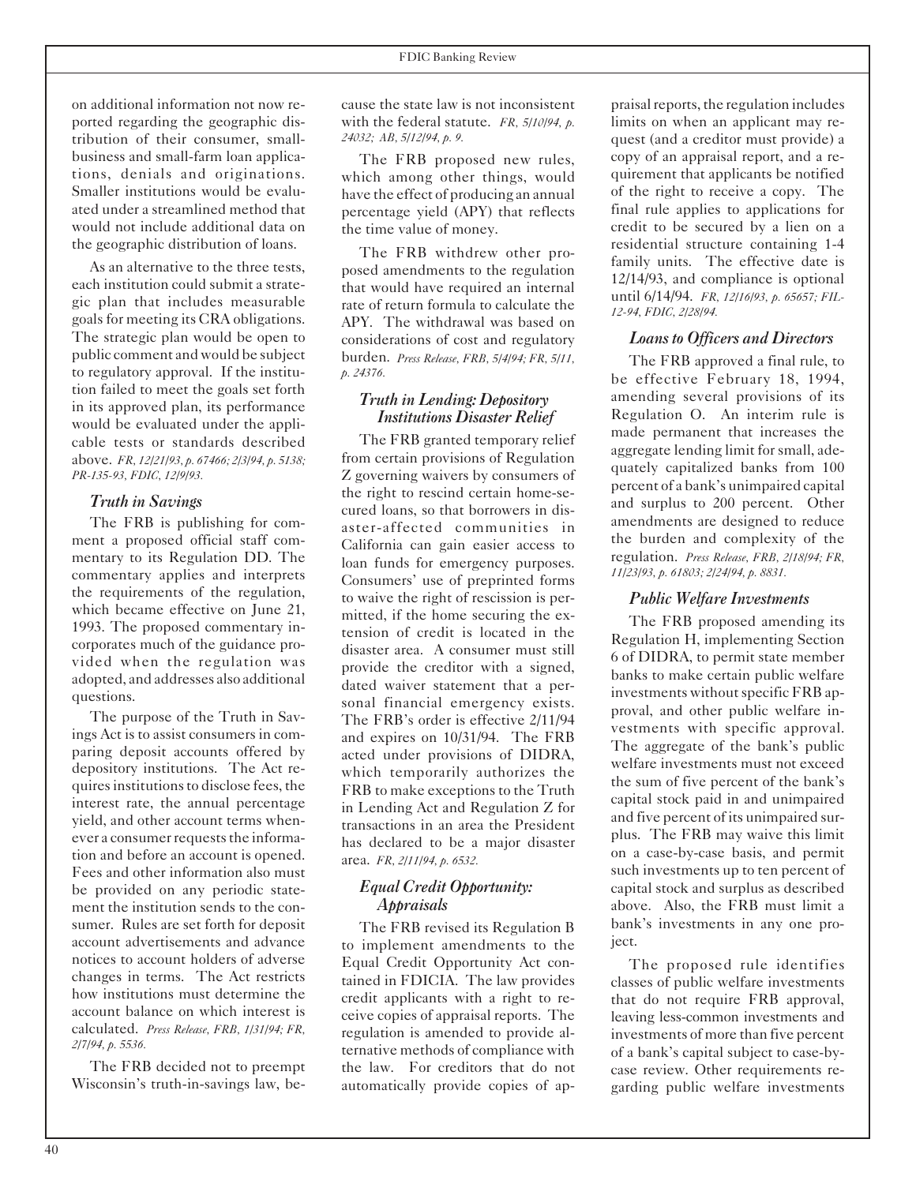on additional information not now reported regarding the geographic distribution of their consumer, small-business and small-farm loan applications, denials and originations. Smaller institutions would be evaluated under a streamlined method that would not include additional data on the geographic distribution of loans.

As an alternative to the three tests, each institution could submit a strategic plan that includes measurable goals for meeting its CRA obligations. The strategic plan would be open to public comment and would be subject to regulatory approval. If the institution failed to meet the goals set forth in its approved plan, its performance would be evaluated under the applicable tests or standards described above. *FR, 12/21/93, p. 67466; 2/3/94, p. 5138; PR-135-93, FDIC, 12/9/93.*

### *Truth in Savings*

The FRB is publishing for comment a proposed official staff commentary to its Regulation DD. The commentary applies and interprets the requirements of the regulation, which became effective on June 21, 1993. The proposed commentary incorporates much of the guidance provided when the regulation was adopted, and addresses also additional questions.

The purpose of the Truth in Savings Act is to assist consumers in comparing deposit accounts offered by depository institutions. The Act requires institutions to disclose fees, the interest rate, the annual percentage yield, and other account terms whenever a consumer requests the information and before an account is opened. Fees and other information also must be provided on any periodic statement the institution sends to the consumer. Rules are set forth for deposit account advertisements and advance notices to account holders of adverse changes in terms. The Act restricts how institutions must determine the account balance on which interest is calculated. *Press Release, FRB, 1/31/94; FR, 2/7/94, p. 5536.*

The FRB decided not to preempt Wisconsin's truth-in-savings law, because the state law is not inconsistent with the federal statute. *FR, 5/10/94, p. 24032; AB, 5/12/94, p. 9.*

The FRB proposed new rules, which among other things, would have the effect of producing an annual percentage yield (APY) that reflects the time value of money.

The FRB withdrew other proposed amendments to the regulation that would have required an internal rate of return formula to calculate the APY. The withdrawal was based on considerations of cost and regulatory burden. *Press Release, FRB, 5/4/94; FR, 5/11, p. 24376.*

### *Truth in Lending: Depository Institutions Disaster Relief*

The FRB granted temporary relief from certain provisions of Regulation Z governing waivers by consumers of the right to rescind certain home-secured loans, so that borrowers in disaster-affected communities in California can gain easier access to loan funds for emergency purposes. Consumers' use of preprinted forms to waive the right of rescission is permitted, if the home securing the extension of credit is located in the disaster area. A consumer must still provide the creditor with a signed, dated waiver statement that a personal financial emergency exists. The FRB's order is effective 2/11/94 and expires on 10/31/94. The FRB acted under provisions of DIDRA, which temporarily authorizes the FRB to make exceptions to the Truth in Lending Act and Regulation Z for transactions in an area the President has declared to be a major disaster area. *FR, 2/11/94, p. 6532.*

### *Equal Credit Opportunity: Appraisals*

The FRB revised its Regulation B to implement amendments to the Equal Credit Opportunity Act contained in FDICIA. The law provides credit applicants with a right to receive copies of appraisal reports. The regulation is amended to provide alternative methods of compliance with the law. For creditors that do not automatically provide copies of appraisal reports, the regulation includes limits on when an applicant may request (and a creditor must provide) a copy of an appraisal report, and a requirement that applicants be notified of the right to receive a copy. The final rule applies to applications for credit to be secured by a lien on a residential structure containing 1-4 family units. The effective date is 12/14/93, and compliance is optional until 6/14/94. *FR, 12/16/93, p. 65657; FIL-12-94, FDIC, 2/28/94.*

### *Loans to Officers and Directors*

The FRB approved a final rule, to be effective February 18, 1994, amending several provisions of its Regulation O. An interim rule is made permanent that increases the aggregate lending limit for small, adequately capitalized banks from 100 percent of a bank's unimpaired capital and surplus to 200 percent. Other amendments are designed to reduce the burden and complexity of the regulation. *Press Release, FRB, 2/18/94; FR, 11/23/93, p. 61803; 2/24/94, p. 8831.*

### *Public Welfare Investments*

The FRB proposed amending its Regulation H, implementing Section 6 of DIDRA, to permit state member banks to make certain public welfare investments without specific FRB approval, and other public welfare investments with specific approval. The aggregate of the bank's public welfare investments must not exceed the sum of five percent of the bank's capital stock paid in and unimpaired and five percent of its unimpaired surplus. The FRB may waive this limit on a case-by-case basis, and permit such investments up to ten percent of capital stock and surplus as described above. Also, the FRB must limit a bank's investments in any one project.

The proposed rule identifies classes of public welfare investments that do not require FRB approval, leaving less-common investments and investments of more than five percent of a bank's capital subject to case-by-case review. Other requirements regarding public welfare investments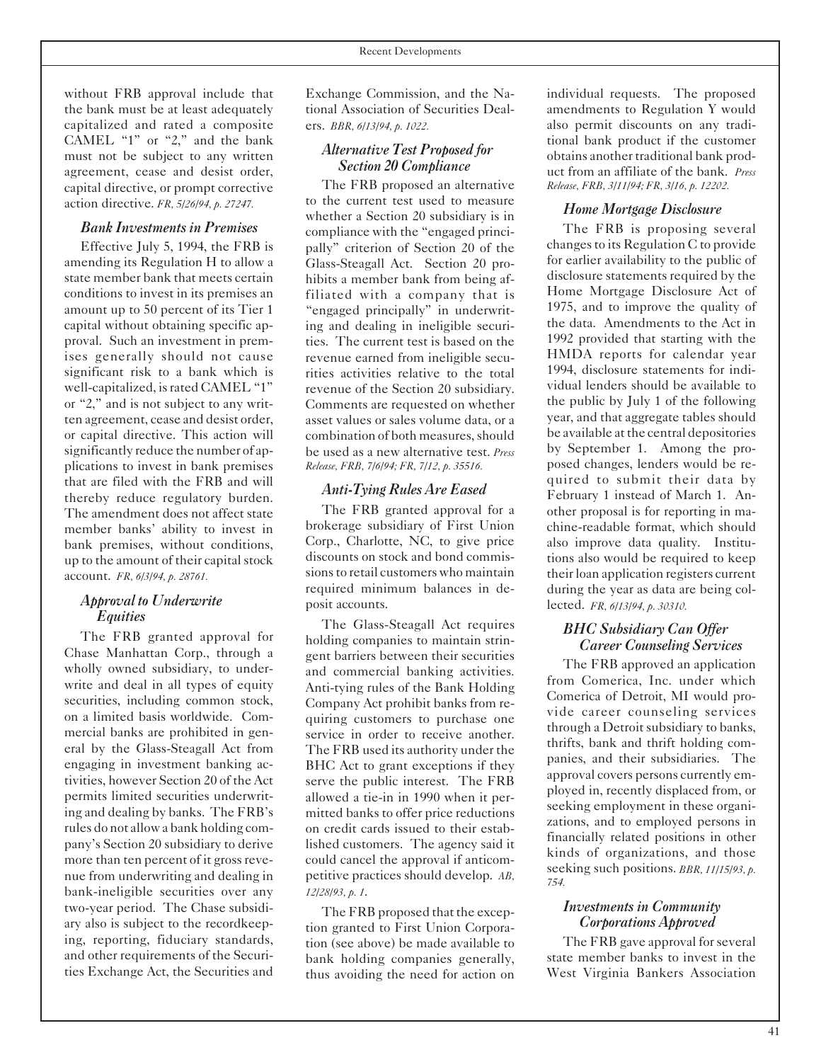without FRB approval include that the bank must be at least adequately capitalized and rated a composite CAMEL "1" or "2," and the bank must not be subject to any written agreement, cease and desist order, capital directive, or prompt corrective action directive. *FR, 5/26/94, p. 27247.*

### *Bank Investments in Premises*

Effective July 5, 1994, the FRB is amending its Regulation H to allow a state member bank that meets certain conditions to invest in its premises an amount up to 50 percent of its Tier 1 capital without obtaining specific approval. Such an investment in premises generally should not cause significant risk to a bank which is well-capitalized, is rated CAMEL "1" or "2," and is not subject to any written agreement, cease and desist order, or capital directive. This action will significantly reduce the number of applications to invest in bank premises that are filed with the FRB and will thereby reduce regulatory burden. The amendment does not affect state member banks' ability to invest in bank premises, without conditions, up to the amount of their capital stock account. *FR, 6/3/94, p. 28761.*

### *Approval to Underwrite Equities*

The FRB granted approval for Chase Manhattan Corp., through a wholly owned subsidiary, to underwrite and deal in all types of equity securities, including common stock, on a limited basis worldwide. Commercial banks are prohibited in general by the Glass-Steagall Act from engaging in investment banking activities, however Section 20 of the Act permits limited securities underwriting and dealing by banks. The FRB's rules do not allow a bank holding company's Section 20 subsidiary to derive more than ten percent of it gross revenue from underwriting and dealing in bank-ineligible securities over any two-year period. The Chase subsidiary also is subject to the recordkeeping, reporting, fiduciary standards, and other requirements of the Securities Exchange Act, the Securities and Exchange Commission, and the National Association of Securities Dealers. *BBR, 6/13/94, p. 1022.*

### *Alternative Test Proposed for Section 20 Compliance*

The FRB proposed an alternative to the current test used to measure whether a Section 20 subsidiary is in compliance with the "engaged principally" criterion of Section 20 of the Glass-Steagall Act. Section 20 prohibits a member bank from being affiliated with a company that is "engaged principally" in underwriting and dealing in ineligible securities. The current test is based on the revenue earned from ineligible securities activities relative to the total revenue of the Section 20 subsidiary. Comments are requested on whether asset values or sales volume data, or a combination of both measures, should be used as a new alternative test. *Press Release, FRB, 7/6/94; FR, 7/12, p. 35516.*

### *Anti-Tying Rules Are Eased*

The FRB granted approval for a brokerage subsidiary of First Union Corp., Charlotte, NC, to give price discounts on stock and bond commissions to retail customers who maintain required minimum balances in deposit accounts.

The Glass-Steagall Act requires holding companies to maintain stringent barriers between their securities and commercial banking activities. Anti-tying rules of the Bank Holding Company Act prohibit banks from requiring customers to purchase one service in order to receive another. The FRB used its authority under the BHC Act to grant exceptions if they serve the public interest. The FRB allowed a tie-in in 1990 when it permitted banks to offer price reductions on credit cards issued to their established customers. The agency said it could cancel the approval if anticompetitive practices should develop. *AB, 12/28/93, p. 1.*

The FRB proposed that the exception granted to First Union Corporation (see above) be made available to bank holding companies generally, thus avoiding the need for action on individual requests. The proposed amendments to Regulation Y would also permit discounts on any traditional bank product if the customer obtains another traditional bank product from an affiliate of the bank. *Press Release, FRB, 3/11/94; FR, 3/16, p. 12202.*

### *Home Mortgage Disclosure*

The FRB is proposing several changes to its Regulation C to provide for earlier availability to the public of disclosure statements required by the Home Mortgage Disclosure Act of 1975, and to improve the quality of the data. Amendments to the Act in 1992 provided that starting with the HMDA reports for calendar year 1994, disclosure statements for individual lenders should be available to the public by July 1 of the following year, and that aggregate tables should be available at the central depositories by September 1. Among the proposed changes, lenders would be required to submit their data by February 1 instead of March 1. Another proposal is for reporting in machine-readable format, which should also improve data quality. Institutions also would be required to keep their loan application registers current during the year as data are being collected. *FR, 6/13/94, p. 30310.*

### *BHC Subsidiary Can Offer Career Counseling Services*

The FRB approved an application from Comerica, Inc. under which Comerica of Detroit, MI would provide career counseling services through a Detroit subsidiary to banks, thrifts, bank and thrift holding companies, and their subsidiaries. The approval covers persons currently employed in, recently displaced from, or seeking employment in these organizations, and to employed persons in financially related positions in other kinds of organizations, and those seeking such positions. *BBR, 11/15/93, p. 754.*

### *Investments in Community Corporations Approved*

The FRB gave approval for several state member banks to invest in the West Virginia Bankers Association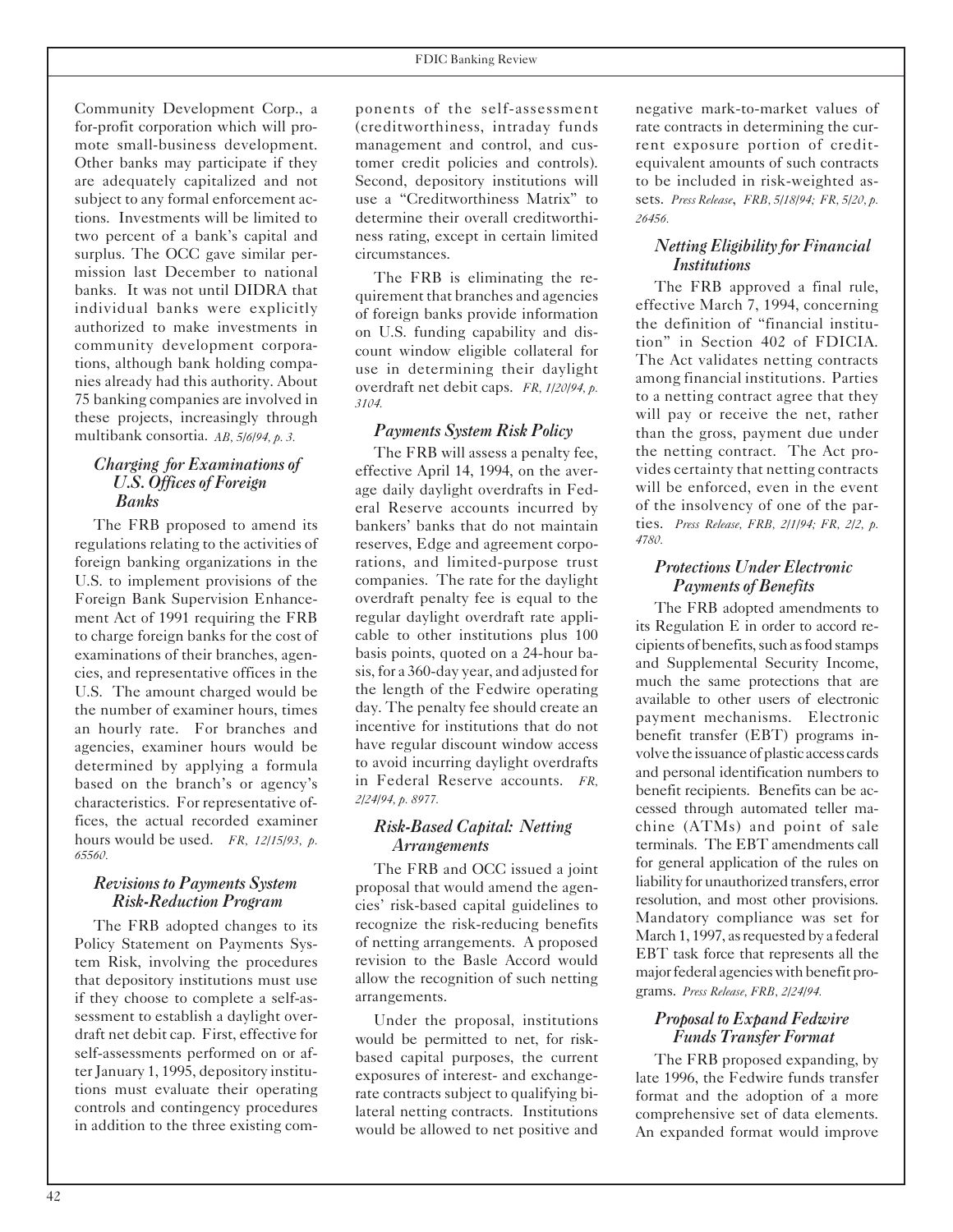Community Development Corp., a for-profit corporation which will promote small-business development. Other banks may participate if they are adequately capitalized and not subject to any formal enforcement actions. Investments will be limited to two percent of a bank's capital and surplus. The OCC gave similar permission last December to national banks. It was not until DIDRA that individual banks were explicitly authorized to make investments in community development corporations, although bank holding companies already had this authority. About 75 banking companies are involved in these projects, increasingly through multibank consortia. *AB, 5/6/94, p. 3.*

### *Charging for Examinations of U.S. Offices of Foreign Banks*

The FRB proposed to amend its regulations relating to the activities of foreign banking organizations in the U.S. to implement provisions of the Foreign Bank Supervision Enhancement Act of 1991 requiring the FRB to charge foreign banks for the cost of examinations of their branches, agencies, and representative offices in the U.S. The amount charged would be the number of examiner hours, times an hourly rate. For branches and agencies, examiner hours would be determined by applying a formula based on the branch's or agency's characteristics. For representative offices, the actual recorded examiner hours would be used. *FR, 12/15/93, p. 65560.*

### *Revisions to Payments System Risk-Reduction Program*

The FRB adopted changes to its Policy Statement on Payments System Risk, involving the procedures that depository institutions must use if they choose to complete a self-assessment to establish a daylight overdraft net debit cap. First, effective for self-assessments performed on or after January 1, 1995, depository institutions must evaluate their operating controls and contingency procedures in addition to the three existing components of the self-assessment (creditworthiness, intraday funds management and control, and customer credit policies and controls). Second, depository institutions will use a "Creditworthiness Matrix" to determine their overall creditworthiness rating, except in certain limited circumstances.

The FRB is eliminating the requirement that branches and agencies of foreign banks provide information on U.S. funding capability and discount window eligible collateral for use in determining their daylight overdraft net debit caps. *FR, 1/20/94, p. 3104.*

### *Payments System Risk Policy*

The FRB will assess a penalty fee, effective April 14, 1994, on the average daily daylight overdrafts in Federal Reserve accounts incurred by bankers' banks that do not maintain reserves, Edge and agreement corporations, and limited-purpose trust companies. The rate for the daylight overdraft penalty fee is equal to the regular daylight overdraft rate applicable to other institutions plus 100 basis points, quoted on a 24-hour basis, for a 360-day year, and adjusted for the length of the Fedwire operating day. The penalty fee should create an incentive for institutions that do not have regular discount window access to avoid incurring daylight overdrafts in Federal Reserve accounts. *FR, 2/24/94, p. 8977.*

### *Risk-Based Capital: Netting Arrangements*

The FRB and OCC issued a joint proposal that would amend the agencies' risk-based capital guidelines to recognize the risk-reducing benefits of netting arrangements. A proposed revision to the Basle Accord would allow the recognition of such netting arrangements.

Under the proposal, institutions would be permitted to net, for risk-based capital purposes, the current exposures of interest- and exchange-rate contracts subject to qualifying bilateral netting contracts. Institutions would be allowed to net positive and negative mark-to-market values of rate contracts in determining the current exposure portion of credit-equivalent amounts of such contracts to be included in risk-weighted assets. *Press Release, FRB, 5/18/94; FR, 5/20, p. 26456.*

### *Netting Eligibility for Financial Institutions*

The FRB approved a final rule, effective March 7, 1994, concerning the definition of "financial institution" in Section 402 of FDICIA. The Act validates netting contracts among financial institutions. Parties to a netting contract agree that they will pay or receive the net, rather than the gross, payment due under the netting contract. The Act provides certainty that netting contracts will be enforced, even in the event of the insolvency of one of the parties. *Press Release, FRB, 2/1/94; FR, 2/2, p. 4780.*

### *Protections Under Electronic Payments of Benefits*

The FRB adopted amendments to its Regulation E in order to accord recipients of benefits, such as food stamps and Supplemental Security Income, much the same protections that are available to other users of electronic payment mechanisms. Electronic benefit transfer (EBT) programs involve the issuance of plastic access cards and personal identification numbers to benefit recipients. Benefits can be accessed through automated teller machine (ATMs) and point of sale terminals. The EBT amendments call for general application of the rules on liability for unauthorized transfers, error resolution, and most other provisions. Mandatory compliance was set for March 1, 1997, as requested by a federal EBT task force that represents all the major federal agencies with benefit programs. *Press Release, FRB, 2/24/94.*

### *Proposal to Expand Fedwire Funds Transfer Format*

The FRB proposed expanding, by late 1996, the Fedwire funds transfer format and the adoption of a more comprehensive set of data elements. An expanded format would improve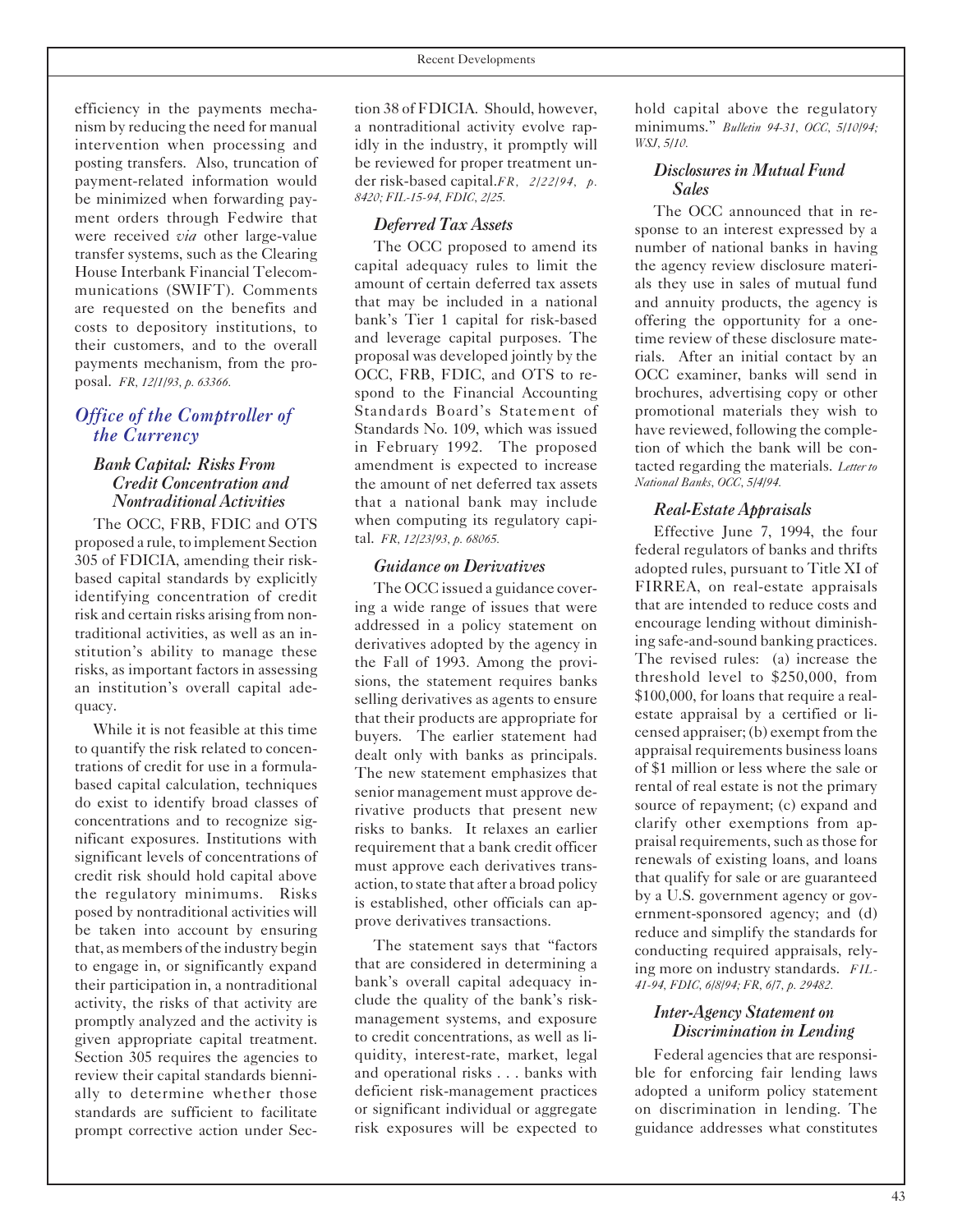efficiency in the payments mechanism by reducing the need for manual intervention when processing and posting transfers. Also, truncation of payment-related information would be minimized when forwarding payment orders through Fedwire that were received *via* other large-value transfer systems, such as the Clearing House Interbank Financial Telecommunications (SWIFT). Comments are requested on the benefits and costs to depository institutions, to their customers, and to the overall payments mechanism, from the proposal. *FR, 12/1/93, p. 63366.*

## Office of the Comptroller of the Currency

### Bank Capital: Risks From Credit Concentration and Nontraditional Activities

The OCC, FRB, FDIC and OTS proposed a rule, to implement Section 305 of FDICIA, amending their risk-based capital standards by explicitly identifying concentration of credit risk and certain risks arising from nontraditional activities, as well as an institution's ability to manage these risks, as important factors in assessing an institution's overall capital adequacy.

While it is not feasible at this time to quantify the risk related to concentrations of credit for use in a formula-based capital calculation, techniques do exist to identify broad classes of concentrations and to recognize significant exposures. Institutions with significant levels of concentrations of credit risk should hold capital above the regulatory minimums. Risks posed by nontraditional activities will be taken into account by ensuring that, as members of the industry begin to engage in, or significantly expand their participation in, a nontraditional activity, the risks of that activity are promptly analyzed and the activity is given appropriate capital treatment. Section 305 requires the agencies to review their capital standards biennially to determine whether those standards are sufficient to facilitate prompt corrective action under Section 38 of FDICIA. Should, however, a nontraditional activity evolve rapidly in the industry, it promptly will be reviewed for proper treatment under risk-based capital. *FR, 2/22/94, p. 8420; FIL-15-94, FDIC, 2/25.*

### Deferred Tax Assets

The OCC proposed to amend its capital adequacy rules to limit the amount of certain deferred tax assets that may be included in a national bank's Tier 1 capital for risk-based and leverage capital purposes. The proposal was developed jointly by the OCC, FRB, FDIC, and OTS to respond to the Financial Accounting Standards Board's Statement of Standards No. 109, which was issued in February 1992. The proposed amendment is expected to increase the amount of net deferred tax assets that a national bank may include when computing its regulatory capital. *FR, 12/23/93, p. 68065.*

### Guidance on Derivatives

The OCC issued a guidance covering a wide range of issues that were addressed in a policy statement on derivatives adopted by the agency in the Fall of 1993. Among the provisions, the statement requires banks selling derivatives as agents to ensure that their products are appropriate for their buyers. The earlier statement had dealt only with banks as principals. The new statement emphasizes that senior management must approve derivative products that present new risks to banks. It relaxes an earlier requirement that a bank credit officer must approve each derivatives transaction, to state that after a broad policy is established, other officials can approve derivatives transactions.

The statement says that "factors that are considered in determining a bank's overall capital adequacy include the quality of the bank's risk-management systems, and exposure to credit concentrations, as well as liquidity, interest-rate, market, legal and operational risks . . . banks with deficient risk-management practices or significant individual or aggregate risk exposures will be expected to hold capital above the regulatory minimums." *Bulletin 94-31, OCC, 5/10/94; WSJ, 5/10.*

### Disclosures in Mutual Fund Sales

The OCC announced that in response to an interest expressed by a number of national banks in having the agency review disclosure materials they use in sales of mutual fund and annuity products, the agency is offering the opportunity for a one-time review of these disclosure materials. After an initial contact by an OCC examiner, banks will send in brochures, advertising copy or other promotional materials they wish to have reviewed, following the completion of which the bank will be contacted regarding the materials. *Letter to National Banks, OCC, 5/4/94.*

### Real-Estate Appraisals

Effective June 7, 1994, the four federal regulators of banks and thrifts adopted rules, pursuant to Title XI of FIRREA, on real-estate appraisals that are intended to reduce costs and encourage lending without diminishing safe-and-sound banking practices. The revised rules: (a) increase the threshold level to \$250,000, from \$100,000, for loans that require a real-estate appraisal by a certified or licensed appraiser; (b) exempt from the appraisal requirements business loans of \$1 million or less where the sale or rental of real estate is not the primary source of repayment; (c) expand and clarify other exemptions from appraisal requirements, such as those for renewals of existing loans, and loans that qualify for sale or are guaranteed by a U.S. government agency or government-sponsored agency; and (d) reduce and simplify the standards for conducting required appraisals, relying more on industry standards. *FIL-41-94, FDIC, 6/8/94; FR, 6/7, p. 29482.*

### Inter-Agency Statement on Discrimination in Lending

Federal agencies that are responsible for enforcing fair lending laws adopted a uniform policy statement on discrimination in lending. The guidance addresses what constitutes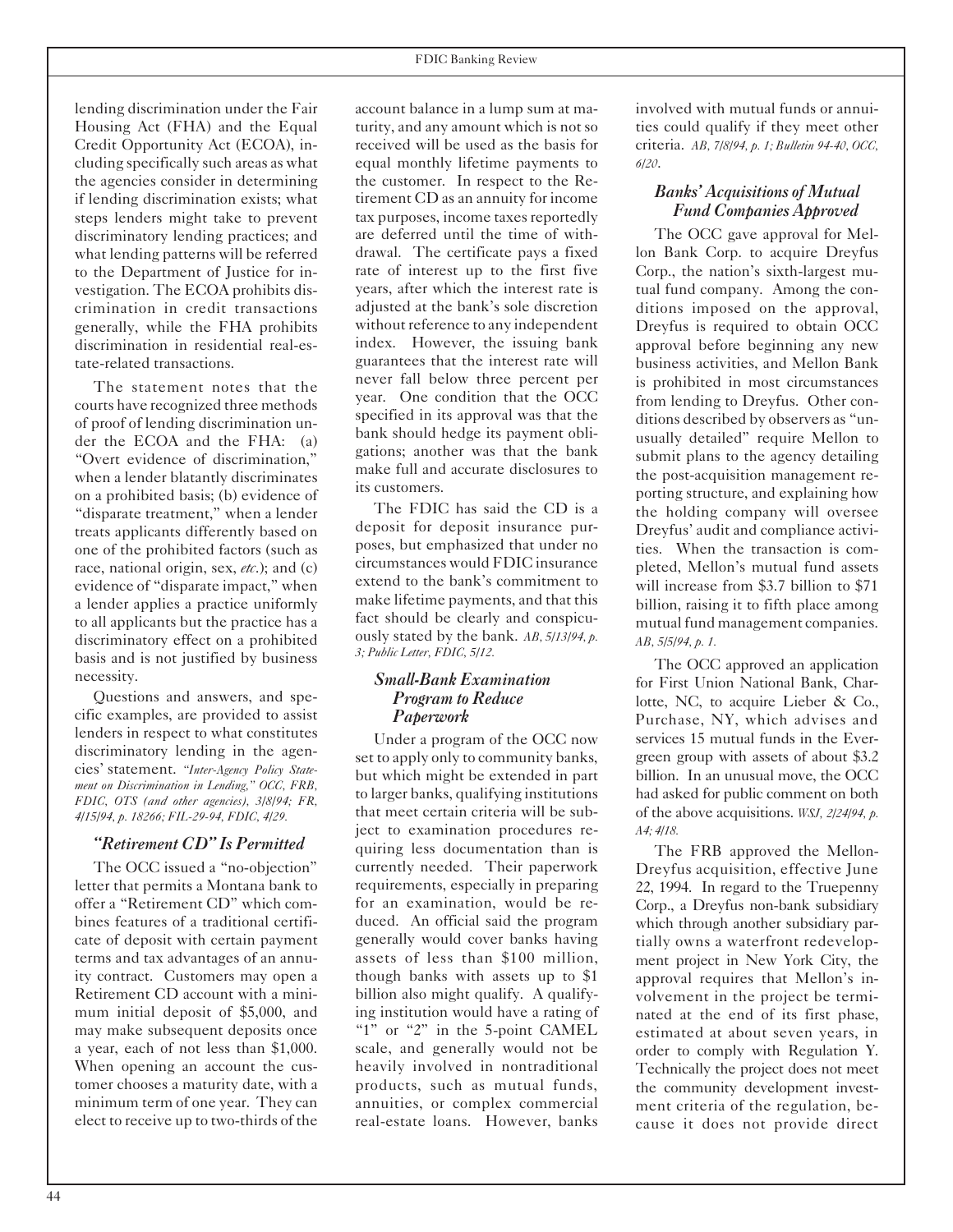lending discrimination under the Fair Housing Act (FHA) and the Equal Credit Opportunity Act (ECOA), including specifically such areas as what the agencies consider in determining if lending discrimination exists; what steps lenders might take to prevent discriminatory lending practices; and what lending patterns will be referred to the Department of Justice for investigation. The ECOA prohibits discrimination in credit transactions generally, while the FHA prohibits discrimination in residential real-estate-related transactions.

The statement notes that the courts have recognized three methods of proof of lending discrimination under the ECOA and the FHA: (a) "Overt evidence of discrimination," when a lender blatantly discriminates on a prohibited basis; (b) evidence of "disparate treatment," when a lender treats applicants differently based on one of the prohibited factors (such as race, national origin, sex, *etc.*); and (c) evidence of "disparate impact," when a lender applies a practice uniformly to all applicants but the practice has a discriminatory effect on a prohibited basis and is not justified by business necessity.

Questions and answers, and specific examples, are provided to assist lenders in respect to what constitutes discriminatory lending in the agencies' statement. *"Inter-Agency Policy Statement on Discrimination in Lending," OCC, FRB, FDIC, OTS (and other agencies), 3/8/94; FR, 4/15/94, p. 18266; FIL-29-94, FDIC, 4/29.*

### *"Retirement CD" Is Permitted*

The OCC issued a "no-objection" letter that permits a Montana bank to offer a "Retirement CD" which combines features of a traditional certificate of deposit with certain payment terms and tax advantages of an annuity contract. Customers may open a Retirement CD account with a minimum initial deposit of $5,000, and may make subsequent deposits once a year, each of not less than $1,000. When opening an account the customer chooses a maturity date, with a minimum term of one year. They can elect to receive up to two-thirds of the account balance in a lump sum at maturity, and any amount which is not so received will be used as the basis for equal monthly lifetime payments to the customer. In respect to the Retirement CD as an annuity for income tax purposes, income taxes reportedly are deferred until the time of withdrawal. The certificate pays a fixed rate of interest up to the first five years, after which the interest rate is adjusted at the bank's sole discretion without reference to any independent index. However, the issuing bank guarantees that the interest rate will never fall below three percent per year. One condition that the OCC specified in its approval was that the bank should hedge its payment obligations; another was that the bank make full and accurate disclosures to its customers.

The FDIC has said the CD is a deposit for deposit insurance purposes, but emphasized that under no circumstances would FDIC insurance extend to the bank's commitment to make lifetime payments, and that this fact should be clearly and conspicuously stated by the bank. *AB, 5/13/94, p. 3; Public Letter, FDIC, 5/12.*

### *Small-Bank Examination Program to Reduce Paperwork*

Under a program of the OCC now set to apply only to community banks, but which might be extended in part to larger banks, qualifying institutions that meet certain criteria will be subject to examination procedures requiring less documentation than is currently needed. Their paperwork requirements, especially in preparing for an examination, would be reduced. An official said the program generally would cover banks having assets of less than $100 million, though banks with assets up to $1 billion also might qualify. A qualifying institution would have a rating of "1" or "2" in the 5-point CAMEL scale, and generally would not be heavily involved in nontraditional products, such as mutual funds, annuities, or complex commercial real-estate loans. However, banks involved with mutual funds or annuities could qualify if they meet other criteria. *AB, 7/8/94, p. 1; Bulletin 94-40, OCC, 6/20.*

### *Banks' Acquisitions of Mutual Fund Companies Approved*

The OCC gave approval for Mellon Bank Corp. to acquire Dreyfus Corp., the nation's sixth-largest mutual fund company. Among the conditions imposed on the approval, Dreyfus is required to obtain OCC approval before beginning any new business activities, and Mellon Bank is prohibited in most circumstances from lending to Dreyfus. Other conditions described by observers as "unusually detailed" require Mellon to submit plans to the agency detailing the post-acquisition management reporting structure, and explaining how the holding company will oversee Dreyfus' audit and compliance activities. When the transaction is completed, Mellon's mutual fund assets will increase from $3.7 billion to $71 billion, raising it to fifth place among mutual fund management companies. *AB, 5/5/94, p. 1.*

The OCC approved an application for First Union National Bank, Charlotte, NC, to acquire Lieber & Co., Purchase, NY, which advises and services 15 mutual funds in the Evergreen group with assets of about $3.2 billion. In an unusual move, the OCC had asked for public comment on both of the above acquisitions. *WSJ, 2/24/94, p. A4; 4/18.*

The FRB approved the Mellon-Dreyfus acquisition, effective June 22, 1994. In regard to the Truepenny Corp., a Dreyfus non-bank subsidiary which through another subsidiary partially owns a waterfront redevelopment project in New York City, the approval requires that Mellon's involvement in the project be terminated at the end of its first phase, estimated at about seven years, in order to comply with Regulation Y. Technically the project does not meet the community development investment criteria of the regulation, because it does not provide direct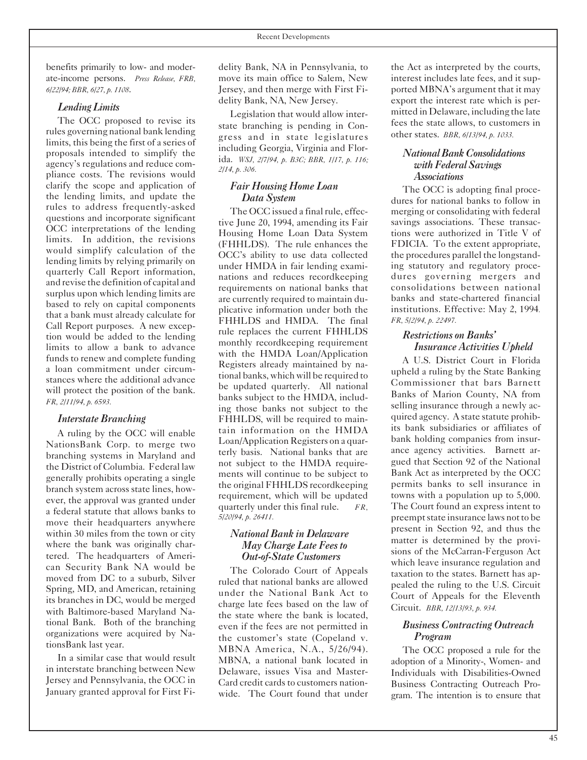benefits primarily to low- and moderate-income persons. *Press Release, FRB, 6/22/94; BBR, 6/27, p. 1108.*

### *Lending Limits*

The OCC proposed to revise its rules governing national bank lending limits, this being the first of a series of proposals intended to simplify the agency's regulations and reduce compliance costs. The revisions would clarify the scope and application of the lending limits, and update the rules to address frequently-asked questions and incorporate significant OCC interpretations of the lending limits. In addition, the revisions would simplify calculation of the lending limits by relying primarily on quarterly Call Report information, and revise the definition of capital and surplus upon which lending limits are based to rely on capital components that a bank must already calculate for Call Report purposes. A new exception would be added to the lending limits to allow a bank to advance funds to renew and complete funding a loan commitment under circumstances where the additional advance will protect the position of the bank. *FR, 2/11/94, p. 6593.*

### *Interstate Branching*

A ruling by the OCC will enable NationsBank Corp. to merge two branching systems in Maryland and the District of Columbia. Federal law generally prohibits operating a single branch system across state lines, however, the approval was granted under a federal statute that allows banks to move their headquarters anywhere within 30 miles from the town or city where the bank was originally chartered. The headquarters of American Security Bank NA would be moved from DC to a suburb, Silver Spring, MD, and American, retaining its branches in DC, would be merged with Baltimore-based Maryland National Bank. Both of the branching organizations were acquired by NationsBank last year.

In a similar case that would result in interstate branching between New Jersey and Pennsylvania, the OCC in January granted approval for First Fidelity Bank, NA in Pennsylvania, to move its main office to Salem, New Jersey, and then merge with First Fidelity Bank, NA, New Jersey.

Legislation that would allow interstate branching is pending in Congress and in state legislatures including Georgia, Virginia and Florida. *WSJ, 2/7/94, p. B3C; BBR, 1/17, p. 116; 2/14, p. 306.*

### *Fair Housing Home Loan Data System*

The OCC issued a final rule, effective June 20, 1994, amending its Fair Housing Home Loan Data System (FHHLDS). The rule enhances the OCC's ability to use data collected under HMDA in fair lending examinations and reduces recordkeeping requirements on national banks that are currently required to maintain duplicative information under both the FHHLDS and HMDA. The final rule replaces the current FHHLDS monthly recordkeeping requirement with the HMDA Loan/Application Registers already maintained by national banks, which will be required to be updated quarterly. All national banks subject to the HMDA, including those banks not subject to the FHHLDS, will be required to maintain information on the HMDA Loan/Application Registers on a quarterly basis. National banks that are not subject to the HMDA requirements will continue to be subject to the original FHHLDS recordkeeping requirement, which will be updated quarterly under this final rule. *FR, 5/20/94, p. 26411.*

### *National Bank in Delaware May Charge Late Fees to Out-of-State Customers*

The Colorado Court of Appeals ruled that national banks are allowed under the National Bank Act to charge late fees based on the law of the state where the bank is located, even if the fees are not permitted in the customer's state (Copeland v. MBNA America, N.A., 5/26/94). MBNA, a national bank located in Delaware, issues Visa and MasterCard credit cards to customers nationwide. The Court found that under the Act as interpreted by the courts, interest includes late fees, and it supported MBNA's argument that it may export the interest rate which is permitted in Delaware, including the late fees the state allows, to customers in other states. *BBR, 6/13/94, p. 1033.*

### *National Bank Consolidations with Federal Savings Associations*

The OCC is adopting final procedures for national banks to follow in merging or consolidating with federal savings associations. These transactions were authorized in Title V of FDICIA. To the extent appropriate, the procedures parallel the longstanding statutory and regulatory procedures governing mergers and consolidations between national banks and state-chartered financial institutions. Effective: May 2, 1994. *FR, 5/2/94, p. 22497.*

### *Restrictions on Banks' Insurance Activities Upheld*

A U.S. District Court in Florida upheld a ruling by the State Banking Commissioner that bars Barnett Banks of Marion County, NA from selling insurance through a newly acquired agency. A state statute prohibits bank subsidiaries or affiliates of bank holding companies from insurance agency activities. Barnett argued that Section 92 of the National Bank Act as interpreted by the OCC permits banks to sell insurance in towns with a population up to 5,000. The Court found an express intent to preempt state insurance laws not to be present in Section 92, and thus the matter is determined by the provisions of the McCarran-Ferguson Act which leave insurance regulation and taxation to the states. Barnett has appealed the ruling to the U.S. Circuit Court of Appeals for the Eleventh Circuit. *BBR, 12/13/93, p. 934.*

### *Business Contracting Outreach Program*

The OCC proposed a rule for the adoption of a Minority-, Women- and Individuals with Disabilities-Owned Business Contracting Outreach Program. The intention is to ensure that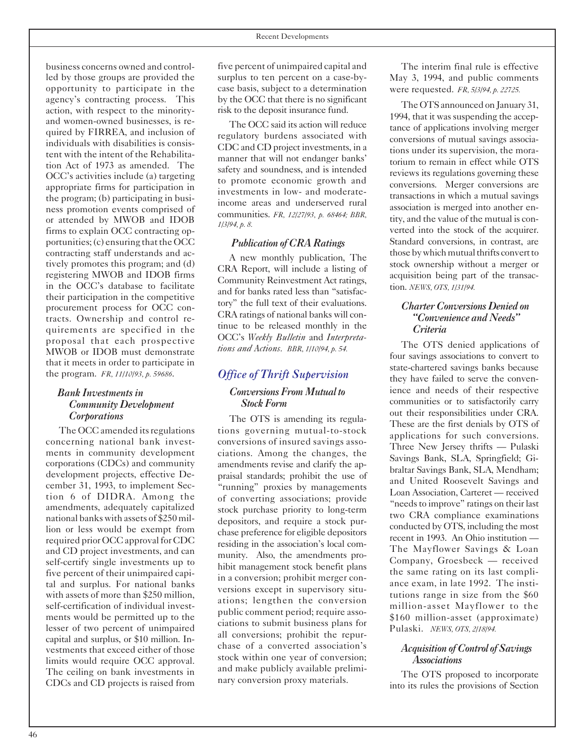business concerns owned and controlled by those groups are provided the opportunity to participate in the agency's contracting process. This action, with respect to the minority- and women-owned businesses, is required by FIRREA, and inclusion of individuals with disabilities is consistent with the intent of the Rehabilitation Act of 1973 as amended. The OCC's activities include (a) targeting appropriate firms for participation in the program; (b) participating in business promotion events comprised of or attended by MWOB and IDOB firms to explain OCC contracting opportunities; (c) ensuring that the OCC contracting staff understands and actively promotes this program; and (d) registering MWOB and IDOB firms in the OCC's database to facilitate their participation in the competitive procurement process for OCC contracts. Ownership and control requirements are specified in the proposal that each prospective MWOB or IDOB must demonstrate that it meets in order to participate in the program. *FR, 11/10/93, p. 59686*.

### *Bank Investments in Community Development Corporations*

The OCC amended its regulations concerning national bank investments in community development corporations (CDCs) and community development projects, effective December 31, 1993, to implement Section 6 of DIDRA. Among the amendments, adequately capitalized national banks with assets of $250 million or less would be exempt from required prior OCC approval for CDC and CD project investments, and can self-certify single investments up to five percent of their unimpaired capital and surplus. For national banks with assets of more than $250 million, self-certification of individual investments would be permitted up to the lesser of two percent of unimpaired capital and surplus, or $10 million. Investments that exceed either of those limits would require OCC approval. The ceiling on bank investments in CDCs and CD projects is raised from five percent of unimpaired capital and surplus to ten percent on a case-by-case basis, subject to a determination by the OCC that there is no significant risk to the deposit insurance fund.

The OCC said its action will reduce regulatory burdens associated with CDC and CD project investments, in a manner that will not endanger banks' safety and soundness, and is intended to promote economic growth and investments in low- and moderate-income areas and underserved rural communities. *FR, 12/27/93, p. 68464; BBR, 1/3/94, p. 8.*

### *Publication of CRA Ratings*

A new monthly publication, The CRA Report, will include a listing of Community Reinvestment Act ratings, and for banks rated less than "satisfactory" the full text of their evaluations. CRA ratings of national banks will continue to be released monthly in the OCC's *Weekly Bulletin* and *Interpretations and Actions*. *BBR, 1/10/94, p. 54.*

## *Office of Thrift Supervision*

### *Conversions From Mutual to Stock Form*

The OTS is amending its regulations governing mutual-to-stock conversions of insured savings associations. Among the changes, the amendments revise and clarify the appraisal standards; prohibit the use of "running" proxies by managements of converting associations; provide stock purchase priority to long-term depositors, and require a stock purchase preference for eligible depositors residing in the association's local community. Also, the amendments prohibit management stock benefit plans in a conversion; prohibit merger conversions except in supervisory situations; lengthen the conversion public comment period; require associations to submit business plans for all conversions; prohibit the repurchase of a converted association's stock within one year of conversion; and make publicly available preliminary conversion proxy materials.

The interim final rule is effective May 3, 1994, and public comments were requested. *FR, 5/3/94, p. 22725.*

The OTS announced on January 31, 1994, that it was suspending the acceptance of applications involving merger conversions of mutual savings associations under its supervision, the moratorium to remain in effect while OTS reviews its regulations governing these conversions. Merger conversions are transactions in which a mutual savings association is merged into another entity, and the value of the mutual is converted into the stock of the acquirer. Standard conversions, in contrast, are those by which mutual thrifts convert to stock ownership without a merger or acquisition being part of the transaction. *NEWS, OTS, 1/31/94.*

### *Charter Conversions Denied on "Convenience and Needs" Criteria*

The OTS denied applications of four savings associations to convert to state-chartered savings banks because they have failed to serve the convenience and needs of their respective communities or to satisfactorily carry out their responsibilities under CRA. These are the first denials by OTS of applications for such conversions. Three New Jersey thrifts — Pulaski Savings Bank, SLA, Springfield; Gibraltar Savings Bank, SLA, Mendham; and United Roosevelt Savings and Loan Association, Carteret — received "needs to improve" ratings on their last two CRA compliance examinations conducted by OTS, including the most recent in 1993. An Ohio institution — The Mayflower Savings & Loan Company, Groesbeck — received the same rating on its last compliance exam, in late 1992. The institutions range in size from the $60 million-asset Mayflower to the $160 million-asset (approximate) Pulaski. *NEWS, OTS, 2/18/94.*

### *Acquisition of Control of Savings Associations*

The OTS proposed to incorporate into its rules the provisions of Section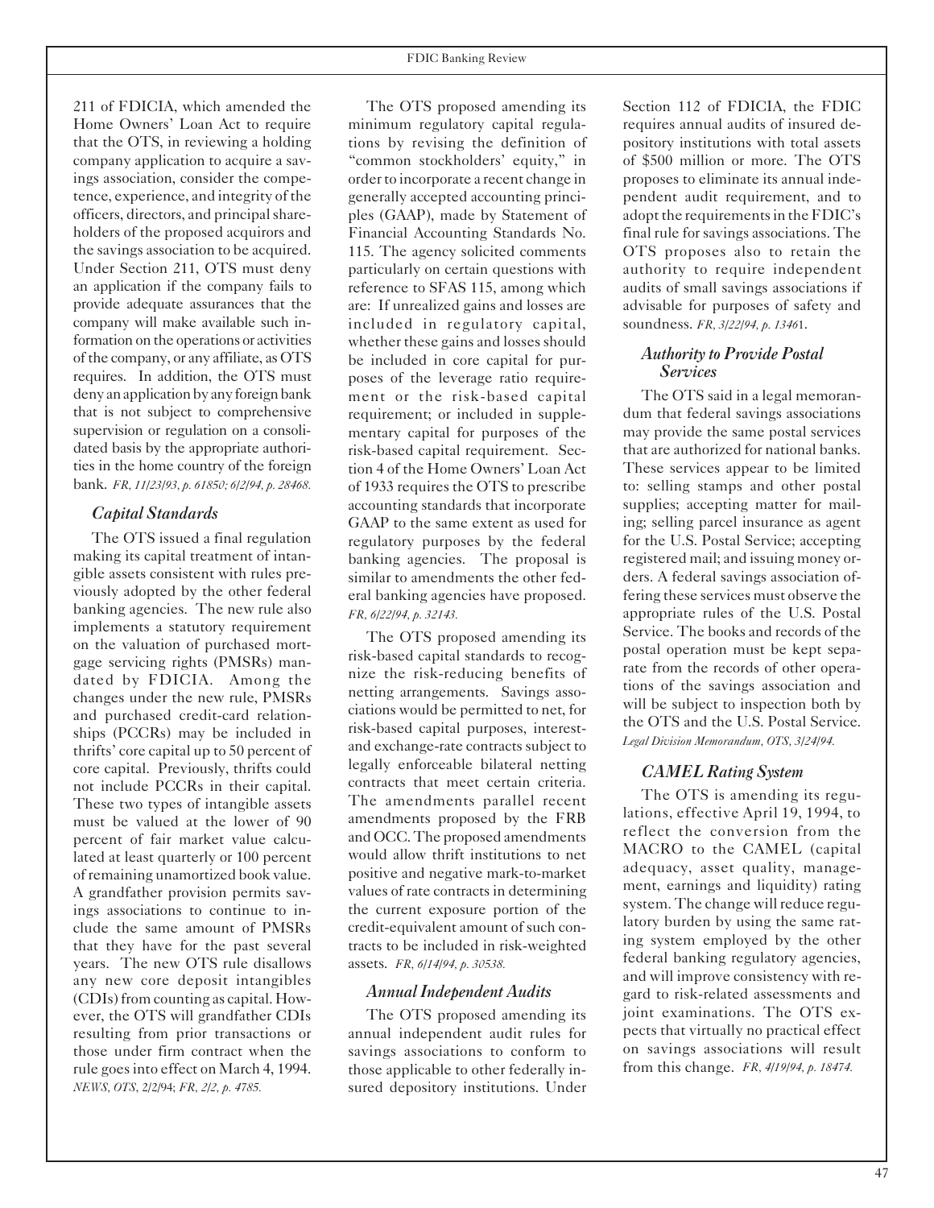211 of FDICIA, which amended the Home Owners' Loan Act to require that the OTS, in reviewing a holding company application to acquire a savings association, consider the competence, experience, and integrity of the officers, directors, and principal shareholders of the proposed acquirors and the savings association to be acquired. Under Section 211, OTS must deny an application if the company fails to provide adequate assurances that the company will make available such information on the operations or activities of the company, or any affiliate, as OTS requires. In addition, the OTS must deny an application by any foreign bank that is not subject to comprehensive supervision or regulation on a consolidated basis by the appropriate authorities in the home country of the foreign bank. *FR, 11/23/93, p. 61850; 6/2/94, p. 28468.*

### Capital Standards

The OTS issued a final regulation making its capital treatment of intangible assets consistent with rules previously adopted by the other federal banking agencies. The new rule also implements a statutory requirement on the valuation of purchased mortgage servicing rights (PMSRs) mandated by FDICIA. Among the changes under the new rule, PMSRs and purchased credit-card relationships (PCCRs) may be included in thrifts' core capital up to 50 percent of core capital. Previously, thrifts could not include PCCRs in their capital. These two types of intangible assets must be valued at the lower of 90 percent of fair market value calculated at least quarterly or 100 percent of remaining unamortized book value. A grandfather provision permits savings associations to continue to include the same amount of PMSRs that they have for the past several years. The new OTS rule disallows any new core deposit intangibles (CDIs) from counting as capital. However, the OTS will grandfather CDIs resulting from prior transactions or those under firm contract when the rule goes into effect on March 4, 1994. *NEWS, OTS, 2/2/94; FR, 2/2, p. 4785.*

The OTS proposed amending its minimum regulatory capital regulations by revising the definition of "common stockholders' equity," in order to incorporate a recent change in generally accepted accounting principles (GAAP), made by Statement of Financial Accounting Standards No. 115. The agency solicited comments particularly on certain questions with reference to SFAS 115, among which are: If unrealized gains and losses are included in regulatory capital, whether these gains and losses should be included in core capital for purposes of the leverage ratio requirement or the risk-based capital requirement; or included in supplementary capital for purposes of the risk-based capital requirement. Section 4 of the Home Owners' Loan Act of 1933 requires the OTS to prescribe accounting standards that incorporate GAAP to the same extent as used for regulatory purposes by the federal banking agencies. The proposal is similar to amendments the other federal banking agencies have proposed. *FR, 6/22/94, p. 32143.*

The OTS proposed amending its risk-based capital standards to recognize the risk-reducing benefits of netting arrangements. Savings associations would be permitted to net, for risk-based capital purposes, interest- and exchange-rate contracts subject to legally enforceable bilateral netting contracts that meet certain criteria. The amendments parallel recent amendments proposed by the FRB and OCC. The proposed amendments would allow thrift institutions to net positive and negative mark-to-market values of rate contracts in determining the current exposure portion of the credit-equivalent amount of such contracts to be included in risk-weighted assets. *FR, 6/14/94, p. 30538.*

### Annual Independent Audits

The OTS proposed amending its annual independent audit rules for savings associations to conform to those applicable to other federally insured depository institutions. Under Section 112 of FDICIA, the FDIC requires annual audits of insured depository institutions with total assets of $500 million or more. The OTS proposes to eliminate its annual independent audit requirement, and to adopt the requirements in the FDIC's final rule for savings associations. The OTS proposes also to retain the authority to require independent audits of small savings associations if advisable for purposes of safety and soundness. *FR, 3/22/94, p. 13461.*

### Authority to Provide Postal Services

The OTS said in a legal memorandum that federal savings associations may provide the same postal services that are authorized for national banks. These services appear to be limited to: selling stamps and other postal supplies; accepting matter for mailing; selling parcel insurance as agent for the U.S. Postal Service; accepting registered mail; and issuing money orders. A federal savings association offering these services must observe the appropriate rules of the U.S. Postal Service. The books and records of the postal operation must be kept separate from the records of other operations of the savings association and will be subject to inspection both by the OTS and the U.S. Postal Service. *Legal Division Memorandum, OTS, 3/24/94.*

### CAMEL Rating System

The OTS is amending its regulations, effective April 19, 1994, to reflect the conversion from the MACRO to the CAMEL (capital adequacy, asset quality, management, earnings and liquidity) rating system. The change will reduce regulatory burden by using the same rating system employed by the other federal banking regulatory agencies, and will improve consistency with regard to risk-related assessments and joint examinations. The OTS expects that virtually no practical effect on savings associations will result from this change. *FR, 4/19/94, p. 18474.*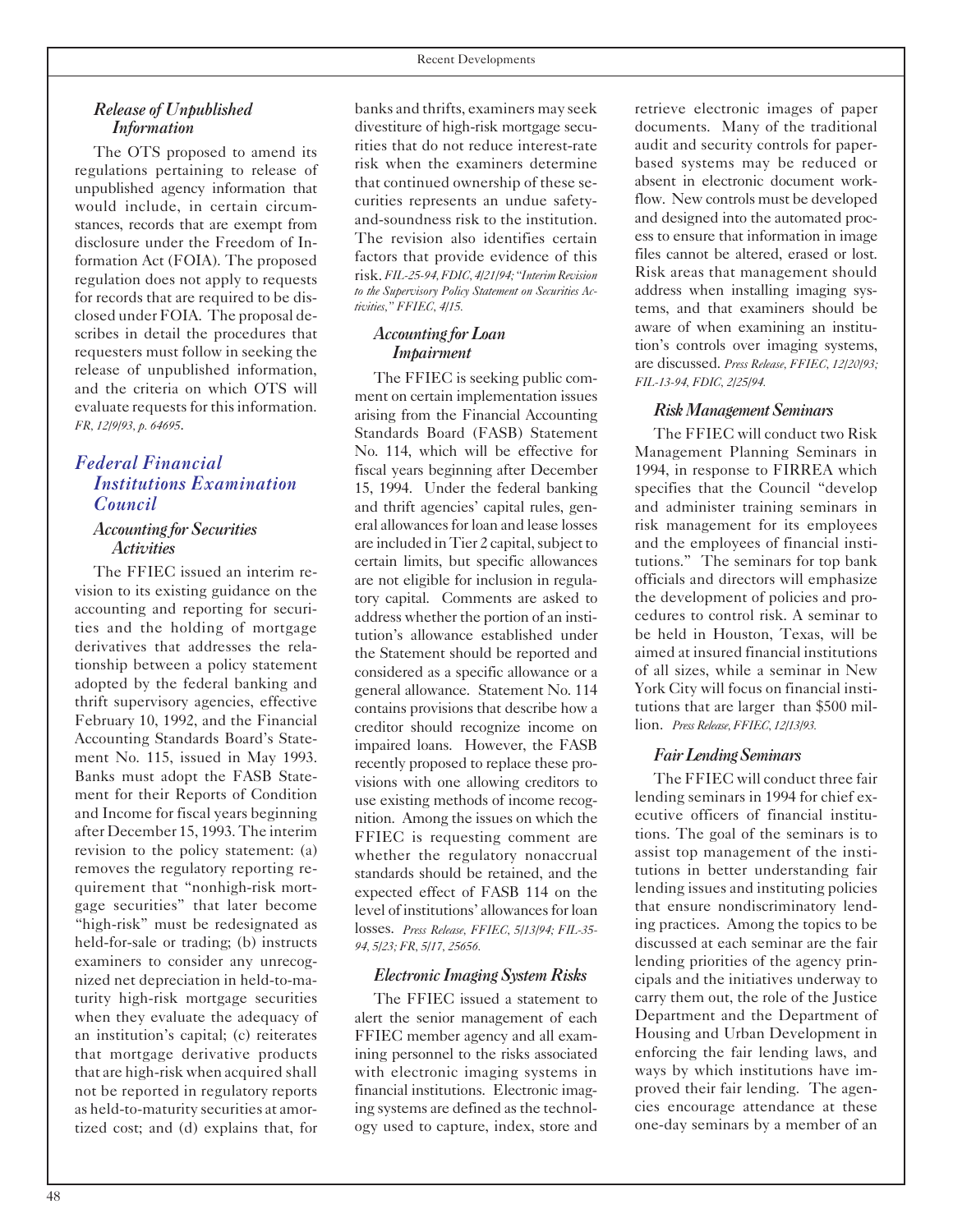### *Release of Unpublished Information*

The OTS proposed to amend its regulations pertaining to release of unpublished agency information that would include, in certain circumstances, records that are exempt from disclosure under the Freedom of Information Act (FOIA). The proposed regulation does not apply to requests for records that are required to be disclosed under FOIA. The proposal describes in detail the procedures that requesters must follow in seeking the release of unpublished information, and the criteria on which OTS will evaluate requests for this information. *FR, 12/9/93, p. 64695.*

## *Federal Financial Institutions Examination Council*

### *Accounting for Securities Activities*

The FFIEC issued an interim revision to its existing guidance on the accounting and reporting for securities and the holding of mortgage derivatives that addresses the relationship between a policy statement adopted by the federal banking and thrift supervisory agencies, effective February 10, 1992, and the Financial Accounting Standards Board's Statement No. 115, issued in May 1993. Banks must adopt the FASB Statement for their Reports of Condition and Income for fiscal years beginning after December 15, 1993. The interim revision to the policy statement: (a) removes the regulatory reporting requirement that "nonhigh-risk mortgage securities" that later become "high-risk" must be redesignated as held-for-sale or trading; (b) instructs examiners to consider any unrecognized net depreciation in held-to-maturity high-risk mortgage securities when they evaluate the adequacy of an institution's capital; (c) reiterates that mortgage derivative products that are high-risk when acquired shall not be reported in regulatory reports as held-to-maturity securities at amortized cost; and (d) explains that, for banks and thrifts, examiners may seek divestiture of high-risk mortgage securities that do not reduce interest-rate risk when the examiners determine that continued ownership of these securities represents an undue safety-and-soundness risk to the institution. The revision also identifies certain factors that provide evidence of this risk. *FIL-25-94, FDIC, 4/21/94; "Interim Revision to the Supervisory Policy Statement on Securities Activities," FFIEC, 4/15.*

### *Accounting for Loan Impairment*

The FFIEC is seeking public comment on certain implementation issues arising from the Financial Accounting Standards Board (FASB) Statement No. 114, which will be effective for fiscal years beginning after December 15, 1994. Under the federal banking and thrift agencies' capital rules, general allowances for loan and lease losses are included in Tier 2 capital, subject to certain limits, but specific allowances are not eligible for inclusion in regulatory capital. Comments are asked to address whether the portion of an institution's allowance established under the Statement should be reported and considered as a specific allowance or a general allowance. Statement No. 114 contains provisions that describe how a creditor should recognize income on impaired loans. However, the FASB recently proposed to replace these provisions with one allowing creditors to use existing methods of income recognition. Among the issues on which the FFIEC is requesting comment are whether the regulatory nonaccrual standards should be retained, and the expected effect of FASB 114 on the level of institutions' allowances for loan losses. *Press Release, FFIEC, 5/13/94; FIL-35-94, 5/23; FR, 5/17, 25656.*

### *Electronic Imaging System Risks*

The FFIEC issued a statement to alert the senior management of each FFIEC member agency and all examining personnel to the risks associated with electronic imaging systems in financial institutions. Electronic imaging systems are defined as the technology used to capture, index, store and retrieve electronic images of paper documents. Many of the traditional audit and security controls for paper-based systems may be reduced or absent in electronic document workflow. New controls must be developed and designed into the automated process to ensure that information in image files cannot be altered, erased or lost. Risk areas that management should address when installing imaging systems, and that examiners should be aware of when examining an institution's controls over imaging systems, are discussed. *Press Release, FFIEC, 12/20/93; FIL-13-94, FDIC, 2/25/94.*

### *Risk Management Seminars*

The FFIEC will conduct two Risk Management Planning Seminars in 1994, in response to FIRREA which specifies that the Council "develop and administer training seminars in risk management for its employees and the employees of financial institutions." The seminars for top bank officials and directors will emphasize the development of policies and procedures to control risk. A seminar to be held in Houston, Texas, will be aimed at insured financial institutions of all sizes, while a seminar in New York City will focus on financial institutions that are larger than $500 million. *Press Release, FFIEC, 12/13/93.*

### *Fair Lending Seminars*

The FFIEC will conduct three fair lending seminars in 1994 for chief executive officers of financial institutions. The goal of the seminars is to assist top management of the institutions in better understanding fair lending issues and instituting policies that ensure nondiscriminatory lending practices. Among the topics to be discussed at each seminar are the fair lending priorities of the agency principals and the initiatives underway to carry them out, the role of the Justice Department and the Department of Housing and Urban Development in enforcing the fair lending laws, and ways by which institutions have improved their fair lending. The agencies encourage attendance at these one-day seminars by a member of an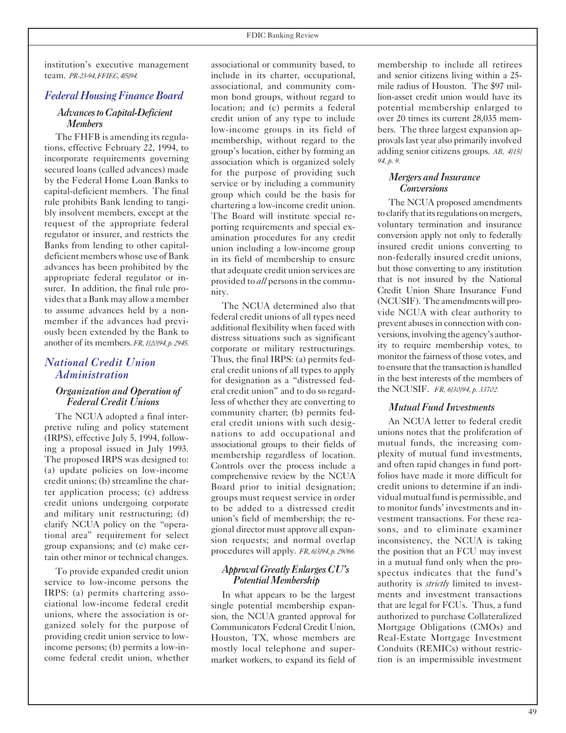institution's executive management team. *PR-23-94, FFIEC, 4/5/94.*

## Federal Housing Finance Board

### Advances to Capital-Deficient Members

The FHFB is amending its regulations, effective February 22, 1994, to incorporate requirements governing secured loans (called advances) made by the Federal Home Loan Banks to capital-deficient members. The final rule prohibits Bank lending to tangibly insolvent members, except at the request of the appropriate federal regulator or insurer, and restricts the Banks from lending to other capital-deficient members whose use of Bank advances has been prohibited by the appropriate federal regulator or insurer. In addition, the final rule provides that a Bank may allow a member to assume advances held by a nonmember if the advances had previously been extended by the Bank to another of its members. *FR, 1/20/94, p. 2945.*

## National Credit Union Administration

### Organization and Operation of Federal Credit Unions

The NCUA adopted a final interpretive ruling and policy statement (IRPS), effective July 5, 1994, following a proposal issued in July 1993. The proposed IRPS was designed to: (a) update policies on low-income credit unions; (b) streamline the charter application process; (c) address credit unions undergoing corporate and military unit restructuring; (d) clarify NCUA policy on the "operational area" requirement for select group expansions; and (e) make certain other minor or technical changes.

To provide expanded credit union service to low-income persons the IRPS: (a) permits chartering associational low-income federal credit unions, where the association is organized solely for the purpose of providing credit union service to low-income persons; (b) permits a low-income federal credit union, whether associational or community based, to include in its charter, occupational, associational, and community common bond groups, without regard to location; and (c) permits a federal credit union of any type to include low-income groups in its field of membership, without regard to the group's location, either by forming an association which is organized solely for the purpose of providing such service or by including a community group which could be the basis for chartering a low-income credit union. The Board will institute special reporting requirements and special examination procedures for any credit union including a low-income group in its field of membership to ensure that adequate credit union services are provided to *all* persons in the community.

The NCUA determined also that federal credit unions of all types need additional flexibility when faced with distress situations such as significant corporate or military restructurings. Thus, the final IRPS: (a) permits federal credit unions of all types to apply for designation as a "distressed federal credit union" and to do so regardless of whether they are converting to community charter; (b) permits federal credit unions with such designations to add occupational and associational groups to their fields of membership regardless of location. Controls over the process include a comprehensive review by the NCUA Board prior to initial designation; groups must request service in order to be added to a distressed credit union's field of membership; the regional director must approve all expansion requests; and normal overlap procedures will apply. *FR, 6/3/94, p. 29066.*

### Approval Greatly Enlarges CU's Potential Membership

In what appears to be the largest single potential membership expansion, the NCUA granted approval for Communicators Federal Credit Union, Houston, TX, whose members are mostly local telephone and supermarket workers, to expand its field of membership to include all retirees and senior citizens living within a 25-mile radius of Houston. The $97 million-asset credit union would have its potential membership enlarged to over 20 times its current 28,035 members. The three largest expansion approvals last year also primarily involved adding senior citizens groups. *AB, 4/15/94, p. 9.*

### Mergers and Insurance Conversions

The NCUA proposed amendments to clarify that its regulations on mergers, voluntary termination and insurance conversion apply not only to federally insured credit unions converting to non-federally insured credit unions, but those converting to any institution that is not insured by the National Credit Union Share Insurance Fund (NCUSIF). The amendments will provide NCUA with clear authority to prevent abuses in connection with conversions, involving the agency's authority to require membership votes, to monitor the fairness of those votes, and to ensure that the transaction is handled in the best interests of the members of the NCUSIF. *FR, 6/30/94, p. 33702.*

### Mutual Fund Investments

An NCUA letter to federal credit unions notes that the proliferation of mutual funds, the increasing complexity of mutual fund investments, and often rapid changes in fund portfolios have made it more difficult for credit unions to determine if an individual mutual fund is permissible, and to monitor funds' investments and investment transactions. For these reasons, and to eliminate examiner inconsistency, the NCUA is taking the position that an FCU may invest in a mutual fund only when the prospectus indicates that the fund's authority is *strictly* limited to investments and investment transactions that are legal for FCUs. Thus, a fund authorized to purchase Collateralized Mortgage Obligations (CMOs) and Real-Estate Mortgage Investment Conduits (REMICs) without restriction is an impermissible investment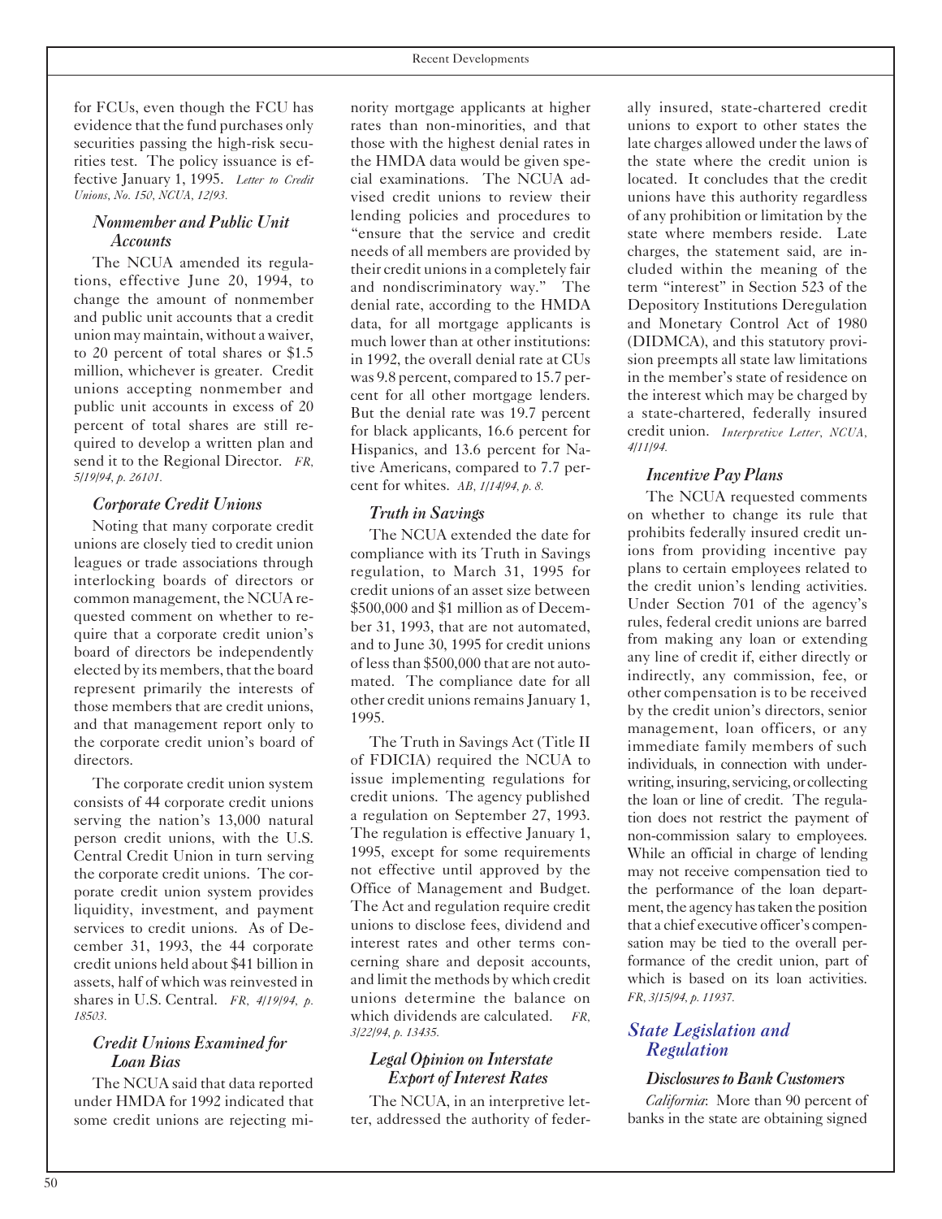for FCUs, even though the FCU has evidence that the fund purchases only securities passing the high-risk securities test. The policy issuance is effective January 1, 1995. *Letter to Credit Unions, No. 150, NCUA, 12/93.*

### *Nonmember and Public Unit Accounts*

The NCUA amended its regulations, effective June 20, 1994, to change the amount of nonmember and public unit accounts that a credit union may maintain, without a waiver, to 20 percent of total shares or $1.5 million, whichever is greater. Credit unions accepting nonmember and public unit accounts in excess of 20 percent of total shares are still required to develop a written plan and send it to the Regional Director. *FR, 5/19/94, p. 26101.*

### *Corporate Credit Unions*

Noting that many corporate credit unions are closely tied to credit union leagues or trade associations through interlocking boards of directors or common management, the NCUA requested comment on whether to require that a corporate credit union's board of directors be independently elected by its members, that the board represent primarily the interests of those members that are credit unions, and that management report only to the corporate credit union's board of directors.

The corporate credit union system consists of 44 corporate credit unions serving the nation's 13,000 natural person credit unions, with the U.S. Central Credit Union in turn serving the corporate credit unions. The corporate credit union system provides liquidity, investment, and payment services to credit unions. As of December 31, 1993, the 44 corporate credit unions held about $41 billion in assets, half of which was reinvested in shares in U.S. Central. *FR, 4/19/94, p. 18503.*

### *Credit Unions Examined for Loan Bias*

The NCUA said that data reported under HMDA for 1992 indicated that some credit unions are rejecting minority mortgage applicants at higher rates than non-minorities, and that those with the highest denial rates in the HMDA data would be given special examinations. The NCUA advised credit unions to review their lending policies and procedures to "ensure that the service and credit needs of all members are provided by their credit unions in a completely fair and nondiscriminatory way." The denial rate, according to the HMDA data, for all mortgage applicants is much lower than at other institutions: in 1992, the overall denial rate at CUs was 9.8 percent, compared to 15.7 percent for all other mortgage lenders. But the denial rate was 19.7 percent for black applicants, 16.6 percent for Hispanics, and 13.6 percent for Native Americans, compared to 7.7 percent for whites. *AB, 1/14/94, p. 8.*

### *Truth in Savings*

The NCUA extended the date for compliance with its Truth in Savings regulation, to March 31, 1995 for credit unions of an asset size between $500,000 and $1 million as of December 31, 1993, that are not automated, and to June 30, 1995 for credit unions of less than $500,000 that are not automated. The compliance date for all other credit unions remains January 1, 1995.

The Truth in Savings Act (Title II of FDICIA) required the NCUA to issue implementing regulations for credit unions. The agency published a regulation on September 27, 1993. The regulation is effective January 1, 1995, except for some requirements not effective until approved by the Office of Management and Budget. The Act and regulation require credit unions to disclose fees, dividend and interest rates and other terms concerning share and deposit accounts, and limit the methods by which credit unions determine the balance on which dividends are calculated. *FR, 3/22/94, p. 13435.*

### *Legal Opinion on Interstate Export of Interest Rates*

The NCUA, in an interpretive letter, addressed the authority of federally insured, state-chartered credit unions to export to other states the late charges allowed under the laws of the state where the credit union is located. It concludes that the credit unions have this authority regardless of any prohibition or limitation by the state where members reside. Late charges, the statement said, are included within the meaning of the term "interest" in Section 523 of the Depository Institutions Deregulation and Monetary Control Act of 1980 (DIDMCA), and this statutory provision preempts all state law limitations in the member's state of residence on the interest which may be charged by a state-chartered, federally insured credit union. *Interpretive Letter, NCUA, 4/11/94.*

### *Incentive Pay Plans*

The NCUA requested comments on whether to change its rule that prohibits federally insured credit unions from providing incentive pay plans to certain employees related to the credit union's lending activities. Under Section 701 of the agency's rules, federal credit unions are barred from making any loan or extending any line of credit if, either directly or indirectly, any commission, fee, or other compensation is to be received by the credit union's directors, senior management, loan officers, or any immediate family members of such individuals, in connection with underwriting, insuring, servicing, or collecting the loan or line of credit. The regulation does not restrict the payment of non-commission salary to employees. While an official in charge of lending may not receive compensation tied to the performance of the loan department, the agency has taken the position that a chief executive officer's compensation may be tied to the overall performance of the credit union, part of which is based on its loan activities. *FR, 3/15/94, p. 11937.*

## *State Legislation and Regulation*

### *Disclosures to Bank Customers*

*California*: More than 90 percent of banks in the state are obtaining signed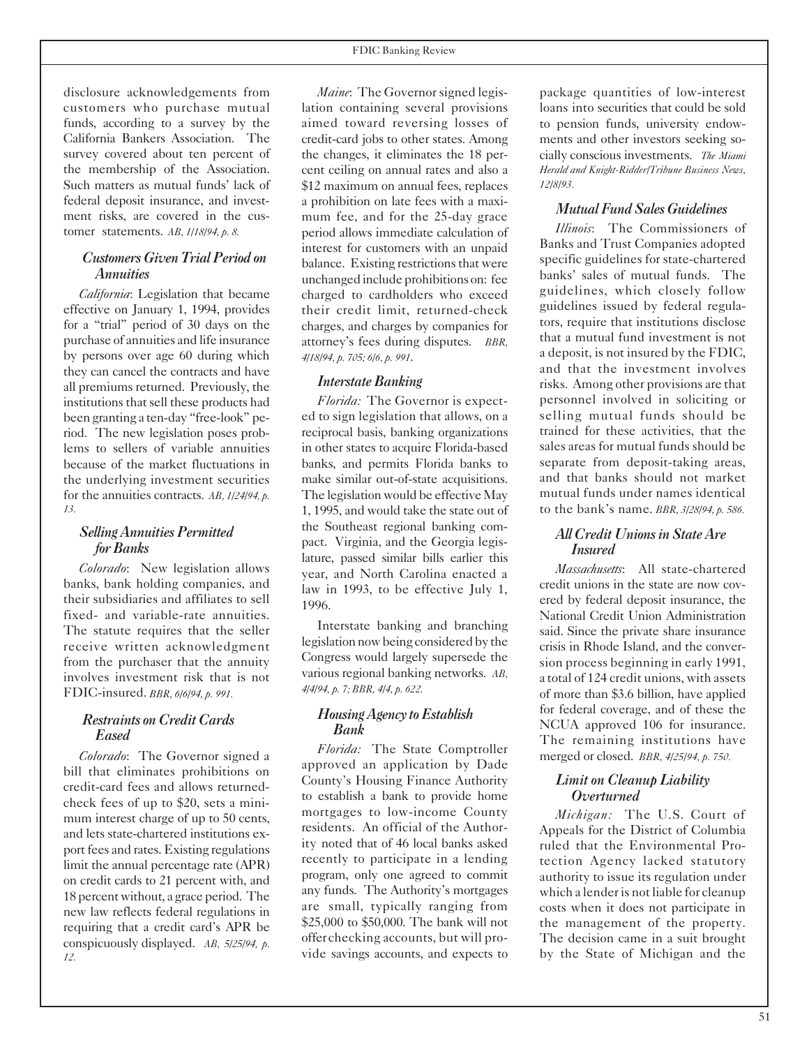disclosure acknowledgements from customers who purchase mutual funds, according to a survey by the California Bankers Association. The survey covered about ten percent of the membership of the Association. Such matters as mutual funds' lack of federal deposit insurance, and investment risks, are covered in the customer statements. *AB, 1/18/94, p. 8.*

### *Customers Given Trial Period on Annuities*

*California*: Legislation that became effective on January 1, 1994, provides for a "trial" period of 30 days on the purchase of annuities and life insurance by persons over age 60 during which they can cancel the contracts and have all premiums returned. Previously, the institutions that sell these products had been granting a ten-day "free-look" period. The new legislation poses problems to sellers of variable annuities because of the market fluctuations in the underlying investment securities for the annuities contracts. *AB, 1/24/94, p. 13.*

### *Selling Annuities Permitted for Banks*

*Colorado*: New legislation allows banks, bank holding companies, and their subsidiaries and affiliates to sell fixed- and variable-rate annuities. The statute requires that the seller receive written acknowledgment from the purchaser that the annuity involves investment risk that is not FDIC-insured. *BBR, 6/6/94, p. 991.*

### *Restraints on Credit Cards Eased*

*Colorado*: The Governor signed a bill that eliminates prohibitions on credit-card fees and allows returned-check fees of up to $20, sets a minimum interest charge of up to 50 cents, and lets state-chartered institutions export fees and rates. Existing regulations limit the annual percentage rate (APR) on credit cards to 21 percent with, and 18 percent without, a grace period. The new law reflects federal regulations in requiring that a credit card's APR be conspicuously displayed. *AB, 5/25/94, p. 12.*

*Maine*: The Governor signed legislation containing several provisions aimed toward reversing losses of credit-card jobs to other states. Among the changes, it eliminates the 18 percent ceiling on annual rates and also a $12 maximum on annual fees, replaces a prohibition on late fees with a maximum fee, and for the 25-day grace period allows immediate calculation of interest for customers with an unpaid balance. Existing restrictions that were unchanged include prohibitions on: fee charged to cardholders who exceed their credit limit, returned-check charges, and charges by companies for attorney's fees during disputes. *BBR, 4/18/94, p. 705; 6/6, p. 991.*

### *Interstate Banking*

*Florida:* The Governor is expected to sign legislation that allows, on a reciprocal basis, banking organizations in other states to acquire Florida-based banks, and permits Florida banks to make similar out-of-state acquisitions. The legislation would be effective May 1, 1995, and would take the state out of the Southeast regional banking compact. Virginia, and the Georgia legislature, passed similar bills earlier this year, and North Carolina enacted a law in 1993, to be effective July 1, 1996.

Interstate banking and branching legislation now being considered by the Congress would largely supersede the various regional banking networks. *AB, 4/4/94, p. 7; BBR, 4/4, p. 622.*

### *Housing Agency to Establish Bank*

*Florida:* The State Comptroller approved an application by Dade County's Housing Finance Authority to establish a bank to provide home mortgages to low-income County residents. An official of the Authority noted that of 46 local banks asked recently to participate in a lending program, only one agreed to commit any funds. The Authority's mortgages are small, typically ranging from $25,000 to $50,000. The bank will not offer checking accounts, but will provide savings accounts, and expects to package quantities of low-interest loans into securities that could be sold to pension funds, university endowments and other investors seeking socially conscious investments. *The Miami Herald and Knight-Ridder/Tribune Business News, 12/8/93.*

### *Mutual Fund Sales Guidelines*

*Illinois*: The Commissioners of Banks and Trust Companies adopted specific guidelines for state-chartered banks' sales of mutual funds. The guidelines, which closely follow guidelines issued by federal regulators, require that institutions disclose that a mutual fund investment is not a deposit, is not insured by the FDIC, and that the investment involves risks. Among other provisions are that personnel involved in soliciting or selling mutual funds should be trained for these activities, that the sales areas for mutual funds should be separate from deposit-taking areas, and that banks should not market mutual funds under names identical to the bank's name. *BBR, 3/28/94, p. 586.*

### *All Credit Unions in State Are Insured*

*Massachusetts*: All state-chartered credit unions in the state are now covered by federal deposit insurance, the National Credit Union Administration said. Since the private share insurance crisis in Rhode Island, and the conversion process beginning in early 1991, a total of 124 credit unions, with assets of more than $3.6 billion, have applied for federal coverage, and of these the NCUA approved 106 for insurance. The remaining institutions have merged or closed. *BBR, 4/25/94, p. 750.*

### *Limit on Cleanup Liability Overturned*

*Michigan:* The U.S. Court of Appeals for the District of Columbia ruled that the Environmental Protection Agency lacked statutory authority to issue its regulation under which a lender is not liable for cleanup costs when it does not participate in the management of the property. The decision came in a suit brought by the State of Michigan and the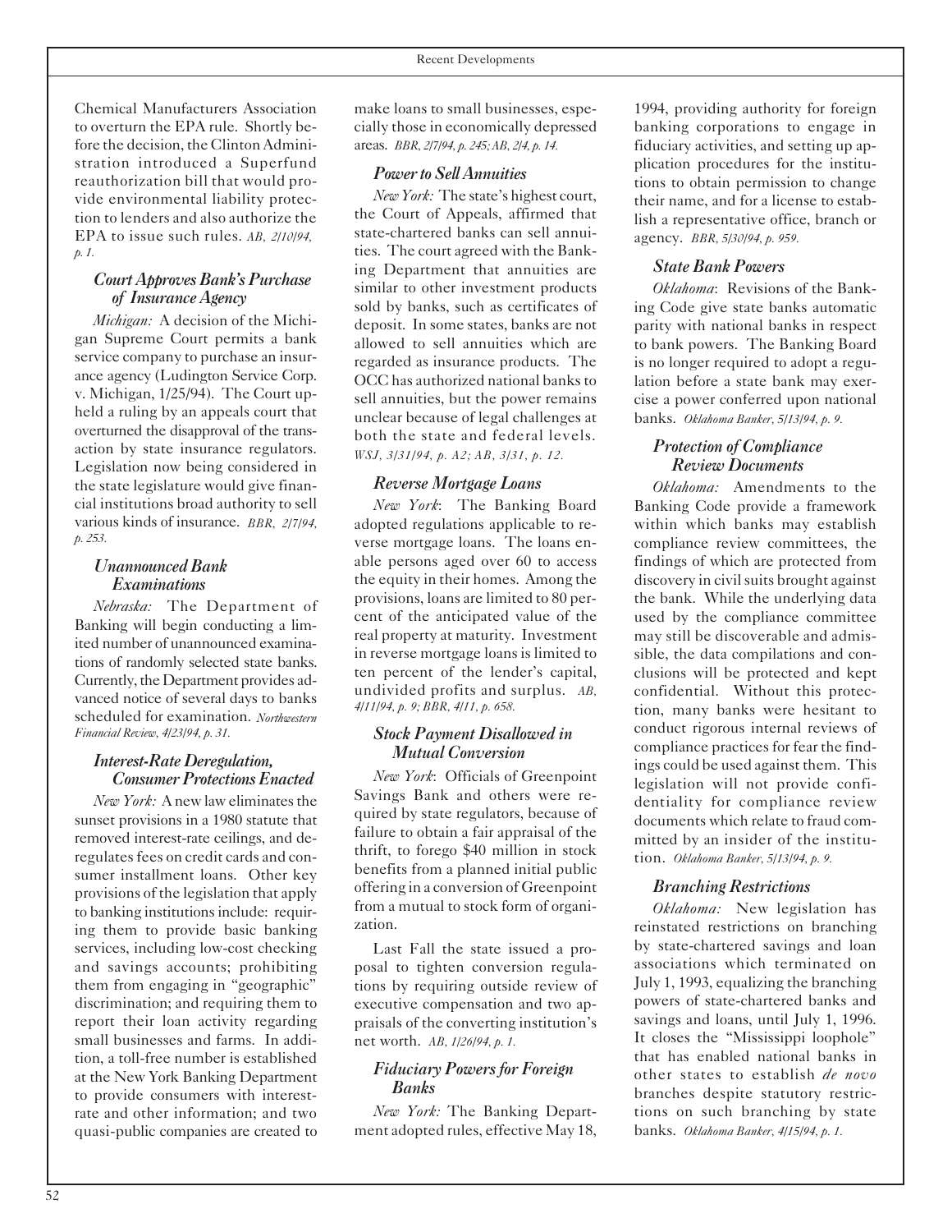Chemical Manufacturers Association to overturn the EPA rule. Shortly before the decision, the Clinton Administration introduced a Superfund reauthorization bill that would provide environmental liability protection to lenders and also authorize the EPA to issue such rules. *AB, 2/10/94, p. 1.*

### Court Approves Bank's Purchase of Insurance Agency

*Michigan:* A decision of the Michigan Supreme Court permits a bank service company to purchase an insurance agency (Ludington Service Corp. v. Michigan, 1/25/94). The Court upheld a ruling by an appeals court that overturned the disapproval of the transaction by state insurance regulators. Legislation now being considered in the state legislature would give financial institutions broad authority to sell various kinds of insurance. *BBR, 2/7/94, p. 253.*

### Unannounced Bank Examinations

*Nebraska:* The Department of Banking will begin conducting a limited number of unannounced examinations of randomly selected state banks. Currently, the Department provides advanced notice of several days to banks scheduled for examination. *Northwestern Financial Review, 4/23/94, p. 31.*

### Interest-Rate Deregulation, Consumer Protections Enacted

*New York:* A new law eliminates the sunset provisions in a 1980 statute that removed interest-rate ceilings, and deregulates fees on credit cards and consumer installment loans. Other key provisions of the legislation that apply to banking institutions include: requiring them to provide basic banking services, including low-cost checking and savings accounts; prohibiting them from engaging in "geographic" discrimination; and requiring them to report their loan activity regarding small businesses and farms. In addition, a toll-free number is established at the New York Banking Department to provide consumers with interest-rate and other information; and two quasi-public companies are created to make loans to small businesses, especially those in economically depressed areas. *BBR, 2/7/94, p. 245; AB, 2/4, p. 14.*

### Power to Sell Annuities

*New York:* The state's highest court, the Court of Appeals, affirmed that state-chartered banks can sell annuities. The court agreed with the Banking Department that annuities are similar to other investment products sold by banks, such as certificates of deposit. In some states, banks are not allowed to sell annuities which are regarded as insurance products. The OCC has authorized national banks to sell annuities, but the power remains unclear because of legal challenges at both the state and federal levels. *WSJ, 3/31/94, p. A2; AB, 3/31, p. 12.*

### Reverse Mortgage Loans

*New York*: The Banking Board adopted regulations applicable to reverse mortgage loans. The loans enable persons aged over 60 to access the equity in their homes. Among the provisions, loans are limited to 80 percent of the anticipated value of the real property at maturity. Investment in reverse mortgage loans is limited to ten percent of the lender's capital, undivided profits and surplus. *AB, 4/11/94, p. 9; BBR, 4/11, p. 658.*

### Stock Payment Disallowed in Mutual Conversion

*New York*: Officials of Greenpoint Savings Bank and others were required by state regulators, because of failure to obtain a fair appraisal of the thrift, to forego $40 million in stock benefits from a planned initial public offering in a conversion of Greenpoint from a mutual to stock form of organization.

Last Fall the state issued a proposal to tighten conversion regulations by requiring outside review of executive compensation and two appraisals of the converting institution's net worth. *AB, 1/26/94, p. 1.*

### Fiduciary Powers for Foreign Banks

*New York:* The Banking Department adopted rules, effective May 18, 1994, providing authority for foreign banking corporations to engage in fiduciary activities, and setting up application procedures for the institutions to obtain permission to change their name, and for a license to establish a representative office, branch or agency. *BBR, 5/30/94, p. 959.*

### State Bank Powers

*Oklahoma*: Revisions of the Banking Code give state banks automatic parity with national banks in respect to bank powers. The Banking Board is no longer required to adopt a regulation before a state bank may exercise a power conferred upon national banks. *Oklahoma Banker, 5/13/94, p. 9.*

### Protection of Compliance Review Documents

*Oklahoma:* Amendments to the Banking Code provide a framework within which banks may establish compliance review committees, the findings of which are protected from discovery in civil suits brought against the bank. While the underlying data used by the compliance committee may still be discoverable and admissible, the data compilations and conclusions will be protected and kept confidential. Without this protection, many banks were hesitant to conduct rigorous internal reviews of compliance practices for fear the findings could be used against them. This legislation will not provide confidentiality for compliance review documents which relate to fraud committed by an insider of the institution. *Oklahoma Banker, 5/13/94, p. 9.*

### Branching Restrictions

*Oklahoma:* New legislation has reinstated restrictions on branching by state-chartered savings and loan associations which terminated on July 1, 1993, equalizing the branching powers of state-chartered banks and savings and loans, until July 1, 1996. It closes the "Mississippi loophole" that has enabled national banks in other states to establish *de novo* branches despite statutory restrictions on such branching by state banks. *Oklahoma Banker, 4/15/94, p. 1.*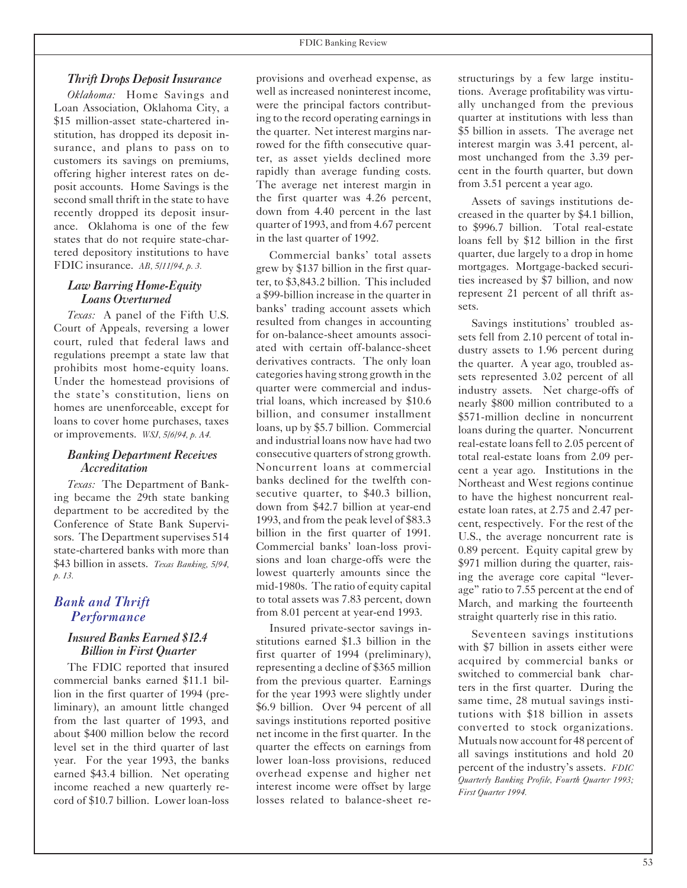### Thrift Drops Deposit Insurance

*Oklahoma:* Home Savings and Loan Association, Oklahoma City, a $15 million-asset state-chartered institution, has dropped its deposit insurance, and plans to pass on to customers its savings on premiums, offering higher interest rates on deposit accounts. Home Savings is the second small thrift in the state to have recently dropped its deposit insurance. Oklahoma is one of the few states that do not require state-chartered depository institutions to have FDIC insurance. *AB, 5/11/94, p. 3.*

### Law Barring Home-Equity Loans Overturned

*Texas:* A panel of the Fifth U.S. Court of Appeals, reversing a lower court, ruled that federal laws and regulations preempt a state law that prohibits most home-equity loans. Under the homestead provisions of the state's constitution, liens on homes are unenforceable, except for loans to cover home purchases, taxes or improvements. *WSJ, 5/6/94, p. A4.*

### Banking Department Receives Accreditation

*Texas:* The Department of Banking became the 29th state banking department to be accredited by the Conference of State Bank Supervisors. The Department supervises 514 state-chartered banks with more than $43 billion in assets. *Texas Banking, 5/94, p. 13.*

## Bank and Thrift Performance

### Insured Banks Earned $12.4 Billion in First Quarter

The FDIC reported that insured commercial banks earned $11.1 billion in the first quarter of 1994 (preliminary), an amount little changed from the last quarter of 1993, and about $400 million below the record level set in the third quarter of last year. For the year 1993, the banks earned $43.4 billion. Net operating income reached a new quarterly record of $10.7 billion. Lower loan-loss provisions and overhead expense, as well as increased noninterest income, were the principal factors contributing to the record operating earnings in the quarter. Net interest margins narrowed for the fifth consecutive quarter, as asset yields declined more rapidly than average funding costs. The average net interest margin in the first quarter was 4.26 percent, down from 4.40 percent in the last quarter of 1993, and from 4.67 percent in the last quarter of 1992.

Commercial banks' total assets grew by $137 billion in the first quarter, to $3,843.2 billion. This included a $99-billion increase in the quarter in banks' trading account assets which resulted from changes in accounting for on-balance-sheet amounts associated with certain off-balance-sheet derivatives contracts. The only loan categories having strong growth in the quarter were commercial and industrial loans, which increased by $10.6 billion, and consumer installment loans, up by $5.7 billion. Commercial and industrial loans now have had two consecutive quarters of strong growth. Noncurrent loans at commercial banks declined for the twelfth consecutive quarter, to $40.3 billion, down from $42.7 billion at year-end 1993, and from the peak level of $83.3 billion in the first quarter of 1991. Commercial banks' loan-loss provisions and loan charge-offs were the lowest quarterly amounts since the mid-1980s. The ratio of equity capital to total assets was 7.83 percent, down from 8.01 percent at year-end 1993.

Insured private-sector savings institutions earned $1.3 billion in the first quarter of 1994 (preliminary), representing a decline of $365 million from the previous quarter. Earnings for the year 1993 were slightly under $6.9 billion. Over 94 percent of all savings institutions reported positive net income in the first quarter. In the quarter the effects on earnings from lower loan-loss provisions, reduced overhead expense and higher net interest income were offset by large losses related to balance-sheet restructurings by a few large institutions. Average profitability was virtually unchanged from the previous quarter at institutions with less than $5 billion in assets. The average net interest margin was 3.41 percent, almost unchanged from the 3.39 percent in the fourth quarter, but down from 3.51 percent a year ago.

Assets of savings institutions decreased in the quarter by $4.1 billion, to $996.7 billion. Total real-estate loans fell by $12 billion in the first quarter, due largely to a drop in home mortgages. Mortgage-backed securities increased by $7 billion, and now represent 21 percent of all thrift assets.

Savings institutions' troubled assets fell from 2.10 percent of total industry assets to 1.96 percent during the quarter. A year ago, troubled assets represented 3.02 percent of all industry assets. Net charge-offs of nearly $800 million contributed to a $571-million decline in noncurrent loans during the quarter. Noncurrent real-estate loans fell to 2.05 percent of total real-estate loans from 2.09 percent a year ago. Institutions in the Northeast and West regions continue to have the highest noncurrent real-estate loan rates, at 2.75 and 2.47 percent, respectively. For the rest of the U.S., the average noncurrent rate is 0.89 percent. Equity capital grew by $971 million during the quarter, raising the average core capital "leverage" ratio to 7.55 percent at the end of March, and marking the fourteenth straight quarterly rise in this ratio.

Seventeen savings institutions with $7 billion in assets either were acquired by commercial banks or switched to commercial bank charters in the first quarter. During the same time, 28 mutual savings institutions with $18 billion in assets converted to stock organizations. Mutuals now account for 48 percent of all savings institutions and hold 20 percent of the industry's assets. *FDIC Quarterly Banking Profile, Fourth Quarter 1993; First Quarter 1994.*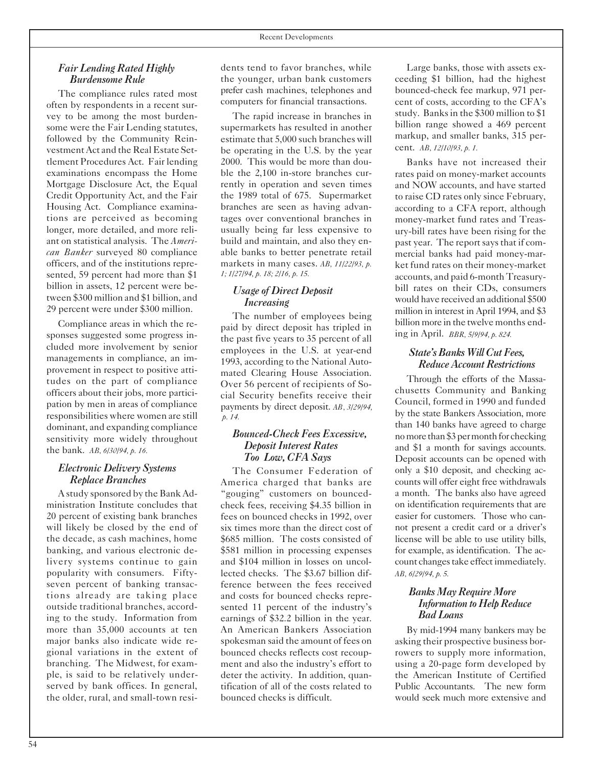### *Fair Lending Rated Highly Burdensome Rule*

The compliance rules rated most often by respondents in a recent survey to be among the most burdensome were the Fair Lending statutes, followed by the Community Reinvestment Act and the Real Estate Settlement Procedures Act. Fair lending examinations encompass the Home Mortgage Disclosure Act, the Equal Credit Opportunity Act, and the Fair Housing Act. Compliance examinations are perceived as becoming longer, more detailed, and more reliant on statistical analysis. The *American Banker* surveyed 80 compliance officers, and of the institutions represented, 59 percent had more than $1 billion in assets, 12 percent were between $300 million and $1 billion, and 29 percent were under $300 million.

Compliance areas in which the responses suggested some progress included more involvement by senior managements in compliance, an improvement in respect to positive attitudes on the part of compliance officers about their jobs, more participation by men in areas of compliance responsibilities where women are still dominant, and expanding compliance sensitivity more widely throughout the bank. *AB, 6/30/94, p. 16.*

### *Electronic Delivery Systems Replace Branches*

A study sponsored by the Bank Administration Institute concludes that 20 percent of existing bank branches will likely be closed by the end of the decade, as cash machines, home banking, and various electronic delivery systems continue to gain popularity with consumers. Fifty-seven percent of banking transactions already are taking place outside traditional branches, according to the study. Information from more than 35,000 accounts at ten major banks also indicate wide regional variations in the extent of branching. The Midwest, for example, is said to be relatively underserved by bank offices. In general, the older, rural, and small-town residents tend to favor branches, while the younger, urban bank customers prefer cash machines, telephones and computers for financial transactions.

The rapid increase in branches in supermarkets has resulted in another estimate that 5,000 such branches will be operating in the U.S. by the year 2000. This would be more than double the 2,100 in-store branches currently in operation and seven times the 1989 total of 675. Supermarket branches are seen as having advantages over conventional branches in usually being far less expensive to build and maintain, and also they enable banks to better penetrate retail markets in many cases. *AB, 11/22/93, p. 1; 1/27/94, p. 18; 2/16, p. 15.*

### *Usage of Direct Deposit Increasing*

The number of employees being paid by direct deposit has tripled in the past five years to 35 percent of all employees in the U.S. at year-end 1993, according to the National Automated Clearing House Association. Over 56 percent of recipients of Social Security benefits receive their payments by direct deposit. *AB, 3/29/94, p. 14.*

### *Bounced-Check Fees Excessive, Deposit Interest Rates Too Low, CFA Says*

The Consumer Federation of America charged that banks are "gouging" customers on bounced-check fees, receiving $4.35 billion in fees on bounced checks in 1992, over six times more than the direct cost of $685 million. The costs consisted of $581 million in processing expenses and $104 million in losses on uncollected checks. The $3.67 billion difference between the fees received and costs for bounced checks represented 11 percent of the industry's earnings of $32.2 billion in the year. An American Bankers Association spokesman said the amount of fees on bounced checks reflects cost recoupment and also the industry's effort to deter the activity. In addition, quantification of all of the costs related to bounced checks is difficult.

Large banks, those with assets exceeding $1 billion, had the highest bounced-check fee markup, 971 percent of costs, according to the CFA's study. Banks in the $300 million to $1 billion range showed a 469 percent markup, and smaller banks, 315 percent. *AB, 12/10/93, p. 1.*

Banks have not increased their rates paid on money-market accounts and NOW accounts, and have started to raise CD rates only since February, according to a CFA report, although money-market fund rates and Treasury-bill rates have been rising for the past year. The report says that if commercial banks had paid money-market fund rates on their money-market accounts, and paid 6-month Treasury-bill rates on their CDs, consumers would have received an additional $500 million in interest in April 1994, and $3 billion more in the twelve months ending in April. *BBR, 5/9/94, p. 824.*

### *State's Banks Will Cut Fees, Reduce Account Restrictions*

Through the efforts of the Massachusetts Community and Banking Council, formed in 1990 and funded by the state Bankers Association, more than 140 banks have agreed to charge no more than $3 per month for checking and $1 a month for savings accounts. Deposit accounts can be opened with only a $10 deposit, and checking accounts will offer eight free withdrawals a month. The banks also have agreed on identification requirements that are easier for customers. Those who cannot present a credit card or a driver's license will be able to use utility bills, for example, as identification. The account changes take effect immediately. *AB, 6/29/94, p. 5.*

### *Banks May Require More Information to Help Reduce Bad Loans*

By mid-1994 many bankers may be asking their prospective business borrowers to supply more information, using a 20-page form developed by the American Institute of Certified Public Accountants. The new form would seek much more extensive and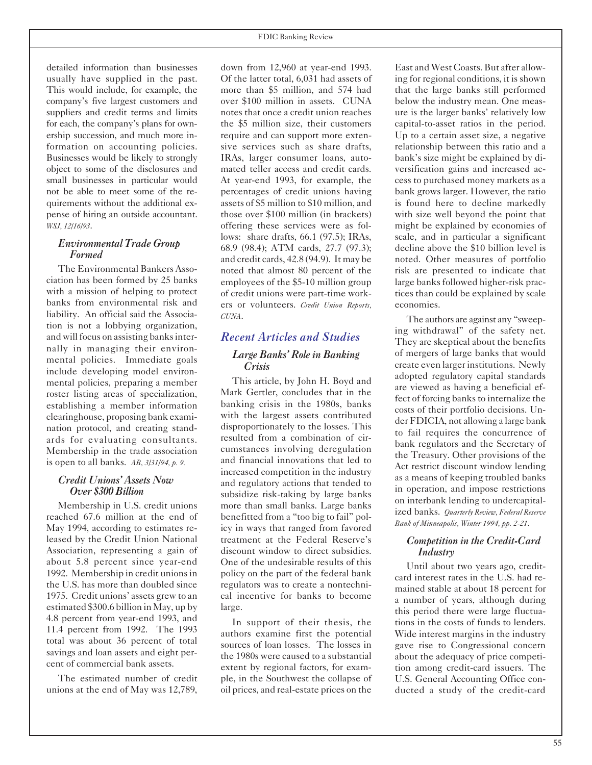detailed information than businesses usually have supplied in the past. This would include, for example, the company's five largest customers and suppliers and credit terms and limits for each, the company's plans for ownership succession, and much more information on accounting policies. Businesses would be likely to strongly object to some of the disclosures and small businesses in particular would not be able to meet some of the requirements without the additional expense of hiring an outside accountant. *WSJ, 12/16/93*.

### *Environmental Trade Group Formed*

The Environmental Bankers Association has been formed by 25 banks with a mission of helping to protect banks from environmental risk and liability. An official said the Association is not a lobbying organization, and will focus on assisting banks internally in managing their environmental policies. Immediate goals include developing model environmental policies, preparing a member roster listing areas of specialization, establishing a member information clearinghouse, proposing bank examination protocol, and creating standards for evaluating consultants. Membership in the trade association is open to all banks. *AB, 3/31/94, p. 9.*

### *Credit Unions' Assets Now Over $300 Billion*

Membership in U.S. credit unions reached 67.6 million at the end of May 1994, according to estimates released by the Credit Union National Association, representing a gain of about 5.8 percent since year-end 1992. Membership in credit unions in the U.S. has more than doubled since 1975. Credit unions' assets grew to an estimated $300.6 billion in May, up by 4.8 percent from year-end 1993, and 11.4 percent from 1992. The 1993 total was about 36 percent of total savings and loan assets and eight percent of commercial bank assets.

The estimated number of credit unions at the end of May was 12,789, down from 12,960 at year-end 1993. Of the latter total, 6,031 had assets of more than $5 million, and 574 had over $100 million in assets. CUNA notes that once a credit union reaches the $5 million size, their customers require and can support more extensive services such as share drafts, IRAs, larger consumer loans, automated teller access and credit cards. At year-end 1993, for example, the percentages of credit unions having assets of $5 million to $10 million, and those over $100 million (in brackets) offering these services were as follows: share drafts, 66.1 (97.5); IRAs, 68.9 (98.4); ATM cards, 27.7 (97.3); and credit cards, 42.8 (94.9). It may be noted that almost 80 percent of the employees of the $5-10 million group of credit unions were part-time workers or volunteers. *Credit Union Reports, CUNA*.

## *Recent Articles and Studies*

### *Large Banks' Role in Banking Crisis*

This article, by John H. Boyd and Mark Gertler, concludes that in the banking crisis in the 1980s, banks with the largest assets contributed disproportionately to the losses. This resulted from a combination of circumstances involving deregulation and financial innovations that led to increased competition in the industry and regulatory actions that tended to subsidize risk-taking by large banks more than small banks. Large banks benefitted from a "too big to fail" policy in ways that ranged from favored treatment at the Federal Reserve's discount window to direct subsidies. One of the undesirable results of this policy on the part of the federal bank regulators was to create a nontechnical incentive for banks to become large.

In support of their thesis, the authors examine first the potential sources of loan losses. The losses in the 1980s were caused to a substantial extent by regional factors, for example, in the Southwest the collapse of oil prices, and real-estate prices on the East and West Coasts. But after allowing for regional conditions, it is shown that the large banks still performed below the industry mean. One measure is the larger banks' relatively low capital-to-asset ratios in the period. Up to a certain asset size, a negative relationship between this ratio and a bank's size might be explained by diversification gains and increased access to purchased money markets as a bank grows larger. However, the ratio is found here to decline markedly with size well beyond the point that might be explained by economies of scale, and in particular a significant decline above the $10 billion level is noted. Other measures of portfolio risk are presented to indicate that large banks followed higher-risk practices than could be explained by scale economies.

The authors are against any "sweeping withdrawal" of the safety net. They are skeptical about the benefits of mergers of large banks that would create even larger institutions. Newly adopted regulatory capital standards are viewed as having a beneficial effect of forcing banks to internalize the costs of their portfolio decisions. Under FDICIA, not allowing a large bank to fail requires the concurrence of bank regulators and the Secretary of the Treasury. Other provisions of the Act restrict discount window lending as a means of keeping troubled banks in operation, and impose restrictions on interbank lending to undercapitalized banks. *Quarterly Review, Federal Reserve Bank of Minneapolis, Winter 1994, pp. 2-21*.

### *Competition in the Credit-Card Industry*

Until about two years ago, credit-card interest rates in the U.S. had remained stable at about 18 percent for a number of years, although during this period there were large fluctuations in the costs of funds to lenders. Wide interest margins in the industry gave rise to Congressional concern about the adequacy of price competition among credit-card issuers. The U.S. General Accounting Office conducted a study of the credit-card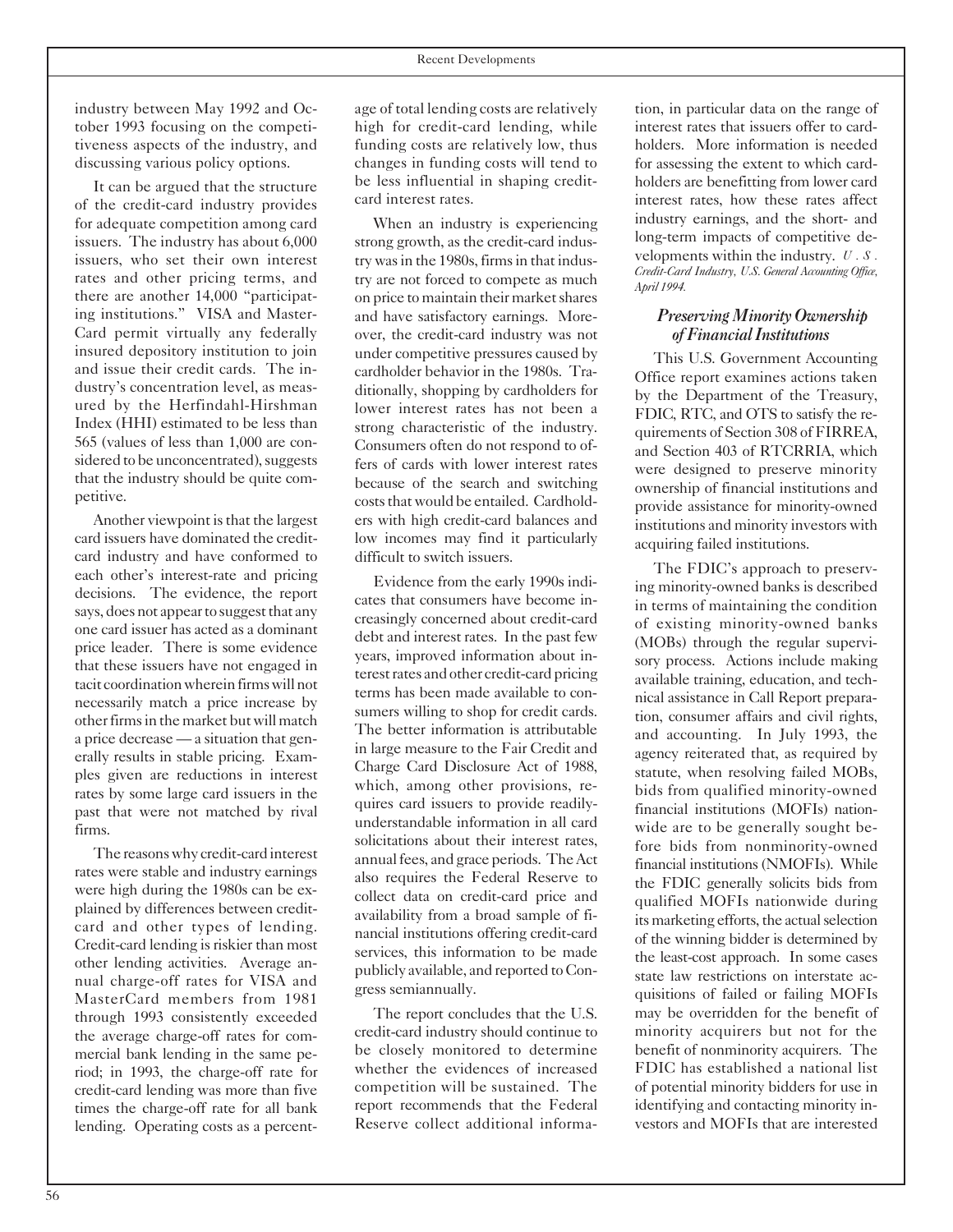industry between May 1992 and October 1993 focusing on the competitiveness aspects of the industry, and discussing various policy options.

It can be argued that the structure of the credit-card industry provides for adequate competition among card issuers. The industry has about 6,000 issuers, who set their own interest rates and other pricing terms, and there are another 14,000 "participating institutions." VISA and MasterCard permit virtually any federally insured depository institution to join and issue their credit cards. The industry's concentration level, as measured by the Herfindahl-Hirshman Index (HHI) estimated to be less than 565 (values of less than 1,000 are considered to be unconcentrated), suggests that the industry should be quite competitive.

Another viewpoint is that the largest card issuers have dominated the credit-card industry and have conformed to each other's interest-rate and pricing decisions. The evidence, the report says, does not appear to suggest that any one card issuer has acted as a dominant price leader. There is some evidence that these issuers have not engaged in tacit coordination wherein firms will not necessarily match a price increase by other firms in the market but will match a price decrease — a situation that generally results in stable pricing. Examples given are reductions in interest rates by some large card issuers in the past that were not matched by rival firms.

The reasons why credit-card interest rates were stable and industry earnings were high during the 1980s can be explained by differences between credit-card and other types of lending. Credit-card lending is riskier than most other lending activities. Average annual charge-off rates for VISA and MasterCard members from 1981 through 1993 consistently exceeded the average charge-off rates for commercial bank lending in the same period; in 1993, the charge-off rate for credit-card lending was more than five times the charge-off rate for all bank lending. Operating costs as a percentage of total lending costs are relatively high for credit-card lending, while funding costs are relatively low, thus changes in funding costs will tend to be less influential in shaping credit-card interest rates.

When an industry is experiencing strong growth, as the credit-card industry was in the 1980s, firms in that industry are not forced to compete as much on price to maintain their market shares and have satisfactory earnings. Moreover, the credit-card industry was not under competitive pressures caused by cardholder behavior in the 1980s. Traditionally, shopping by cardholders for lower interest rates has not been a strong characteristic of the industry. Consumers often do not respond to offers of cards with lower interest rates because of the search and switching costs that would be entailed. Cardholders with high credit-card balances and low incomes may find it particularly difficult to switch issuers.

Evidence from the early 1990s indicates that consumers have become increasingly concerned about credit-card debt and interest rates. In the past few years, improved information about interest rates and other credit-card pricing terms has been made available to consumers willing to shop for credit cards. The better information is attributable in large measure to the Fair Credit and Charge Card Disclosure Act of 1988, which, among other provisions, requires card issuers to provide readily-understandable information in all card solicitations about their interest rates, annual fees, and grace periods. The Act also requires the Federal Reserve to collect data on credit-card price and availability from a broad sample of financial institutions offering credit-card services, this information to be made publicly available, and reported to Congress semiannually.

The report concludes that the U.S. credit-card industry should continue to be closely monitored to determine whether the evidences of increased competition will be sustained. The report recommends that the Federal Reserve collect additional information, in particular data on the range of interest rates that issuers offer to cardholders. More information is needed for assessing the extent to which cardholders are benefitting from lower card interest rates, how these rates affect industry earnings, and the short- and long-term impacts of competitive developments within the industry. *U.S. Credit-Card Industry, U.S. General Accounting Office, April 1994.*

### *Preserving Minority Ownership of Financial Institutions*

This U.S. Government Accounting Office report examines actions taken by the Department of the Treasury, FDIC, RTC, and OTS to satisfy the requirements of Section 308 of FIRREA, and Section 403 of RTCRRIA, which were designed to preserve minority ownership of financial institutions and provide assistance for minority-owned institutions and minority investors with acquiring failed institutions.

The FDIC's approach to preserving minority-owned banks is described in terms of maintaining the condition of existing minority-owned banks (MOBs) through the regular supervisory process. Actions include making available training, education, and technical assistance in Call Report preparation, consumer affairs and civil rights, and accounting. In July 1993, the agency reiterated that, as required by statute, when resolving failed MOBs, bids from qualified minority-owned financial institutions (MOFIs) nationwide are to be generally sought before bids from nonminority-owned financial institutions (NMOFIs). While the FDIC generally solicits bids from qualified MOFIs nationwide during its marketing efforts, the actual selection of the winning bidder is determined by the least-cost approach. In some cases state law restrictions on interstate acquisitions of failed or failing MOFIs may be overridden for the benefit of minority acquirers but not for the benefit of nonminority acquirers. The FDIC has established a national list of potential minority bidders for use in identifying and contacting minority investors and MOFIs that are interested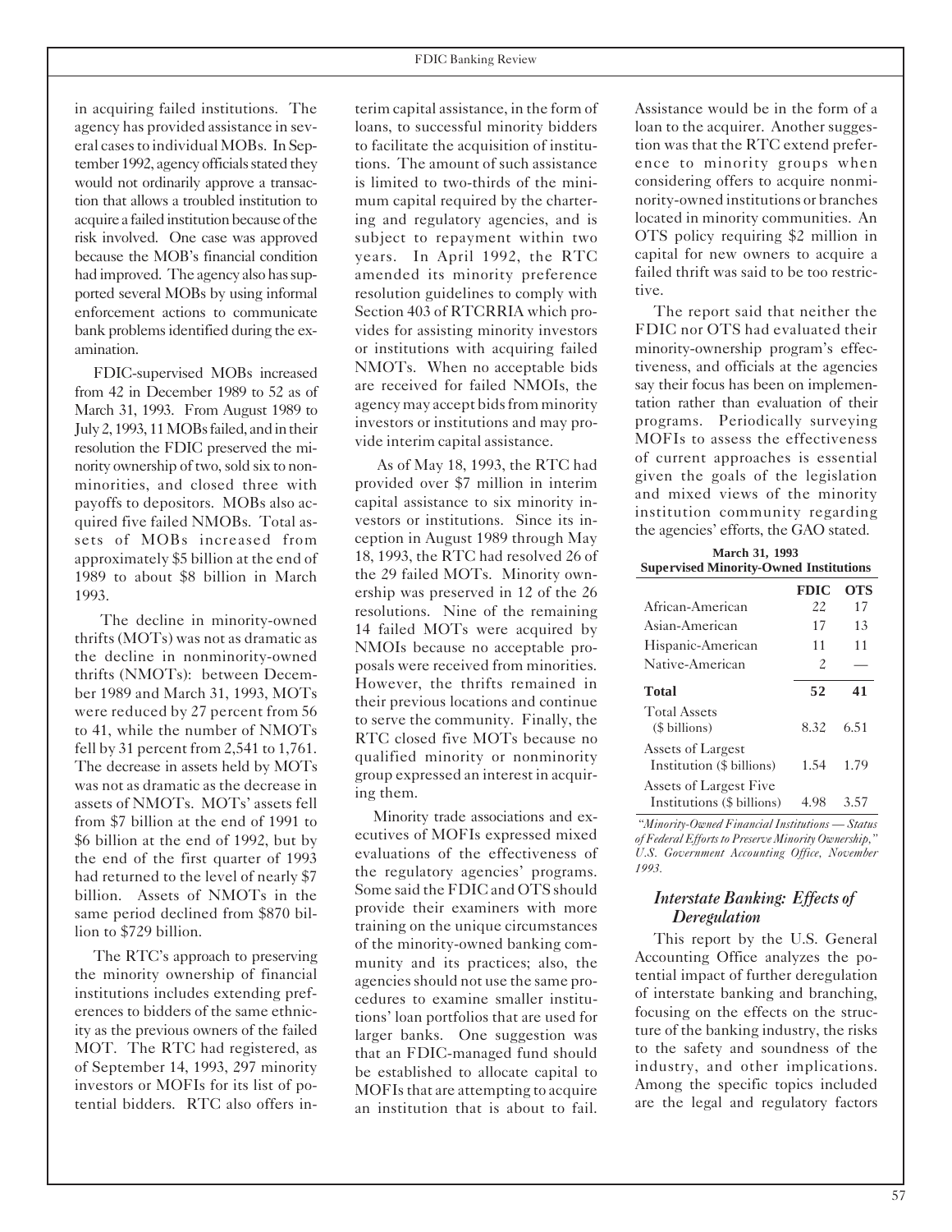in acquiring failed institutions. The agency has provided assistance in several cases to individual MOBs. In September 1992, agency officials stated they would not ordinarily approve a transaction that allows a troubled institution to acquire a failed institution because of the risk involved. One case was approved because the MOB's financial condition had improved. The agency also has supported several MOBs by using informal enforcement actions to communicate bank problems identified during the examination.

FDIC-supervised MOBs increased from 42 in December 1989 to 52 as of March 31, 1993. From August 1989 to July 2, 1993, 11 MOBs failed, and in their resolution the FDIC preserved the minority ownership of two, sold six to nonminorities, and closed three with payoffs to depositors. MOBs also acquired five failed NMOBs. Total assets of MOBs increased from approximately $5 billion at the end of 1989 to about $8 billion in March 1993.

The decline in minority-owned thrifts (MOTs) was not as dramatic as the decline in nonminority-owned thrifts (NMOTs): between December 1989 and March 31, 1993, MOTs were reduced by 27 percent from 56 to 41, while the number of NMOTs fell by 31 percent from 2,541 to 1,761. The decrease in assets held by MOTs was not as dramatic as the decrease in assets of NMOTs. MOTs' assets fell from $7 billion at the end of 1991 to $6 billion at the end of 1992, but by the end of the first quarter of 1993 had returned to the level of nearly $7 billion. Assets of NMOTs in the same period declined from $870 billion to $729 billion.

The RTC's approach to preserving the minority ownership of financial institutions includes extending preferences to bidders of the same ethnicity as the previous owners of the failed MOT. The RTC had registered, as of September 14, 1993, 297 minority investors or MOFIs for its list of potential bidders. RTC also offers interim capital assistance, in the form of loans, to successful minority bidders to facilitate the acquisition of institutions. The amount of such assistance is limited to two-thirds of the minimum capital required by the chartering and regulatory agencies, and is subject to repayment within two years. In April 1992, the RTC amended its minority preference resolution guidelines to comply with Section 403 of RTCRRIA which provides for assisting minority investors or institutions with acquiring failed NMOTs. When no acceptable bids are received for failed NMOIs, the agency may accept bids from minority investors or institutions and may provide interim capital assistance.

As of May 18, 1993, the RTC had provided over $7 million in interim capital assistance to six minority investors or institutions. Since its inception in August 1989 through May 18, 1993, the RTC had resolved 26 of the 29 failed MOTs. Minority ownership was preserved in 12 of the 26 resolutions. Nine of the remaining 14 failed MOTs were acquired by NMOIs because no acceptable proposals were received from minorities. However, the thrifts remained in their previous locations and continue to serve the community. Finally, the RTC closed five MOTs because no qualified minority or nonminority group expressed an interest in acquiring them.

Minority trade associations and executives of MOFIs expressed mixed evaluations of the effectiveness of the regulatory agencies' programs. Some said the FDIC and OTS should provide their examiners with more training on the unique circumstances of the minority-owned banking community and its practices; also, the agencies should not use the same procedures to examine smaller institutions' loan portfolios that are used for larger banks. One suggestion was that an FDIC-managed fund should be established to allocate capital to MOFIs that are attempting to acquire an institution that is about to fail. Assistance would be in the form of a loan to the acquirer. Another suggestion was that the RTC extend preference to minority groups when considering offers to acquire nonminority-owned institutions or branches located in minority communities. An OTS policy requiring $2 million in capital for new owners to acquire a failed thrift was said to be too restrictive.

The report said that neither the FDIC nor OTS had evaluated their minority-ownership program's effectiveness, and officials at the agencies say their focus has been on implementation rather than evaluation of their programs. Periodically surveying MOFIs to assess the effectiveness of current approaches is essential given the goals of the legislation and mixed views of the minority institution community regarding the agencies' efforts, the GAO stated.

**March 31, 1993**
**Supervised Minority-Owned Institutions**

| | FDIC | OTS |
|---|---|---|
| African-American | 22 | 17 |
| Asian-American | 17 | 13 |
| Hispanic-American | 11 | 11 |
| Native-American | 2 | — |
| **Total** | **52** | **41** |
| Total Assets ($ billions) | 8.32 | 6.51 |
| Assets of Largest Institution ($ billions) | 1.54 | 1.79 |
| Assets of Largest Five Institutions ($ billions) | 4.98 | 3.57 |

*"Minority-Owned Financial Institutions — Status of Federal Efforts to Preserve Minority Ownership," U.S. Government Accounting Office, November 1993.*

### *Interstate Banking: Effects of Deregulation*

This report by the U.S. General Accounting Office analyzes the potential impact of further deregulation of interstate banking and branching, focusing on the effects on the structure of the banking industry, the risks to the safety and soundness of the industry, and other implications. Among the specific topics included are the legal and regulatory factors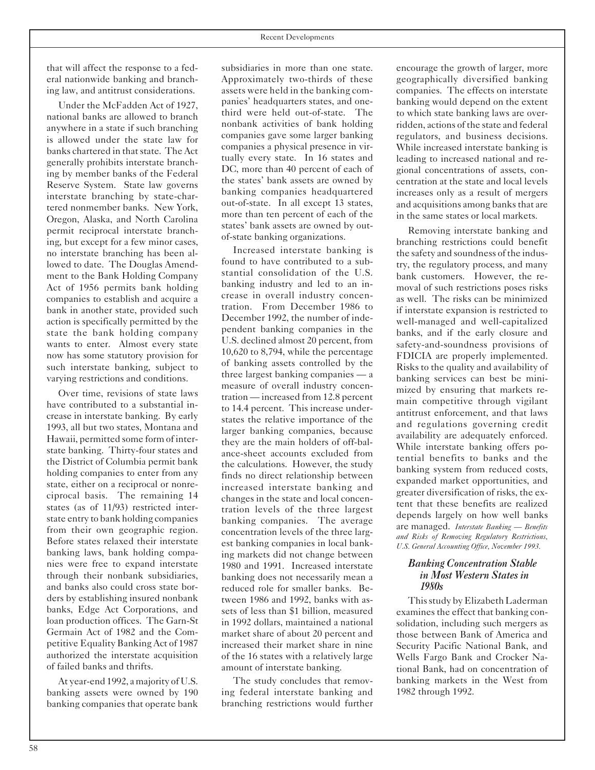that will affect the response to a federal nationwide banking and branching law, and antitrust considerations.

Under the McFadden Act of 1927, national banks are allowed to branch anywhere in a state if such branching is allowed under the state law for banks chartered in that state. The Act generally prohibits interstate branching by member banks of the Federal Reserve System. State law governs interstate branching by state-chartered nonmember banks. New York, Oregon, Alaska, and North Carolina permit reciprocal interstate branching, but except for a few minor cases, no interstate branching has been allowed to date. The Douglas Amendment to the Bank Holding Company Act of 1956 permits bank holding companies to establish and acquire a bank in another state, provided such action is specifically permitted by the state the bank holding company wants to enter. Almost every state now has some statutory provision for such interstate banking, subject to varying restrictions and conditions.

Over time, revisions of state laws have contributed to a substantial increase in interstate banking. By early 1993, all but two states, Montana and Hawaii, permitted some form of interstate banking. Thirty-four states and the District of Columbia permit bank holding companies to enter from any state, either on a reciprocal or nonreciprocal basis. The remaining 14 states (as of 11/93) restricted interstate entry to bank holding companies from their own geographic region. Before states relaxed their interstate banking laws, bank holding companies were free to expand interstate through their nonbank subsidiaries, and banks also could cross state borders by establishing insured nonbank banks, Edge Act Corporations, and loan production offices. The Garn-St Germain Act of 1982 and the Competitive Equality Banking Act of 1987 authorized the interstate acquisition of failed banks and thrifts.

At year-end 1992, a majority of U.S. banking assets were owned by 190 banking companies that operate bank subsidiaries in more than one state. Approximately two-thirds of these assets were held in the banking companies' headquarters states, and one-third were held out-of-state. The nonbank activities of bank holding companies gave some larger banking companies a physical presence in virtually every state. In 16 states and DC, more than 40 percent of each of the states' bank assets are owned by banking companies headquartered out-of-state. In all except 13 states, more than ten percent of each of the states' bank assets are owned by out-of-state banking organizations.

Increased interstate banking is found to have contributed to a substantial consolidation of the U.S. banking industry and led to an increase in overall industry concentration. From December 1986 to December 1992, the number of independent banking companies in the U.S. declined almost 20 percent, from 10,620 to 8,794, while the percentage of banking assets controlled by the three largest banking companies — a measure of overall industry concentration — increased from 12.8 percent to 14.4 percent. This increase understates the relative importance of the larger banking companies, because they are the main holders of off-balance-sheet accounts excluded from the calculations. However, the study finds no direct relationship between increased interstate banking and changes in the state and local concentration levels of the three largest banking companies. The average concentration levels of the three largest banking companies in local banking markets did not change between 1980 and 1991. Increased interstate banking does not necessarily mean a reduced role for smaller banks. Between 1986 and 1992, banks with assets of less than $1 billion, measured in 1992 dollars, maintained a national market share of about 20 percent and increased their market share in nine of the 16 states with a relatively large amount of interstate banking.

The study concludes that removing federal interstate banking and branching restrictions would further encourage the growth of larger, more geographically diversified banking companies. The effects on interstate banking would depend on the extent to which state banking laws are overridden, actions of the state and federal regulators, and business decisions. While increased interstate banking is leading to increased national and regional concentrations of assets, concentration at the state and local levels increases only as a result of mergers and acquisitions among banks that are in the same states or local markets.

Removing interstate banking and branching restrictions could benefit the safety and soundness of the industry, the regulatory process, and many bank customers. However, the removal of such restrictions poses risks as well. The risks can be minimized if interstate expansion is restricted to well-managed and well-capitalized banks, and if the early closure and safety-and-soundness provisions of FDICIA are properly implemented. Risks to the quality and availability of banking services can best be minimized by ensuring that markets remain competitive through vigilant antitrust enforcement, and that laws and regulations governing credit availability are adequately enforced. While interstate banking offers potential benefits to banks and the banking system from reduced costs, expanded market opportunities, and greater diversification of risks, the extent that these benefits are realized depends largely on how well banks are managed. *Interstate Banking — Benefits and Risks of Removing Regulatory Restrictions, U.S. General Accounting Office, November 1993.*

### *Banking Concentration Stable in Most Western States in 1980s*

This study by Elizabeth Laderman examines the effect that banking consolidation, including such mergers as those between Bank of America and Security Pacific National Bank, and Wells Fargo Bank and Crocker National Bank, had on concentration of banking markets in the West from 1982 through 1992.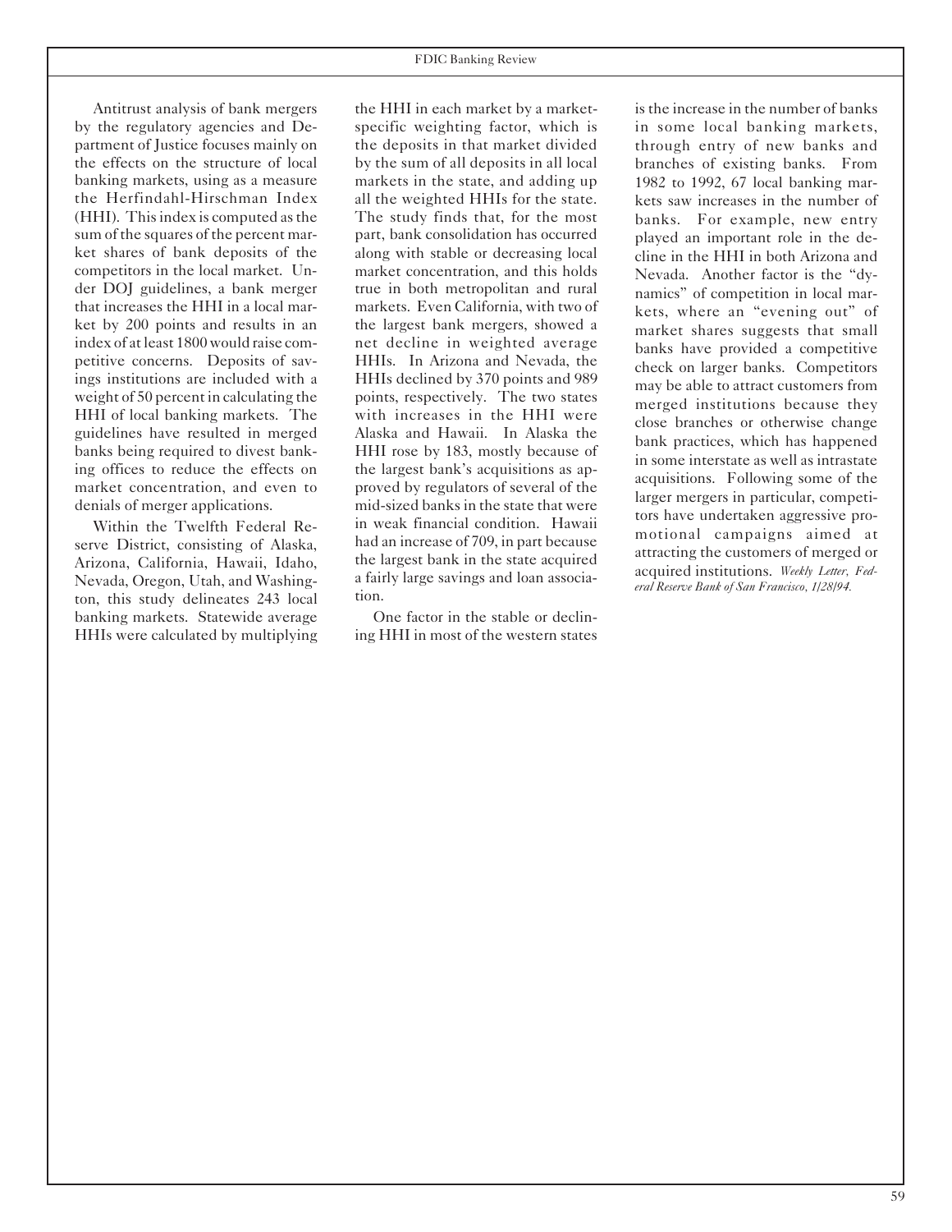Antitrust analysis of bank mergers by the regulatory agencies and Department of Justice focuses mainly on the effects on the structure of local banking markets, using as a measure the Herfindahl-Hirschman Index (HHI). This index is computed as the sum of the squares of the percent market shares of bank deposits of the competitors in the local market. Under DOJ guidelines, a bank merger that increases the HHI in a local market by 200 points and results in an index of at least 1800 would raise competitive concerns. Deposits of savings institutions are included with a weight of 50 percent in calculating the HHI of local banking markets. The guidelines have resulted in merged banks being required to divest banking offices to reduce the effects on market concentration, and even to denials of merger applications.

Within the Twelfth Federal Reserve District, consisting of Alaska, Arizona, California, Hawaii, Idaho, Nevada, Oregon, Utah, and Washington, this study delineates 243 local banking markets. Statewide average HHIs were calculated by multiplying the HHI in each market by a market-specific weighting factor, which is the deposits in that market divided by the sum of all deposits in all local markets in the state, and adding up all the weighted HHIs for the state. The study finds that, for the most part, bank consolidation has occurred along with stable or decreasing local market concentration, and this holds true in both metropolitan and rural markets. Even California, with two of the largest bank mergers, showed a net decline in weighted average HHIs. In Arizona and Nevada, the HHIs declined by 370 points and 989 points, respectively. The two states with increases in the HHI were Alaska and Hawaii. In Alaska the HHI rose by 183, mostly because of the largest bank's acquisitions as approved by regulators of several of the mid-sized banks in the state that were in weak financial condition. Hawaii had an increase of 709, in part because the largest bank in the state acquired a fairly large savings and loan association.

One factor in the stable or declining HHI in most of the western states is the increase in the number of banks in some local banking markets, through entry of new banks and branches of existing banks. From 1982 to 1992, 67 local banking markets saw increases in the number of banks. For example, new entry played an important role in the decline in the HHI in both Arizona and Nevada. Another factor is the "dynamics" of competition in local markets, where an "evening out" of market shares suggests that small banks have provided a competitive check on larger banks. Competitors may be able to attract customers from merged institutions because they close branches or otherwise change bank practices, which has happened in some interstate as well as intrastate acquisitions. Following some of the larger mergers in particular, competitors have undertaken aggressive promotional campaigns aimed at attracting the customers of merged or acquired institutions. *Weekly Letter, Federal Reserve Bank of San Francisco, 1/28/94.*